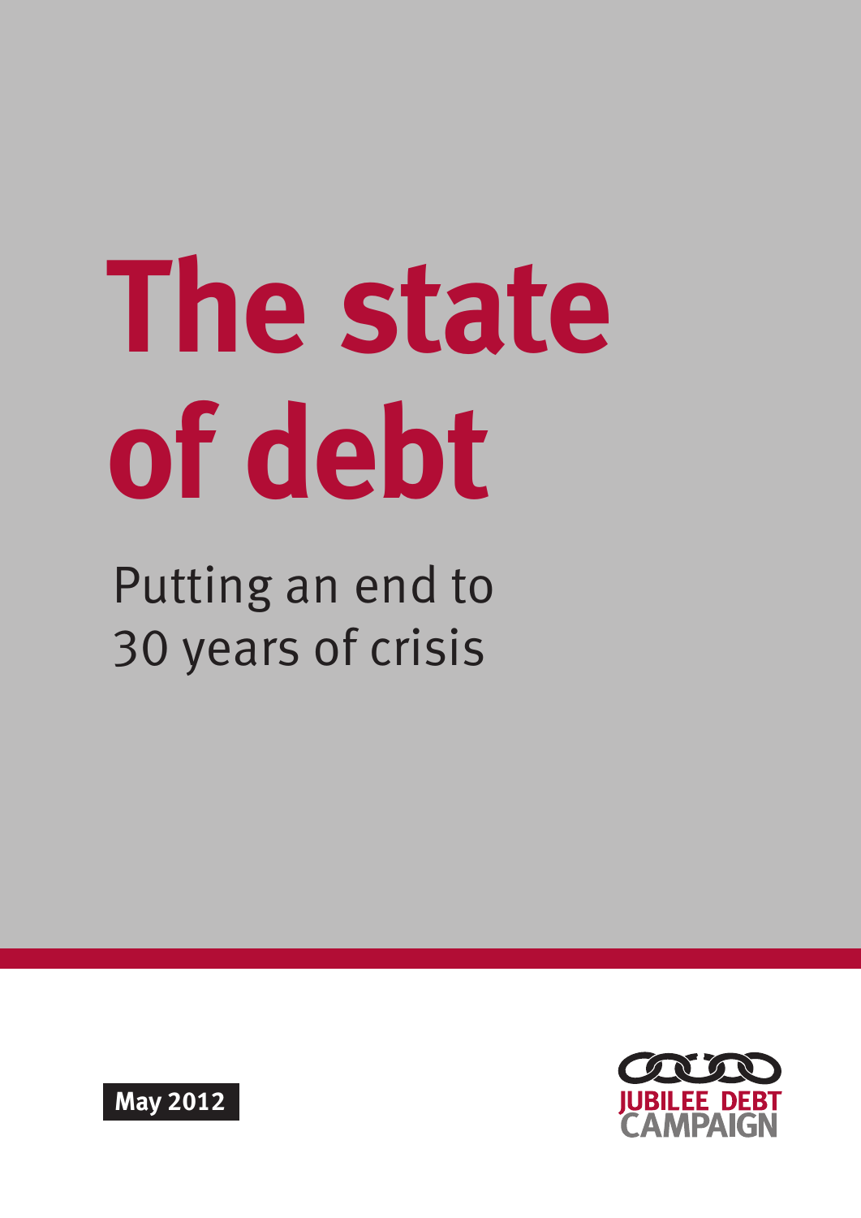# The state of debt

## Putting an end to 30 years of crisis

JUBILEE DEBT CAMPAIGN

**May 2012**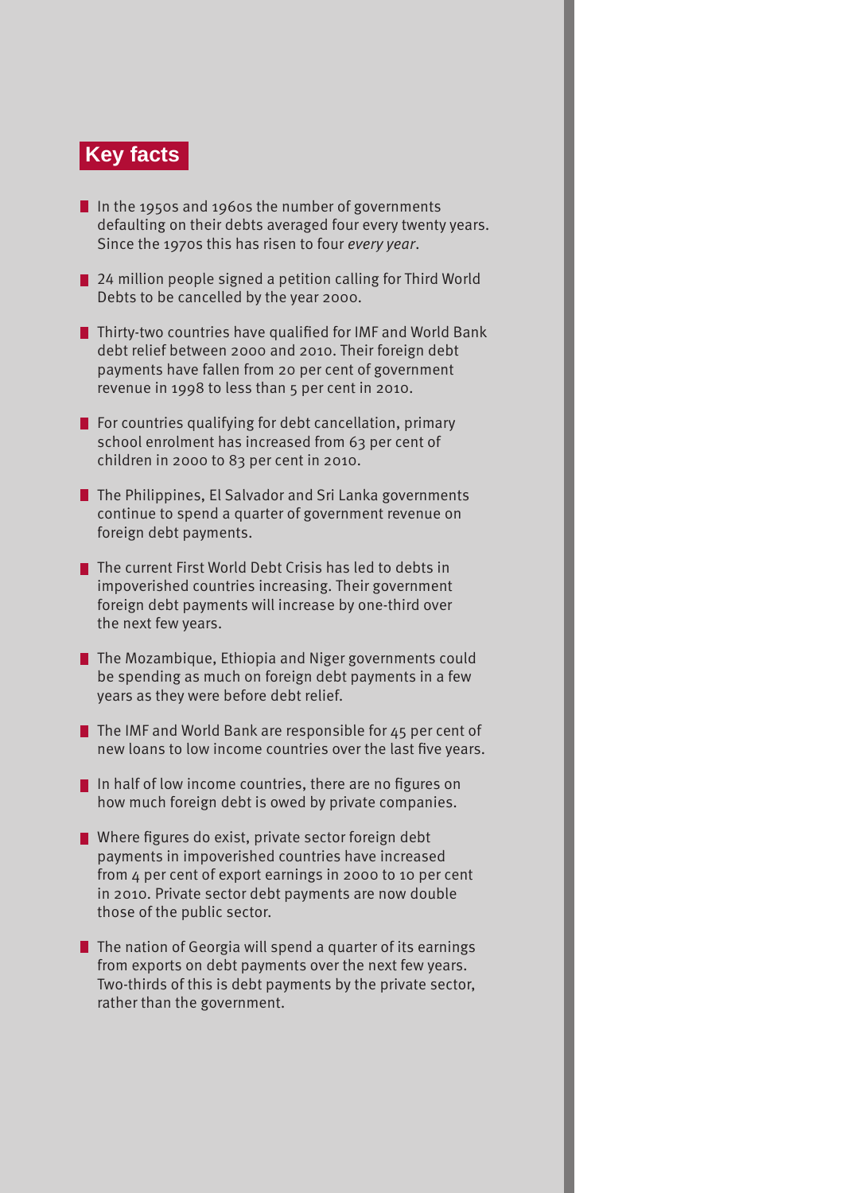## Key facts

- In the 1950s and 1960s the number of governments defaulting on their debts averaged four every twenty years. Since the 1970s this has risen to four *every year*.
- 24 million people signed a petition calling for Third World Debts to be cancelled by the year 2000.
- Thirty-two countries have qualified for IMF and World Bank debt relief between 2000 and 2010. Their foreign debt payments have fallen from 20 per cent of government revenue in 1998 to less than 5 per cent in 2010.
- For countries qualifying for debt cancellation, primary school enrolment has increased from 63 per cent of children in 2000 to 83 per cent in 2010.
- The Philippines, El Salvador and Sri Lanka governments continue to spend a quarter of government revenue on foreign debt payments.
- The current First World Debt Crisis has led to debts in impoverished countries increasing. Their government foreign debt payments will increase by one-third over the next few years.
- The Mozambique, Ethiopia and Niger governments could be spending as much on foreign debt payments in a few years as they were before debt relief.
- The IMF and World Bank are responsible for 45 per cent of new loans to low income countries over the last five years.
- In half of low income countries, there are no figures on how much foreign debt is owed by private companies.
- Where figures do exist, private sector foreign debt payments in impoverished countries have increased from 4 per cent of export earnings in 2000 to 10 per cent in 2010. Private sector debt payments are now double those of the public sector.
- The nation of Georgia will spend a quarter of its earnings from exports on debt payments over the next few years. Two-thirds of this is debt payments by the private sector, rather than the government.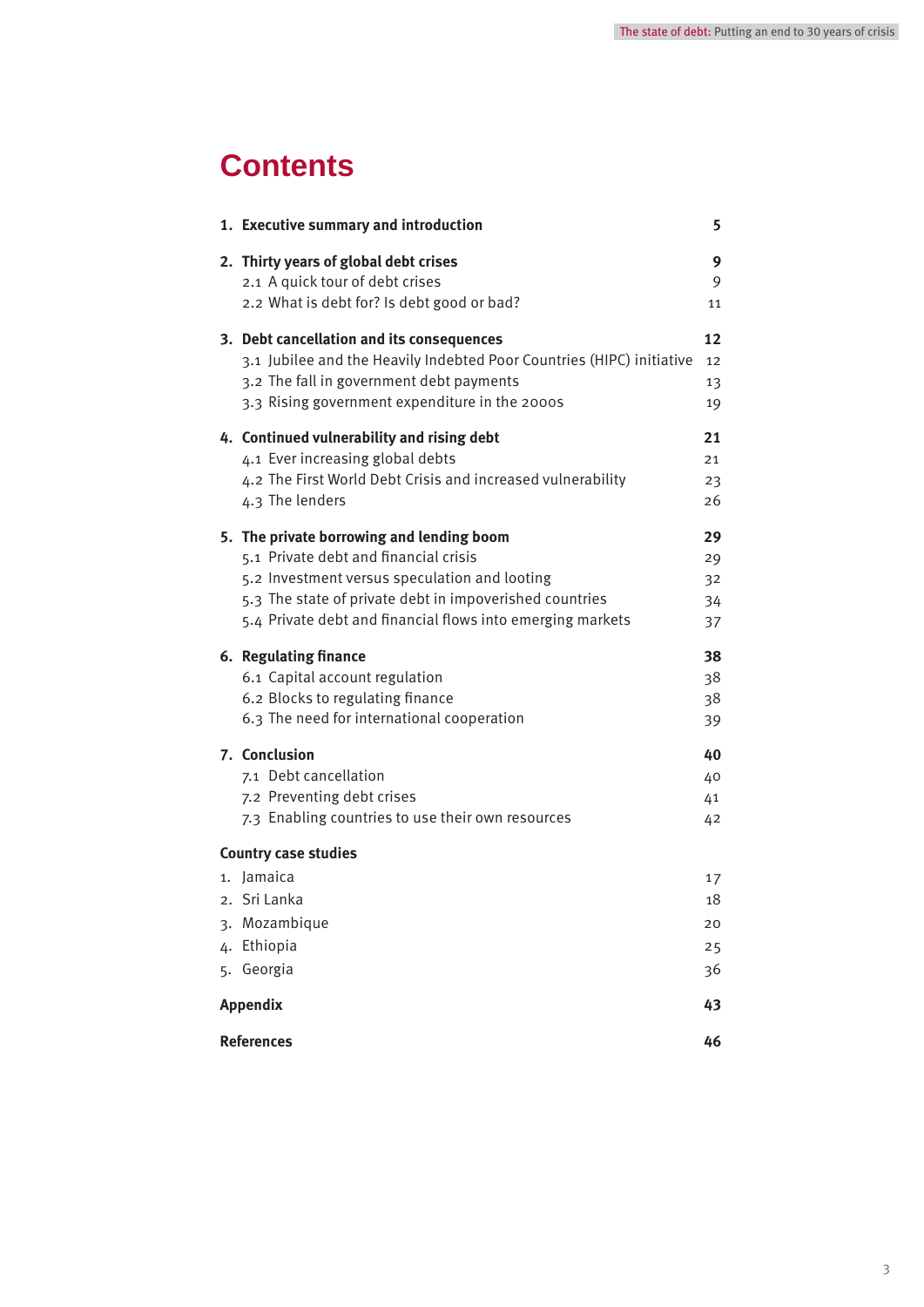# Contents

| | |
|---|---|
| **1. Executive summary and introduction** | **5** |
| **2. Thirty years of global debt crises** | **9** |
| 2.1 A quick tour of debt crises | 9 |
| 2.2 What is debt for? Is debt good or bad? | 11 |
| **3. Debt cancellation and its consequences** | **12** |
| 3.1 Jubilee and the Heavily Indebted Poor Countries (HIPC) initiative | 12 |
| 3.2 The fall in government debt payments | 13 |
| 3.3 Rising government expenditure in the 2000s | 19 |
| **4. Continued vulnerability and rising debt** | **21** |
| 4.1 Ever increasing global debts | 21 |
| 4.2 The First World Debt Crisis and increased vulnerability | 23 |
| 4.3 The lenders | 26 |
| **5. The private borrowing and lending boom** | **29** |
| 5.1 Private debt and financial crisis | 29 |
| 5.2 Investment versus speculation and looting | 32 |
| 5.3 The state of private debt in impoverished countries | 34 |
| 5.4 Private debt and financial flows into emerging markets | 37 |
| **6. Regulating finance** | **38** |
| 6.1 Capital account regulation | 38 |
| 6.2 Blocks to regulating finance | 38 |
| 6.3 The need for international cooperation | 39 |
| **7. Conclusion** | **40** |
| 7.1 Debt cancellation | 40 |
| 7.2 Preventing debt crises | 41 |
| 7.3 Enabling countries to use their own resources | 42 |
| **Country case studies** | |
| 1. Jamaica | 17 |
| 2. Sri Lanka | 18 |
| 3. Mozambique | 20 |
| 4. Ethiopia | 25 |
| 5. Georgia | 36 |
| **Appendix** | **43** |
| **References** | **46** |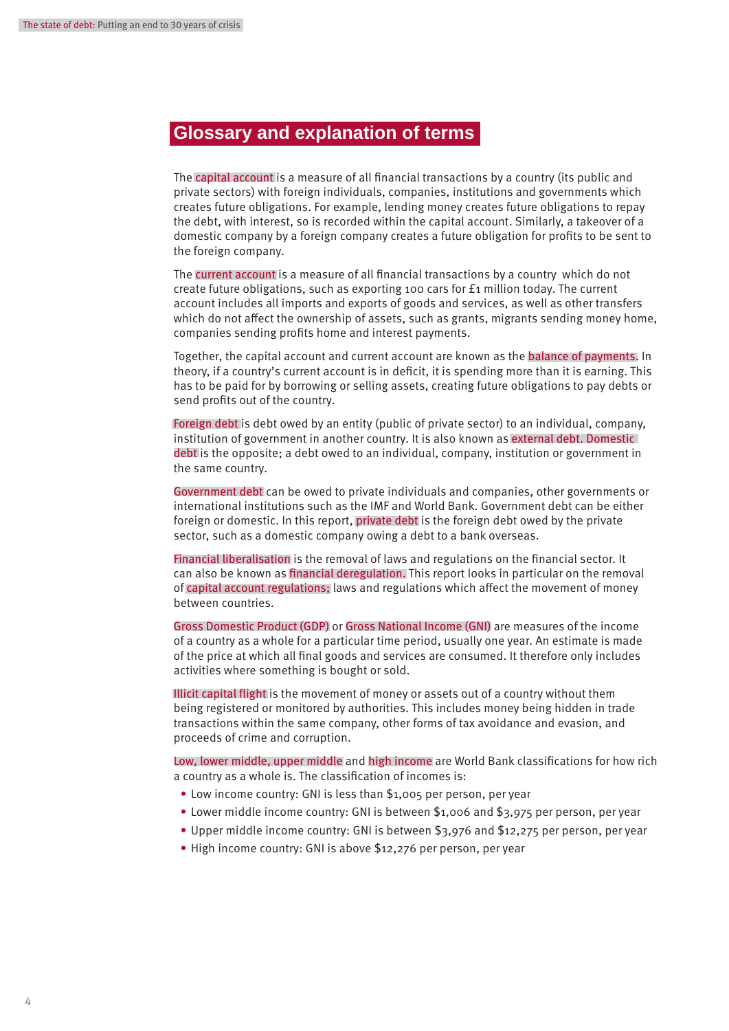# Glossary and explanation of terms

The **capital account** is a measure of all financial transactions by a country (its public and private sectors) with foreign individuals, companies, institutions and governments which creates future obligations. For example, lending money creates future obligations to repay the debt, with interest, so is recorded within the capital account. Similarly, a takeover of a domestic company by a foreign company creates a future obligation for profits to be sent to the foreign company.

The **current account** is a measure of all financial transactions by a country which do not create future obligations, such as exporting 100 cars for £1 million today. The current account includes all imports and exports of goods and services, as well as other transfers which do not affect the ownership of assets, such as grants, migrants sending money home, companies sending profits home and interest payments.

Together, the capital account and current account are known as the **balance of payments.** In theory, if a country's current account is in deficit, it is spending more than it is earning. This has to be paid for by borrowing or selling assets, creating future obligations to pay debts or send profits out of the country.

**Foreign debt** is debt owed by an entity (public of private sector) to an individual, company, institution of government in another country. It is also known as **external debt. Domestic debt** is the opposite; a debt owed to an individual, company, institution or government in the same country.

**Government debt** can be owed to private individuals and companies, other governments or international institutions such as the IMF and World Bank. Government debt can be either foreign or domestic. In this report, **private debt** is the foreign debt owed by the private sector, such as a domestic company owing a debt to a bank overseas.

**Financial liberalisation** is the removal of laws and regulations on the financial sector. It can also be known as **financial deregulation.** This report looks in particular on the removal of **capital account regulations;** laws and regulations which affect the movement of money between countries.

**Gross Domestic Product (GDP)** or **Gross National Income (GNI)** are measures of the income of a country as a whole for a particular time period, usually one year. An estimate is made of the price at which all final goods and services are consumed. It therefore only includes activities where something is bought or sold.

**Illicit capital flight** is the movement of money or assets out of a country without them being registered or monitored by authorities. This includes money being hidden in trade transactions within the same company, other forms of tax avoidance and evasion, and proceeds of crime and corruption.

**Low, lower middle, upper middle** and **high income** are World Bank classifications for how rich a country as a whole is. The classification of incomes is:

- Low income country: GNI is less than $1,005 per person, per year
- Lower middle income country: GNI is between $1,006 and $3,975 per person, per year
- Upper middle income country: GNI is between $3,976 and $12,275 per person, per year
- High income country: GNI is above $12,276 per person, per year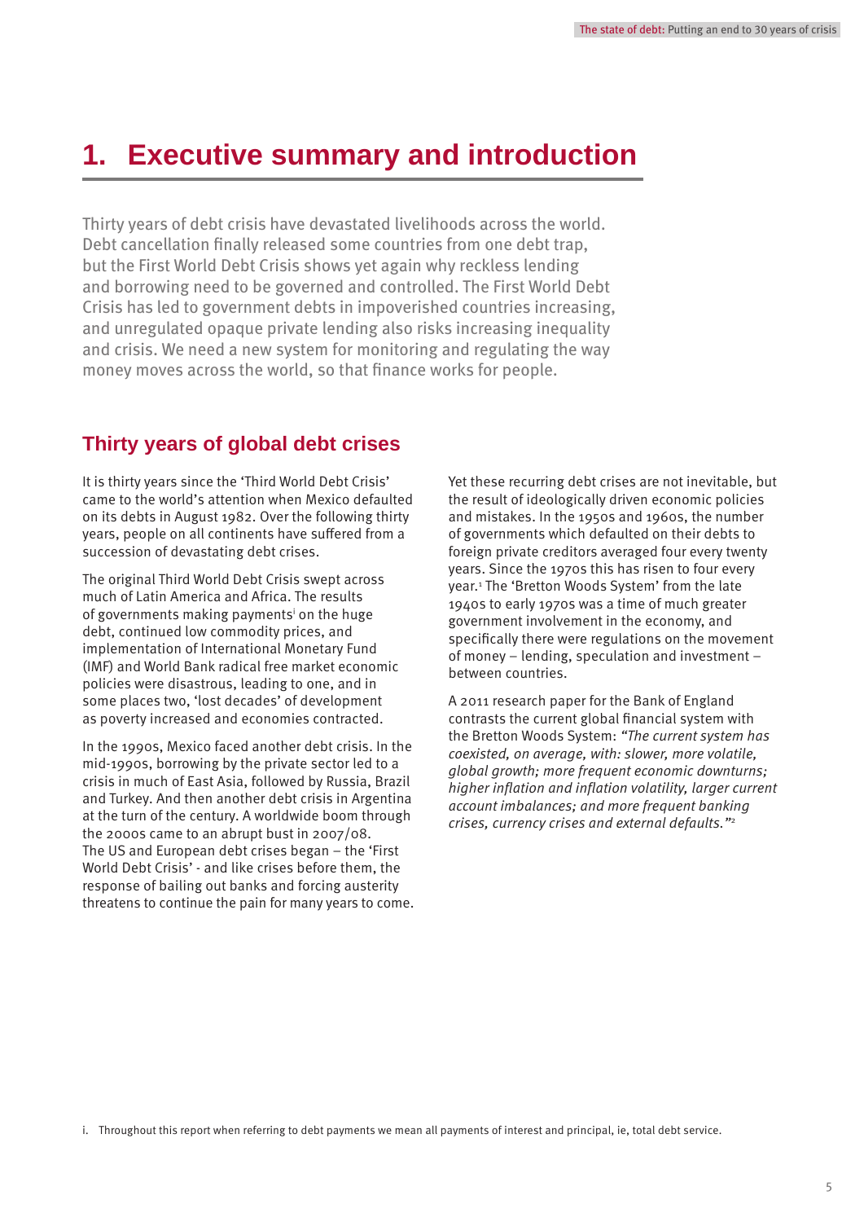# 1. Executive summary and introduction

Thirty years of debt crisis have devastated livelihoods across the world. Debt cancellation finally released some countries from one debt trap, but the First World Debt Crisis shows yet again why reckless lending and borrowing need to be governed and controlled. The First World Debt Crisis has led to government debts in impoverished countries increasing, and unregulated opaque private lending also risks increasing inequality and crisis. We need a new system for monitoring and regulating the way money moves across the world, so that finance works for people.

## Thirty years of global debt crises

It is thirty years since the 'Third World Debt Crisis' came to the world's attention when Mexico defaulted on its debts in August 1982. Over the following thirty years, people on all continents have suffered from a succession of devastating debt crises.

The original Third World Debt Crisis swept across much of Latin America and Africa. The results of governments making payments[i] on the huge debt, continued low commodity prices, and implementation of International Monetary Fund (IMF) and World Bank radical free market economic policies were disastrous, leading to one, and in some places two, 'lost decades' of development as poverty increased and economies contracted.

In the 1990s, Mexico faced another debt crisis. In the mid-1990s, borrowing by the private sector led to a crisis in much of East Asia, followed by Russia, Brazil and Turkey. And then another debt crisis in Argentina at the turn of the century. A worldwide boom through the 2000s came to an abrupt bust in 2007/08. The US and European debt crises began – the 'First World Debt Crisis' - and like crises before them, the response of bailing out banks and forcing austerity threatens to continue the pain for many years to come.

Yet these recurring debt crises are not inevitable, but the result of ideologically driven economic policies and mistakes. In the 1950s and 1960s, the number of governments which defaulted on their debts to foreign private creditors averaged four every twenty years. Since the 1970s this has risen to four every year.[1] The 'Bretton Woods System' from the late 1940s to early 1970s was a time of much greater government involvement in the economy, and specifically there were regulations on the movement of money – lending, speculation and investment – between countries.

A 2011 research paper for the Bank of England contrasts the current global financial system with the Bretton Woods System: *"The current system has coexisted, on average, with: slower, more volatile, global growth; more frequent economic downturns; higher inflation and inflation volatility, larger current account imbalances; and more frequent banking crises, currency crises and external defaults."*[2]

i. Throughout this report when referring to debt payments we mean all payments of interest and principal, ie, total debt service.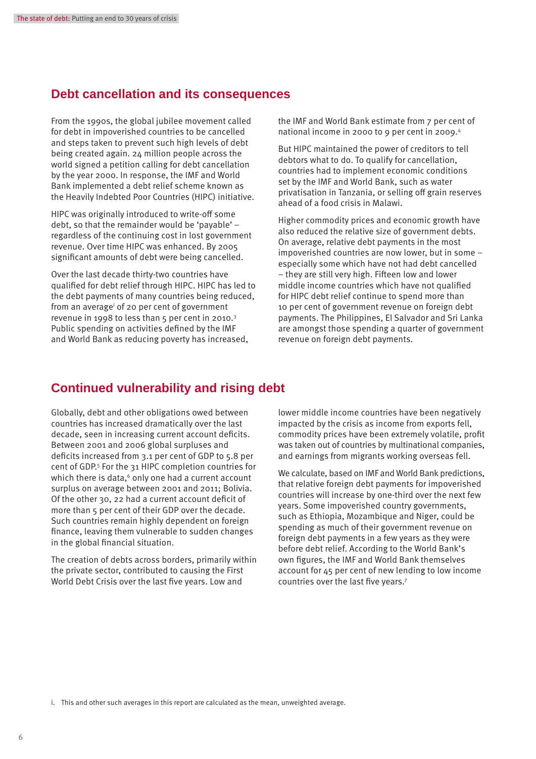## Debt cancellation and its consequences

From the 1990s, the global jubilee movement called for debt in impoverished countries to be cancelled and steps taken to prevent such high levels of debt being created again. 24 million people across the world signed a petition calling for debt cancellation by the year 2000. In response, the IMF and World Bank implemented a debt relief scheme known as the Heavily Indebted Poor Countries (HIPC) initiative.

HIPC was originally introduced to write-off some debt, so that the remainder would be 'payable' – regardless of the continuing cost in lost government revenue. Over time HIPC was enhanced. By 2005 significant amounts of debt were being cancelled.

Over the last decade thirty-two countries have qualified for debt relief through HIPC. HIPC has led to the debt payments of many countries being reduced, from an average[i] of 20 per cent of government revenue in 1998 to less than 5 per cent in 2010.[3] Public spending on activities defined by the IMF and World Bank as reducing poverty has increased, the IMF and World Bank estimate from 7 per cent of national income in 2000 to 9 per cent in 2009.[4]

But HIPC maintained the power of creditors to tell debtors what to do. To qualify for cancellation, countries had to implement economic conditions set by the IMF and World Bank, such as water privatisation in Tanzania, or selling off grain reserves ahead of a food crisis in Malawi.

Higher commodity prices and economic growth have also reduced the relative size of government debts. On average, relative debt payments in the most impoverished countries are now lower, but in some – especially some which have not had debt cancelled – they are still very high. Fifteen low and lower middle income countries which have not qualified for HIPC debt relief continue to spend more than 10 per cent of government revenue on foreign debt payments. The Philippines, El Salvador and Sri Lanka are amongst those spending a quarter of government revenue on foreign debt payments.

## Continued vulnerability and rising debt

Globally, debt and other obligations owed between countries has increased dramatically over the last decade, seen in increasing current account deficits. Between 2001 and 2006 global surpluses and deficits increased from 3.1 per cent of GDP to 5.8 per cent of GDP.[5] For the 31 HIPC completion countries for which there is data,[6] only one had a current account surplus on average between 2001 and 2011; Bolivia. Of the other 30, 22 had a current account deficit of more than 5 per cent of their GDP over the decade. Such countries remain highly dependent on foreign finance, leaving them vulnerable to sudden changes in the global financial situation.

The creation of debts across borders, primarily within the private sector, contributed to causing the First World Debt Crisis over the last five years. Low and lower middle income countries have been negatively impacted by the crisis as income from exports fell, commodity prices have been extremely volatile, profit was taken out of countries by multinational companies, and earnings from migrants working overseas fell.

We calculate, based on IMF and World Bank predictions, that relative foreign debt payments for impoverished countries will increase by one-third over the next few years. Some impoverished country governments, such as Ethiopia, Mozambique and Niger, could be spending as much of their government revenue on foreign debt payments in a few years as they were before debt relief. According to the World Bank's own figures, the IMF and World Bank themselves account for 45 per cent of new lending to low income countries over the last five years.[7]

i. This and other such averages in this report are calculated as the mean, unweighted average.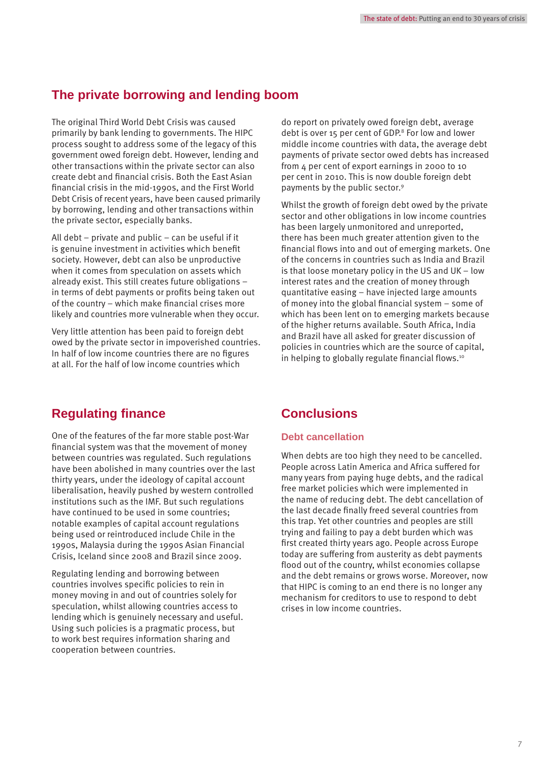## The private borrowing and lending boom

The original Third World Debt Crisis was caused primarily by bank lending to governments. The HIPC process sought to address some of the legacy of this government owed foreign debt. However, lending and other transactions within the private sector can also create debt and financial crisis. Both the East Asian financial crisis in the mid-1990s, and the First World Debt Crisis of recent years, have been caused primarily by borrowing, lending and other transactions within the private sector, especially banks.

All debt – private and public – can be useful if it is genuine investment in activities which benefit society. However, debt can also be unproductive when it comes from speculation on assets which already exist. This still creates future obligations – in terms of debt payments or profits being taken out of the country – which make financial crises more likely and countries more vulnerable when they occur.

Very little attention has been paid to foreign debt owed by the private sector in impoverished countries. In half of low income countries there are no figures at all. For the half of low income countries which do report on privately owed foreign debt, average debt is over 15 per cent of GDP.[8] For low and lower middle income countries with data, the average debt payments of private sector owed debts has increased from 4 per cent of export earnings in 2000 to 10 per cent in 2010. This is now double foreign debt payments by the public sector.[9]

Whilst the growth of foreign debt owed by the private sector and other obligations in low income countries has been largely unmonitored and unreported, there has been much greater attention given to the financial flows into and out of emerging markets. One of the concerns in countries such as India and Brazil is that loose monetary policy in the US and UK – low interest rates and the creation of money through quantitative easing – have injected large amounts of money into the global financial system – some of which has been lent on to emerging markets because of the higher returns available. South Africa, India and Brazil have all asked for greater discussion of policies in countries which are the source of capital, in helping to globally regulate financial flows.[10]

## Regulating finance

One of the features of the far more stable post-War financial system was that the movement of money between countries was regulated. Such regulations have been abolished in many countries over the last thirty years, under the ideology of capital account liberalisation, heavily pushed by western controlled institutions such as the IMF. But such regulations have continued to be used in some countries; notable examples of capital account regulations being used or reintroduced include Chile in the 1990s, Malaysia during the 1990s Asian Financial Crisis, Iceland since 2008 and Brazil since 2009.

Regulating lending and borrowing between countries involves specific policies to rein in money moving in and out of countries solely for speculation, whilst allowing countries access to lending which is genuinely necessary and useful. Using such policies is a pragmatic process, but to work best requires information sharing and cooperation between countries.

## Conclusions

### Debt cancellation

When debts are too high they need to be cancelled. People across Latin America and Africa suffered for many years from paying huge debts, and the radical free market policies which were implemented in the name of reducing debt. The debt cancellation of the last decade finally freed several countries from this trap. Yet other countries and peoples are still trying and failing to pay a debt burden which was first created thirty years ago. People across Europe today are suffering from austerity as debt payments flood out of the country, whilst economies collapse and the debt remains or grows worse. Moreover, now that HIPC is coming to an end there is no longer any mechanism for creditors to use to respond to debt crises in low income countries.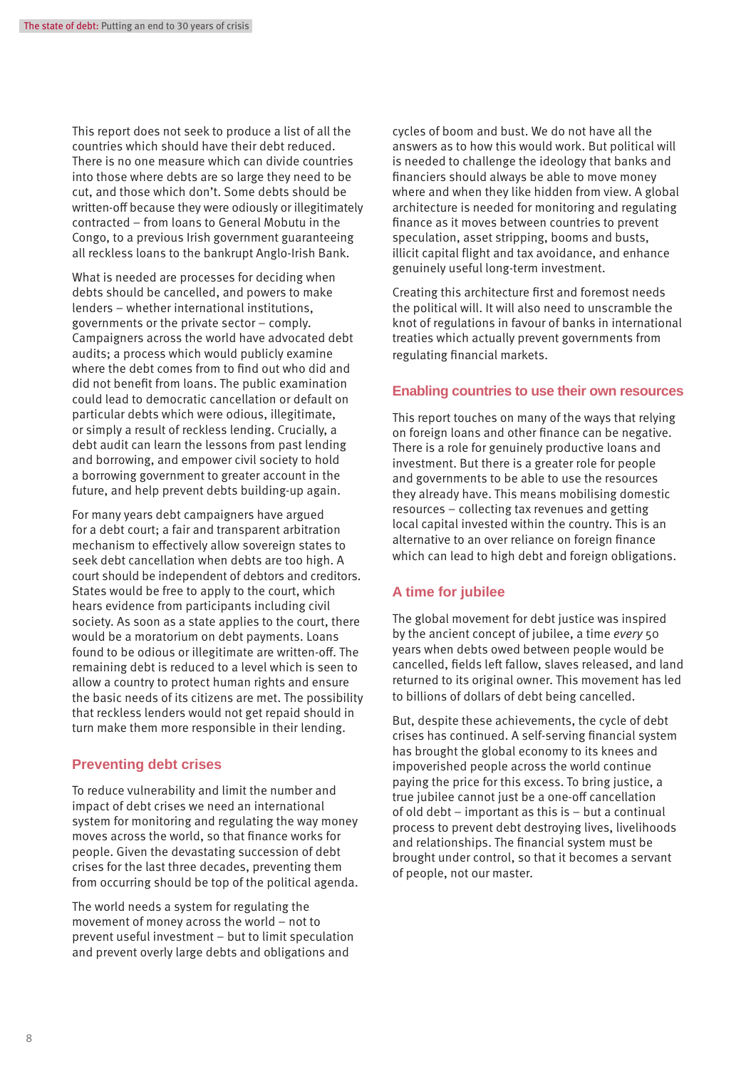This report does not seek to produce a list of all the countries which should have their debt reduced. There is no one measure which can divide countries into those where debts are so large they need to be cut, and those which don't. Some debts should be written-off because they were odiously or illegitimately contracted – from loans to General Mobutu in the Congo, to a previous Irish government guaranteeing all reckless loans to the bankrupt Anglo-Irish Bank.

What is needed are processes for deciding when debts should be cancelled, and powers to make lenders – whether international institutions, governments or the private sector – comply. Campaigners across the world have advocated debt audits; a process which would publicly examine where the debt comes from to find out who did and did not benefit from loans. The public examination could lead to democratic cancellation or default on particular debts which were odious, illegitimate, or simply a result of reckless lending. Crucially, a debt audit can learn the lessons from past lending and borrowing, and empower civil society to hold a borrowing government to greater account in the future, and help prevent debts building-up again.

For many years debt campaigners have argued for a debt court; a fair and transparent arbitration mechanism to effectively allow sovereign states to seek debt cancellation when debts are too high. A court should be independent of debtors and creditors. States would be free to apply to the court, which hears evidence from participants including civil society. As soon as a state applies to the court, there would be a moratorium on debt payments. Loans found to be odious or illegitimate are written-off. The remaining debt is reduced to a level which is seen to allow a country to protect human rights and ensure the basic needs of its citizens are met. The possibility that reckless lenders would not get repaid should in turn make them more responsible in their lending.

## Preventing debt crises

To reduce vulnerability and limit the number and impact of debt crises we need an international system for monitoring and regulating the way money moves across the world, so that finance works for people. Given the devastating succession of debt crises for the last three decades, preventing them from occurring should be top of the political agenda.

The world needs a system for regulating the movement of money across the world – not to prevent useful investment – but to limit speculation and prevent overly large debts and obligations and cycles of boom and bust. We do not have all the answers as to how this would work. But political will is needed to challenge the ideology that banks and financiers should always be able to move money where and when they like hidden from view. A global architecture is needed for monitoring and regulating finance as it moves between countries to prevent speculation, asset stripping, booms and busts, illicit capital flight and tax avoidance, and enhance genuinely useful long-term investment.

Creating this architecture first and foremost needs the political will. It will also need to unscramble the knot of regulations in favour of banks in international treaties which actually prevent governments from regulating financial markets.

## Enabling countries to use their own resources

This report touches on many of the ways that relying on foreign loans and other finance can be negative. There is a role for genuinely productive loans and investment. But there is a greater role for people and governments to be able to use the resources they already have. This means mobilising domestic resources – collecting tax revenues and getting local capital invested within the country. This is an alternative to an over reliance on foreign finance which can lead to high debt and foreign obligations.

## A time for jubilee

The global movement for debt justice was inspired by the ancient concept of jubilee, a time *every* 50 years when debts owed between people would be cancelled, fields left fallow, slaves released, and land returned to its original owner. This movement has led to billions of dollars of debt being cancelled.

But, despite these achievements, the cycle of debt crises has continued. A self-serving financial system has brought the global economy to its knees and impoverished people across the world continue paying the price for this excess. To bring justice, a true jubilee cannot just be a one-off cancellation of old debt – important as this is – but a continual process to prevent debt destroying lives, livelihoods and relationships. The financial system must be brought under control, so that it becomes a servant of people, not our master.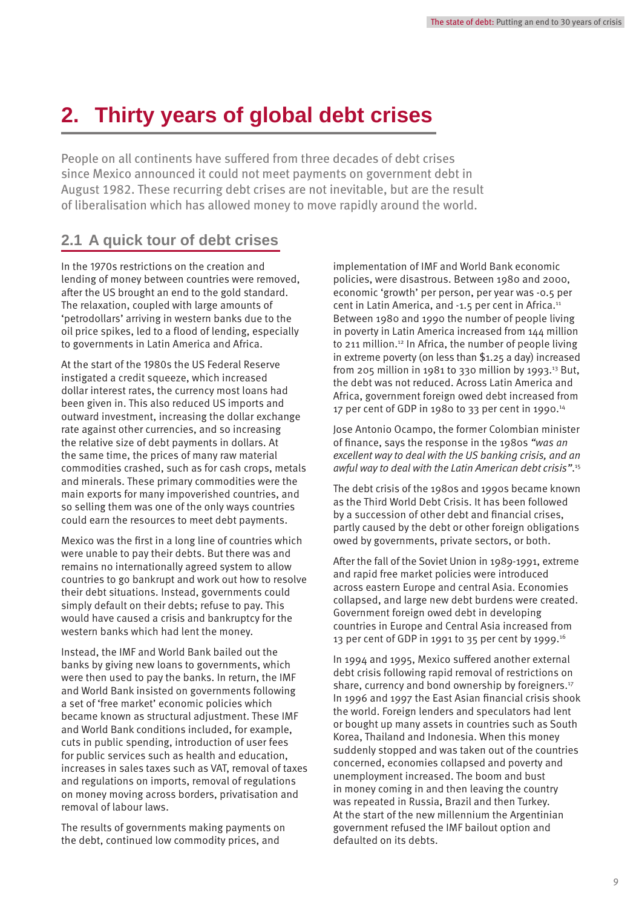# 2. Thirty years of global debt crises

People on all continents have suffered from three decades of debt crises since Mexico announced it could not meet payments on government debt in August 1982. These recurring debt crises are not inevitable, but are the result of liberalisation which has allowed money to move rapidly around the world.

## 2.1 A quick tour of debt crises

In the 1970s restrictions on the creation and lending of money between countries were removed, after the US brought an end to the gold standard. The relaxation, coupled with large amounts of 'petrodollars' arriving in western banks due to the oil price spikes, led to a flood of lending, especially to governments in Latin America and Africa.

At the start of the 1980s the US Federal Reserve instigated a credit squeeze, which increased dollar interest rates, the currency most loans had been given in. This also reduced US imports and outward investment, increasing the dollar exchange rate against other currencies, and so increasing the relative size of debt payments in dollars. At the same time, the prices of many raw material commodities crashed, such as for cash crops, metals and minerals. These primary commodities were the main exports for many impoverished countries, and so selling them was one of the only ways countries could earn the resources to meet debt payments.

Mexico was the first in a long line of countries which were unable to pay their debts. But there was and remains no internationally agreed system to allow countries to go bankrupt and work out how to resolve their debt situations. Instead, governments could simply default on their debts; refuse to pay. This would have caused a crisis and bankruptcy for the western banks which had lent the money.

Instead, the IMF and World Bank bailed out the banks by giving new loans to governments, which were then used to pay the banks. In return, the IMF and World Bank insisted on governments following a set of 'free market' economic policies which became known as structural adjustment. These IMF and World Bank conditions included, for example, cuts in public spending, introduction of user fees for public services such as health and education, increases in sales taxes such as VAT, removal of taxes and regulations on imports, removal of regulations on money moving across borders, privatisation and removal of labour laws.

The results of governments making payments on the debt, continued low commodity prices, and implementation of IMF and World Bank economic policies, were disastrous. Between 1980 and 2000, economic 'growth' per person, per year was -0.5 per cent in Latin America, and -1.5 per cent in Africa.[11] Between 1980 and 1990 the number of people living in poverty in Latin America increased from 144 million to 211 million.[12] In Africa, the number of people living in extreme poverty (on less than $1.25 a day) increased from 205 million in 1981 to 330 million by 1993.[13] But, the debt was not reduced. Across Latin America and Africa, government foreign owed debt increased from 17 per cent of GDP in 1980 to 33 per cent in 1990.[14]

Jose Antonio Ocampo, the former Colombian minister of finance, says the response in the 1980s *"was an excellent way to deal with the US banking crisis, and an awful way to deal with the Latin American debt crisis"*.[15]

The debt crisis of the 1980s and 1990s became known as the Third World Debt Crisis. It has been followed by a succession of other debt and financial crises, partly caused by the debt or other foreign obligations owed by governments, private sectors, or both.

After the fall of the Soviet Union in 1989-1991, extreme and rapid free market policies were introduced across eastern Europe and central Asia. Economies collapsed, and large new debt burdens were created. Government foreign owed debt in developing countries in Europe and Central Asia increased from 13 per cent of GDP in 1991 to 35 per cent by 1999.[16]

In 1994 and 1995, Mexico suffered another external debt crisis following rapid removal of restrictions on share, currency and bond ownership by foreigners.[17] In 1996 and 1997 the East Asian financial crisis shook the world. Foreign lenders and speculators had lent or bought up many assets in countries such as South Korea, Thailand and Indonesia. When this money suddenly stopped and was taken out of the countries concerned, economies collapsed and poverty and unemployment increased. The boom and bust in money coming in and then leaving the country was repeated in Russia, Brazil and then Turkey. At the start of the new millennium the Argentinian government refused the IMF bailout option and defaulted on its debts.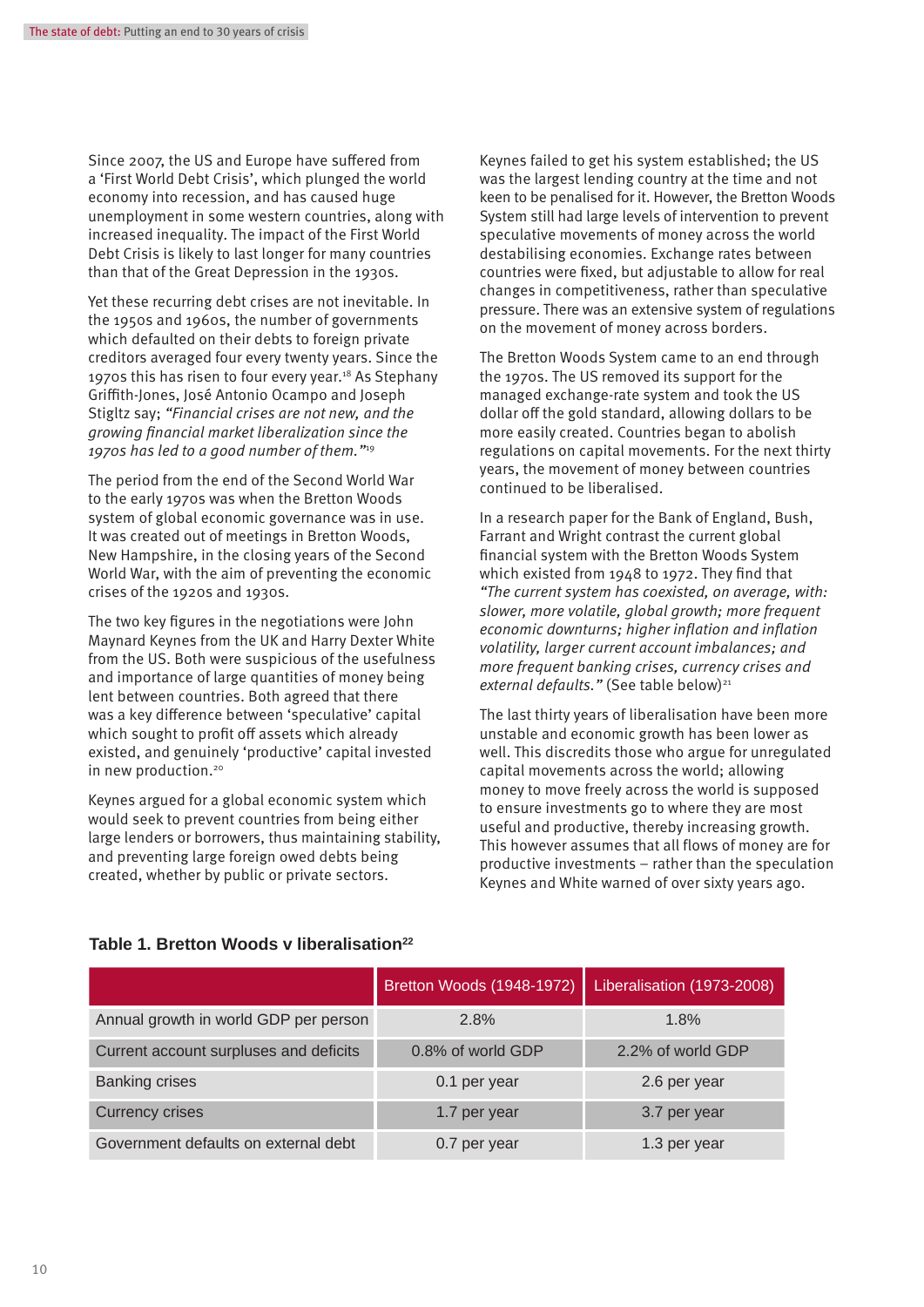Since 2007, the US and Europe have suffered from a 'First World Debt Crisis', which plunged the world economy into recession, and has caused huge unemployment in some western countries, along with increased inequality. The impact of the First World Debt Crisis is likely to last longer for many countries than that of the Great Depression in the 1930s.

Yet these recurring debt crises are not inevitable. In the 1950s and 1960s, the number of governments which defaulted on their debts to foreign private creditors averaged four every twenty years. Since the 1970s this has risen to four every year.[18] As Stephany Griffith-Jones, José Antonio Ocampo and Joseph Stiglitz say; *"Financial crises are not new, and the growing financial market liberalization since the 1970s has led to a good number of them."*[19]

The period from the end of the Second World War to the early 1970s was when the Bretton Woods system of global economic governance was in use. It was created out of meetings in Bretton Woods, New Hampshire, in the closing years of the Second World War, with the aim of preventing the economic crises of the 1920s and 1930s.

The two key figures in the negotiations were John Maynard Keynes from the UK and Harry Dexter White from the US. Both were suspicious of the usefulness and importance of large quantities of money being lent between countries. Both agreed that there was a key difference between 'speculative' capital which sought to profit off assets which already existed, and genuinely 'productive' capital invested in new production.[20]

Keynes argued for a global economic system which would seek to prevent countries from being either large lenders or borrowers, thus maintaining stability, and preventing large foreign owed debts being created, whether by public or private sectors.

Keynes failed to get his system established; the US was the largest lending country at the time and not keen to be penalised for it. However, the Bretton Woods System still had large levels of intervention to prevent speculative movements of money across the world destabilising economies. Exchange rates between countries were fixed, but adjustable to allow for real changes in competitiveness, rather than speculative pressure. There was an extensive system of regulations on the movement of money across borders.

The Bretton Woods System came to an end through the 1970s. The US removed its support for the managed exchange-rate system and took the US dollar off the gold standard, allowing dollars to be more easily created. Countries began to abolish regulations on capital movements. For the next thirty years, the movement of money between countries continued to be liberalised.

In a research paper for the Bank of England, Bush, Farrant and Wright contrast the current global financial system with the Bretton Woods System which existed from 1948 to 1972. They find that *"The current system has coexisted, on average, with: slower, more volatile, global growth; more frequent economic downturns; higher inflation and inflation volatility, larger current account imbalances; and more frequent banking crises, currency crises and external defaults."* (See table below)[21]

The last thirty years of liberalisation have been more unstable and economic growth has been lower as well. This discredits those who argue for unregulated capital movements across the world; allowing money to move freely across the world is supposed to ensure investments go to where they are most useful and productive, thereby increasing growth. This however assumes that all flows of money are for productive investments – rather than the speculation Keynes and White warned of over sixty years ago.

### Table 1. Bretton Woods v liberalisation[22]

| | Bretton Woods (1948-1972) | Liberalisation (1973-2008) |
|---|---|---|
| Annual growth in world GDP per person | 2.8% | 1.8% |
| Current account surpluses and deficits | 0.8% of world GDP | 2.2% of world GDP |
| Banking crises | 0.1 per year | 2.6 per year |
| Currency crises | 1.7 per year | 3.7 per year |
| Government defaults on external debt | 0.7 per year | 1.3 per year |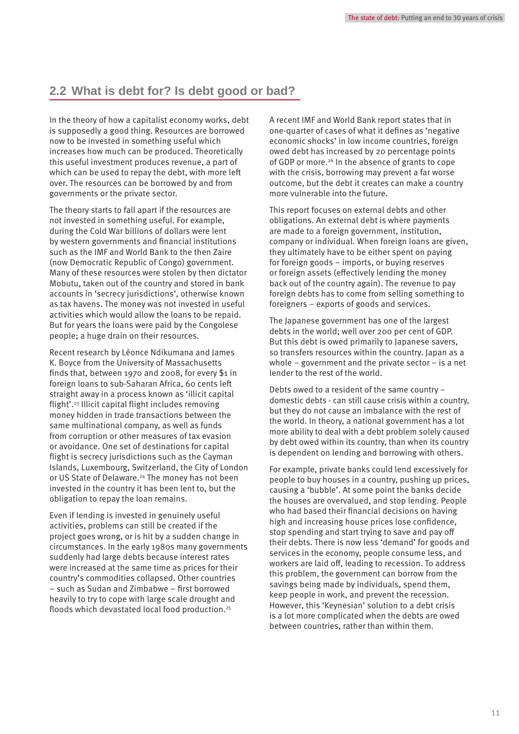## 2.2 What is debt for? Is debt good or bad?

In the theory of how a capitalist economy works, debt is supposedly a good thing. Resources are borrowed now to be invested in something useful which increases how much can be produced. Theoretically this useful investment produces revenue, a part of which can be used to repay the debt, with more left over. The resources can be borrowed by and from governments or the private sector.

The theory starts to fall apart if the resources are not invested in something useful. For example, during the Cold War billions of dollars were lent by western governments and financial institutions such as the IMF and World Bank to the then Zaire (now Democratic Republic of Congo) government. Many of these resources were stolen by then dictator Mobutu, taken out of the country and stored in bank accounts in 'secrecy jurisdictions', otherwise known as tax havens. The money was not invested in useful activities which would allow the loans to be repaid. But for years the loans were paid by the Congolese people; a huge drain on their resources.

Recent research by Léonce Ndikumana and James K. Boyce from the University of Massachusetts finds that, between 1970 and 2008, for every $1 in foreign loans to sub-Saharan Africa, 60 cents left straight away in a process known as 'illicit capital flight'.[23] Illicit capital flight includes removing money hidden in trade transactions between the same multinational company, as well as funds from corruption or other measures of tax evasion or avoidance. One set of destinations for capital flight is secrecy jurisdictions such as the Cayman Islands, Luxembourg, Switzerland, the City of London or US State of Delaware.[24] The money has not been invested in the country it has been lent to, but the obligation to repay the loan remains.

Even if lending is invested in genuinely useful activities, problems can still be created if the project goes wrong, or is hit by a sudden change in circumstances. In the early 1980s many governments suddenly had large debts because interest rates were increased at the same time as prices for their country's commodities collapsed. Other countries – such as Sudan and Zimbabwe – first borrowed heavily to try to cope with large scale drought and floods which devastated local food production.[25]

A recent IMF and World Bank report states that in one-quarter of cases of what it defines as 'negative economic shocks' in low income countries, foreign owed debt has increased by 20 percentage points of GDP or more.[26] In the absence of grants to cope with the crisis, borrowing may prevent a far worse outcome, but the debt it creates can make a country more vulnerable into the future.

This report focuses on external debts and other obligations. An external debt is where payments are made to a foreign government, institution, company or individual. When foreign loans are given, they ultimately have to be either spent on paying for foreign goods – imports, or buying reserves or foreign assets (effectively lending the money back out of the country again). The revenue to pay foreign debts has to come from selling something to foreigners – exports of goods and services.

The Japanese government has one of the largest debts in the world; well over 200 per cent of GDP. But this debt is owed primarily to Japanese savers, so transfers resources within the country. Japan as a whole – government and the private sector – is a net lender to the rest of the world.

Debts owed to a resident of the same country – domestic debts - can still cause crisis within a country, but they do not cause an imbalance with the rest of the world. In theory, a national government has a lot more ability to deal with a debt problem solely caused by debt owed within its country, than when its country is dependent on lending and borrowing with others.

For example, private banks could lend excessively for people to buy houses in a country, pushing up prices, causing a 'bubble'. At some point the banks decide the houses are overvalued, and stop lending. People who had based their financial decisions on having high and increasing house prices lose confidence, stop spending and start trying to save and pay off their debts. There is now less 'demand' for goods and services in the economy, people consume less, and workers are laid off, leading to recession. To address this problem, the government can borrow from the savings being made by individuals, spend them, keep people in work, and prevent the recession. However, this 'Keynesian' solution to a debt crisis is a lot more complicated when the debts are owed between countries, rather than within them.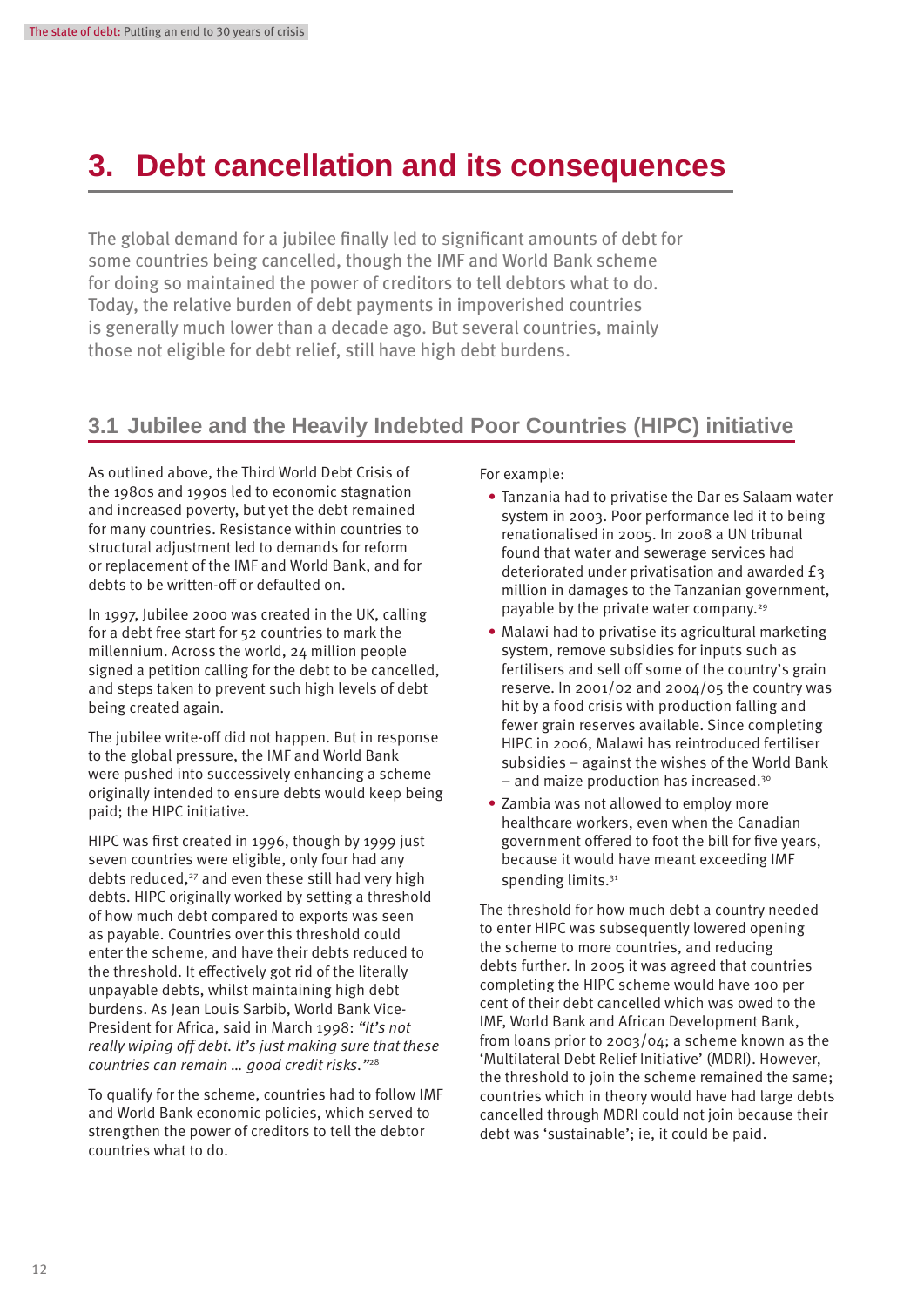# 3. Debt cancellation and its consequences

The global demand for a jubilee finally led to significant amounts of debt for some countries being cancelled, though the IMF and World Bank scheme for doing so maintained the power of creditors to tell debtors what to do. Today, the relative burden of debt payments in impoverished countries is generally much lower than a decade ago. But several countries, mainly those not eligible for debt relief, still have high debt burdens.

## 3.1 Jubilee and the Heavily Indebted Poor Countries (HIPC) initiative

As outlined above, the Third World Debt Crisis of the 1980s and 1990s led to economic stagnation and increased poverty, but yet the debt remained for many countries. Resistance within countries to structural adjustment led to demands for reform or replacement of the IMF and World Bank, and for debts to be written-off or defaulted on.

In 1997, Jubilee 2000 was created in the UK, calling for a debt free start for 52 countries to mark the millennium. Across the world, 24 million people signed a petition calling for the debt to be cancelled, and steps taken to prevent such high levels of debt being created again.

The jubilee write-off did not happen. But in response to the global pressure, the IMF and World Bank were pushed into successively enhancing a scheme originally intended to ensure debts would keep being paid; the HIPC initiative.

HIPC was first created in 1996, though by 1999 just seven countries were eligible, only four had any debts reduced,[27] and even these still had very high debts. HIPC originally worked by setting a threshold of how much debt compared to exports was seen as payable. Countries over this threshold could enter the scheme, and have their debts reduced to the threshold. It effectively got rid of the literally unpayable debts, whilst maintaining high debt burdens. As Jean Louis Sarbib, World Bank Vice-President for Africa, said in March 1998: *"It's not really wiping off debt. It's just making sure that these countries can remain … good credit risks."*[28]

To qualify for the scheme, countries had to follow IMF and World Bank economic policies, which served to strengthen the power of creditors to tell the debtor countries what to do.

For example:

- Tanzania had to privatise the Dar es Salaam water system in 2003. Poor performance led it to being renationalised in 2005. In 2008 a UN tribunal found that water and sewerage services had deteriorated under privatisation and awarded £3 million in damages to the Tanzanian government, payable by the private water company.[29]
- Malawi had to privatise its agricultural marketing system, remove subsidies for inputs such as fertilisers and sell off some of the country's grain reserve. In 2001/02 and 2004/05 the country was hit by a food crisis with production falling and fewer grain reserves available. Since completing HIPC in 2006, Malawi has reintroduced fertiliser subsidies – against the wishes of the World Bank – and maize production has increased.[30]
- Zambia was not allowed to employ more healthcare workers, even when the Canadian government offered to foot the bill for five years, because it would have meant exceeding IMF spending limits.[31]

The threshold for how much debt a country needed to enter HIPC was subsequently lowered opening the scheme to more countries, and reducing debts further. In 2005 it was agreed that countries completing the HIPC scheme would have 100 per cent of their debt cancelled which was owed to the IMF, World Bank and African Development Bank, from loans prior to 2003/04; a scheme known as the 'Multilateral Debt Relief Initiative' (MDRI). However, the threshold to join the scheme remained the same; countries which in theory would have had large debts cancelled through MDRI could not join because their debt was 'sustainable'; ie, it could be paid.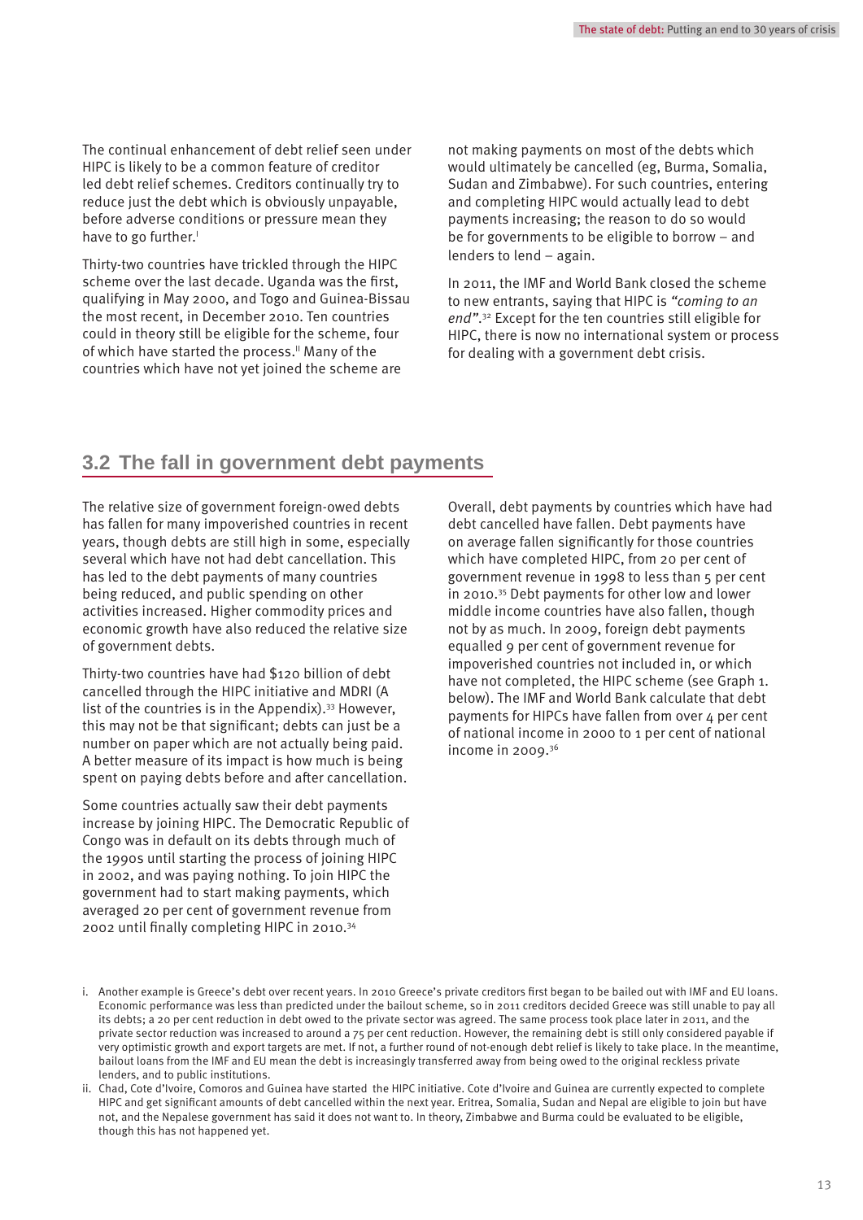The continual enhancement of debt relief seen under HIPC is likely to be a common feature of creditor led debt relief schemes. Creditors continually try to reduce just the debt which is obviously unpayable, before adverse conditions or pressure mean they have to go further.[i]

Thirty-two countries have trickled through the HIPC scheme over the last decade. Uganda was the first, qualifying in May 2000, and Togo and Guinea-Bissau the most recent, in December 2010. Ten countries could in theory still be eligible for the scheme, four of which have started the process.[ii] Many of the countries which have not yet joined the scheme are not making payments on most of the debts which would ultimately be cancelled (eg, Burma, Somalia, Sudan and Zimbabwe). For such countries, entering and completing HIPC would actually lead to debt payments increasing; the reason to do so would be for governments to be eligible to borrow – and lenders to lend – again.

In 2011, the IMF and World Bank closed the scheme to new entrants, saying that HIPC is *"coming to an end"*.[32] Except for the ten countries still eligible for HIPC, there is now no international system or process for dealing with a government debt crisis.

## 3.2 The fall in government debt payments

The relative size of government foreign-owed debts has fallen for many impoverished countries in recent years, though debts are still high in some, especially several which have not had debt cancellation. This has led to the debt payments of many countries being reduced, and public spending on other activities increased. Higher commodity prices and economic growth have also reduced the relative size of government debts.

Thirty-two countries have had $120 billion of debt cancelled through the HIPC initiative and MDRI (A list of the countries is in the Appendix).[33] However, this may not be that significant; debts can just be a number on paper which are not actually being paid. A better measure of its impact is how much is being spent on paying debts before and after cancellation.

Some countries actually saw their debt payments increase by joining HIPC. The Democratic Republic of Congo was in default on its debts through much of the 1990s until starting the process of joining HIPC in 2002, and was paying nothing. To join HIPC the government had to start making payments, which averaged 20 per cent of government revenue from 2002 until finally completing HIPC in 2010.[34]

Overall, debt payments by countries which have had debt cancelled have fallen. Debt payments have on average fallen significantly for those countries which have completed HIPC, from 20 per cent of government revenue in 1998 to less than 5 per cent in 2010.[35] Debt payments for other low and lower middle income countries have also fallen, though not by as much. In 2009, foreign debt payments equalled 9 per cent of government revenue for impoverished countries not included in, or which have not completed, the HIPC scheme (see Graph 1. below). The IMF and World Bank calculate that debt payments for HIPCs have fallen from over 4 per cent of national income in 2000 to 1 per cent of national income in 2009.[36]

---

i. Another example is Greece's debt over recent years. In 2010 Greece's private creditors first began to be bailed out with IMF and EU loans. Economic performance was less than predicted under the bailout scheme, so in 2011 creditors decided Greece was still unable to pay all its debts; a 20 per cent reduction in debt owed to the private sector was agreed. The same process took place later in 2011, and the private sector reduction was increased to around a 75 per cent reduction. However, the remaining debt is still only considered payable if very optimistic growth and export targets are met. If not, a further round of not-enough debt relief is likely to take place. In the meantime, bailout loans from the IMF and EU mean the debt is increasingly transferred away from being owed to the original reckless private lenders, and to public institutions.

ii. Chad, Cote d'Ivoire, Comoros and Guinea have started the HIPC initiative. Cote d'Ivoire and Guinea are currently expected to complete HIPC and get significant amounts of debt cancelled within the next year. Eritrea, Somalia, Sudan and Nepal are eligible to join but have not, and the Nepalese government has said it does not want to. In theory, Zimbabwe and Burma could be evaluated to be eligible, though this has not happened yet.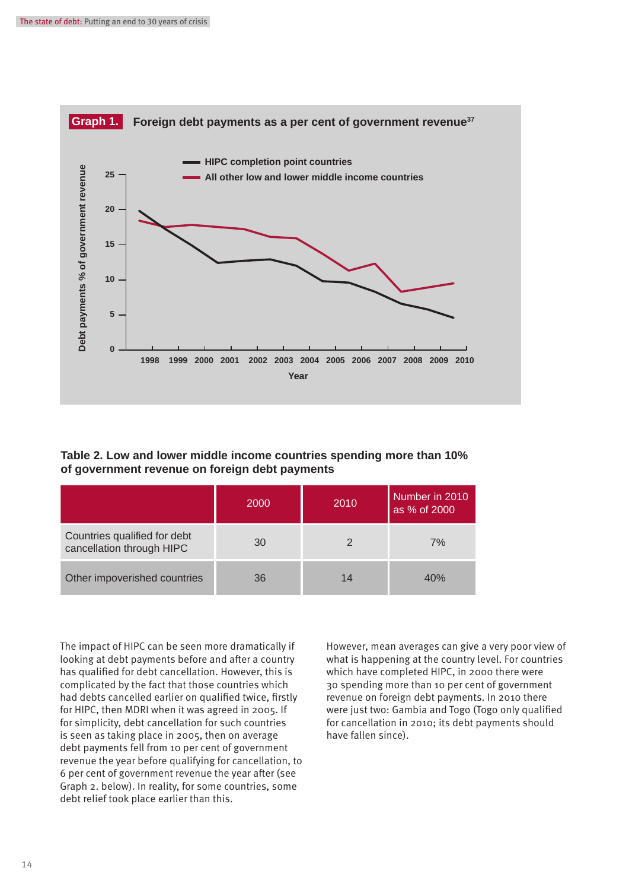**Graph 1.** Foreign debt payments as a per cent of government revenue[37]

- HIPC completion point countries
- All other low and lower middle income countries

Debt payments % of government revenue (0–25) by Year (1998–2010)

### Table 2. Low and lower middle income countries spending more than 10% of government revenue on foreign debt payments

| | 2000 | 2010 | Number in 2010 as % of 2000 |
|---|---|---|---|
| Countries qualified for debt cancellation through HIPC | 30 | 2 | 7% |
| Other impoverished countries | 36 | 14 | 40% |

The impact of HIPC can be seen more dramatically if looking at debt payments before and after a country has qualified for debt cancellation. However, this is complicated by the fact that those countries which had debts cancelled earlier on qualified twice, firstly for HIPC, then MDRI when it was agreed in 2005. If for simplicity, debt cancellation for such countries is seen as taking place in 2005, then on average debt payments fell from 10 per cent of government revenue the year before qualifying for cancellation, to 6 per cent of government revenue the year after (see Graph 2. below). In reality, for some countries, some debt relief took place earlier than this.

However, mean averages can give a very poor view of what is happening at the country level. For countries which have completed HIPC, in 2000 there were 30 spending more than 10 per cent of government revenue on foreign debt payments. In 2010 there were just two: Gambia and Togo (Togo only qualified for cancellation in 2010; its debt payments should have fallen since).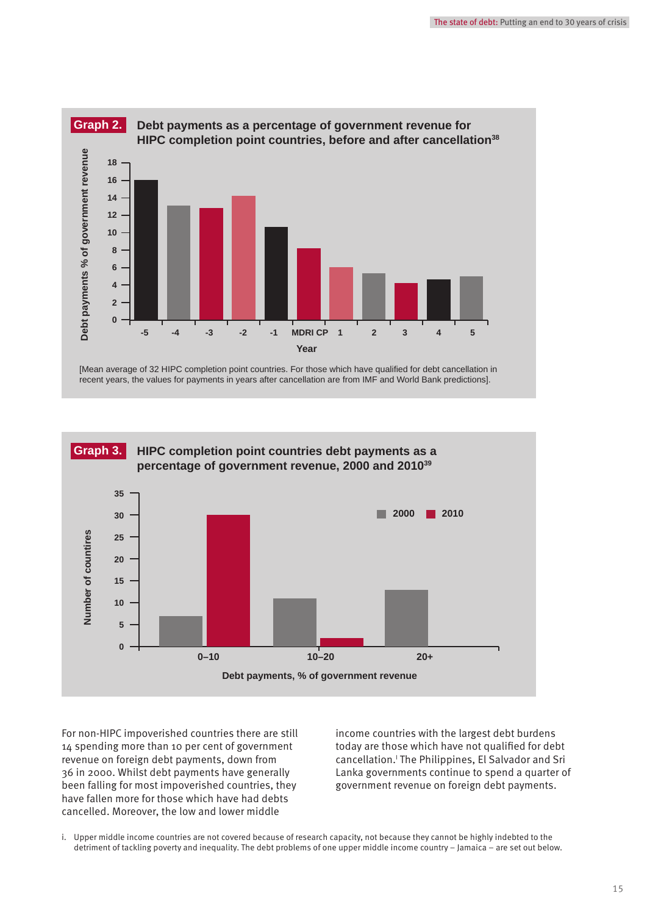**Graph 2.** Debt payments as a percentage of government revenue for HIPC completion point countries, before and after cancellation[38]

[Mean average of 32 HIPC completion point countries. For those which have qualified for debt cancellation in recent years, the values for payments in years after cancellation are from IMF and World Bank predictions].

**Graph 3.** HIPC completion point countries debt payments as a percentage of government revenue, 2000 and 2010[39]

For non-HIPC impoverished countries there are still 14 spending more than 10 per cent of government revenue on foreign debt payments, down from 36 in 2000. Whilst debt payments have generally been falling for most impoverished countries, they have fallen more for those which have had debts cancelled. Moreover, the low and lower middle income countries with the largest debt burdens today are those which have not qualified for debt cancellation.[i] The Philippines, El Salvador and Sri Lanka governments continue to spend a quarter of government revenue on foreign debt payments.

i. Upper middle income countries are not covered because of research capacity, not because they cannot be highly indebted to the detriment of tackling poverty and inequality. The debt problems of one upper middle income country – Jamaica – are set out below.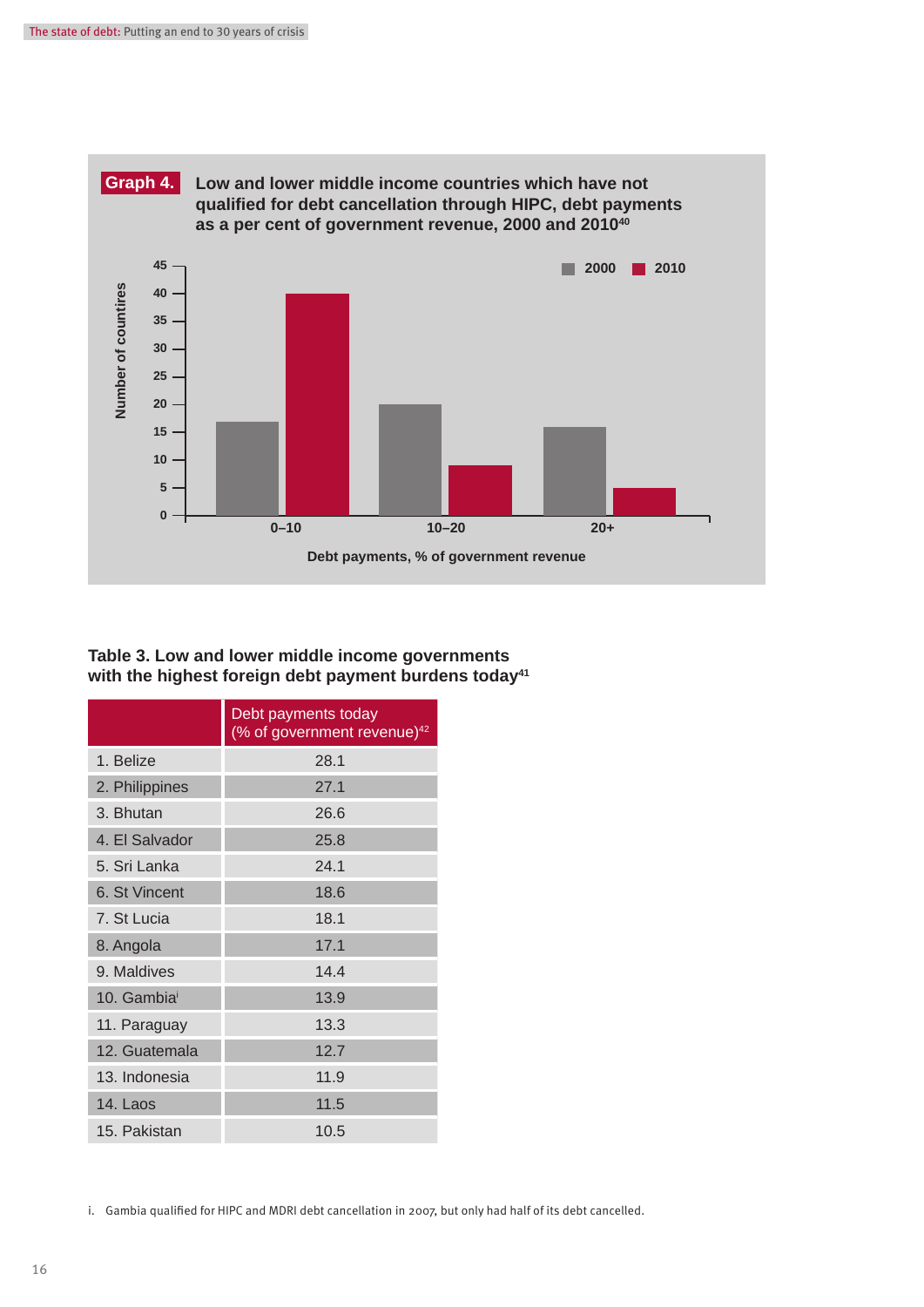**Graph 4.** Low and lower middle income countries which have not qualified for debt cancellation through HIPC, debt payments as a per cent of government revenue, 2000 and 2010[40]

| Debt payments, % of government revenue | 2000 | 2010 |
|---|---|---|
| 0–10 | 17 | 40 |
| 10–20 | 20 | 9 |
| 20+ | 16 | 5 |

*Y-axis: Number of countries*

### Table 3. Low and lower middle income governments with the highest foreign debt payment burdens today[41]

| | Debt payments today (% of government revenue)[42] |
|---|---|
| 1. Belize | 28.1 |
| 2. Philippines | 27.1 |
| 3. Bhutan | 26.6 |
| 4. El Salvador | 25.8 |
| 5. Sri Lanka | 24.1 |
| 6. St Vincent | 18.6 |
| 7. St Lucia | 18.1 |
| 8. Angola | 17.1 |
| 9. Maldives | 14.4 |
| 10. Gambia[i] | 13.9 |
| 11. Paraguay | 13.3 |
| 12. Guatemala | 12.7 |
| 13. Indonesia | 11.9 |
| 14. Laos | 11.5 |
| 15. Pakistan | 10.5 |

i. Gambia qualified for HIPC and MDRI debt cancellation in 2007, but only had half of its debt cancelled.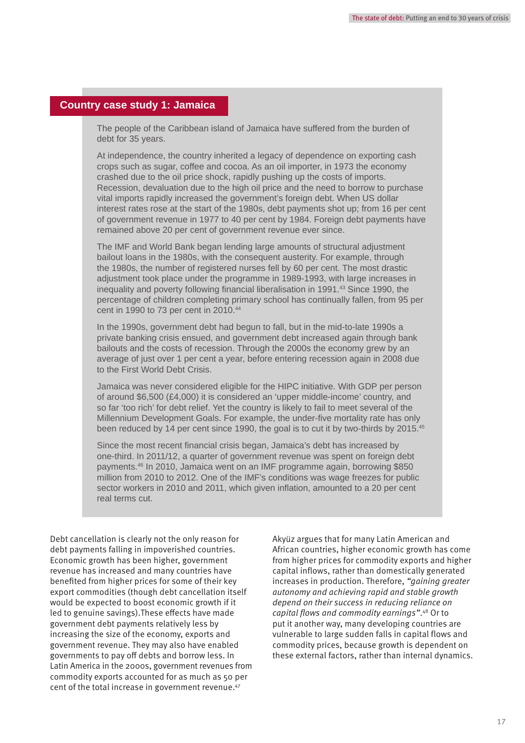## Country case study 1: Jamaica

The people of the Caribbean island of Jamaica have suffered from the burden of debt for 35 years.

At independence, the country inherited a legacy of dependence on exporting cash crops such as sugar, coffee and cocoa. As an oil importer, in 1973 the economy crashed due to the oil price shock, rapidly pushing up the costs of imports. Recession, devaluation due to the high oil price and the need to borrow to purchase vital imports rapidly increased the government's foreign debt. When US dollar interest rates rose at the start of the 1980s, debt payments shot up; from 16 per cent of government revenue in 1977 to 40 per cent by 1984. Foreign debt payments have remained above 20 per cent of government revenue ever since.

The IMF and World Bank began lending large amounts of structural adjustment bailout loans in the 1980s, with the consequent austerity. For example, through the 1980s, the number of registered nurses fell by 60 per cent. The most drastic adjustment took place under the programme in 1989-1993, with large increases in inequality and poverty following financial liberalisation in 1991.[43] Since 1990, the percentage of children completing primary school has continually fallen, from 95 per cent in 1990 to 73 per cent in 2010.[44]

In the 1990s, government debt had begun to fall, but in the mid-to-late 1990s a private banking crisis ensued, and government debt increased again through bank bailouts and the costs of recession. Through the 2000s the economy grew by an average of just over 1 per cent a year, before entering recession again in 2008 due to the First World Debt Crisis.

Jamaica was never considered eligible for the HIPC initiative. With GDP per person of around $6,500 (£4,000) it is considered an 'upper middle-income' country, and so far 'too rich' for debt relief. Yet the country is likely to fail to meet several of the Millennium Development Goals. For example, the under-five mortality rate has only been reduced by 14 per cent since 1990, the goal is to cut it by two-thirds by 2015.[45]

Since the most recent financial crisis began, Jamaica's debt has increased by one-third. In 2011/12, a quarter of government revenue was spent on foreign debt payments.[46] In 2010, Jamaica went on an IMF programme again, borrowing $850 million from 2010 to 2012. One of the IMF's conditions was wage freezes for public sector workers in 2010 and 2011, which given inflation, amounted to a 20 per cent real terms cut.

Debt cancellation is clearly not the only reason for debt payments falling in impoverished countries. Economic growth has been higher, government revenue has increased and many countries have benefited from higher prices for some of their key export commodities (though debt cancellation itself would be expected to boost economic growth if it led to genuine savings).These effects have made government debt payments relatively less by increasing the size of the economy, exports and government revenue. They may also have enabled governments to pay off debts and borrow less. In Latin America in the 2000s, government revenues from commodity exports accounted for as much as 50 per cent of the total increase in government revenue.[47]

Akyüz argues that for many Latin American and African countries, higher economic growth has come from higher prices for commodity exports and higher capital inflows, rather than domestically generated increases in production. Therefore, *"gaining greater autonomy and achieving rapid and stable growth depend on their success in reducing reliance on capital flows and commodity earnings"*.[48] Or to put it another way, many developing countries are vulnerable to large sudden falls in capital flows and commodity prices, because growth is dependent on these external factors, rather than internal dynamics.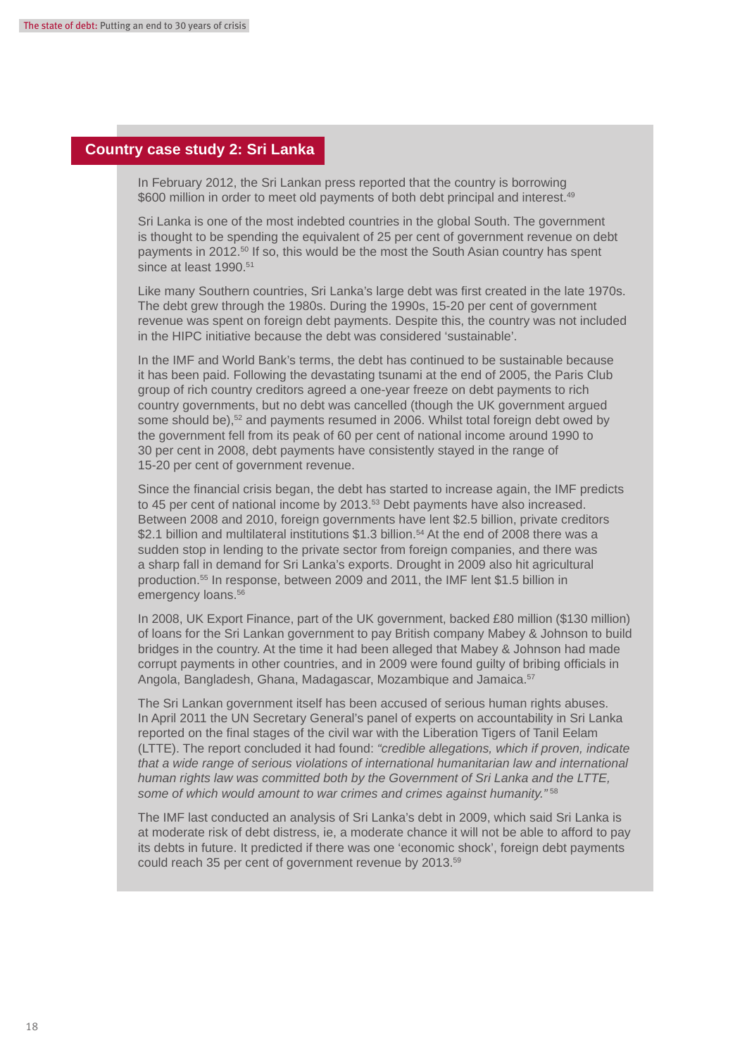## Country case study 2: Sri Lanka

In February 2012, the Sri Lankan press reported that the country is borrowing $600 million in order to meet old payments of both debt principal and interest.[49]

Sri Lanka is one of the most indebted countries in the global South. The government is thought to be spending the equivalent of 25 per cent of government revenue on debt payments in 2012.[50] If so, this would be the most the South Asian country has spent since at least 1990.[51]

Like many Southern countries, Sri Lanka's large debt was first created in the late 1970s. The debt grew through the 1980s. During the 1990s, 15-20 per cent of government revenue was spent on foreign debt payments. Despite this, the country was not included in the HIPC initiative because the debt was considered 'sustainable'.

In the IMF and World Bank's terms, the debt has continued to be sustainable because it has been paid. Following the devastating tsunami at the end of 2005, the Paris Club group of rich country creditors agreed a one-year freeze on debt payments to rich country governments, but no debt was cancelled (though the UK government argued some should be),[52] and payments resumed in 2006. Whilst total foreign debt owed by the government fell from its peak of 60 per cent of national income around 1990 to 30 per cent in 2008, debt payments have consistently stayed in the range of 15-20 per cent of government revenue.

Since the financial crisis began, the debt has started to increase again, the IMF predicts to 45 per cent of national income by 2013.[53] Debt payments have also increased. Between 2008 and 2010, foreign governments have lent $2.5 billion, private creditors $2.1 billion and multilateral institutions $1.3 billion.[54] At the end of 2008 there was a sudden stop in lending to the private sector from foreign companies, and there was a sharp fall in demand for Sri Lanka's exports. Drought in 2009 also hit agricultural production.[55] In response, between 2009 and 2011, the IMF lent $1.5 billion in emergency loans.[56]

In 2008, UK Export Finance, part of the UK government, backed £80 million ($130 million) of loans for the Sri Lankan government to pay British company Mabey & Johnson to build bridges in the country. At the time it had been alleged that Mabey & Johnson had made corrupt payments in other countries, and in 2009 were found guilty of bribing officials in Angola, Bangladesh, Ghana, Madagascar, Mozambique and Jamaica.[57]

The Sri Lankan government itself has been accused of serious human rights abuses. In April 2011 the UN Secretary General's panel of experts on accountability in Sri Lanka reported on the final stages of the civil war with the Liberation Tigers of Tanil Eelam (LTTE). The report concluded it had found: *"credible allegations, which if proven, indicate that a wide range of serious violations of international humanitarian law and international human rights law was committed both by the Government of Sri Lanka and the LTTE, some of which would amount to war crimes and crimes against humanity."*[58]

The IMF last conducted an analysis of Sri Lanka's debt in 2009, which said Sri Lanka is at moderate risk of debt distress, ie, a moderate chance it will not be able to afford to pay its debts in future. It predicted if there was one 'economic shock', foreign debt payments could reach 35 per cent of government revenue by 2013.[59]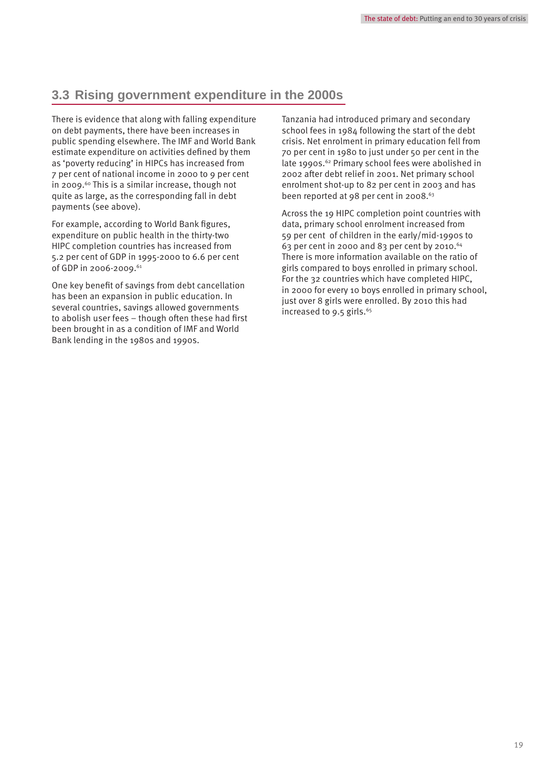## 3.3 Rising government expenditure in the 2000s

There is evidence that along with falling expenditure on debt payments, there have been increases in public spending elsewhere. The IMF and World Bank estimate expenditure on activities defined by them as 'poverty reducing' in HIPCs has increased from 7 per cent of national income in 2000 to 9 per cent in 2009.[60] This is a similar increase, though not quite as large, as the corresponding fall in debt payments (see above).

For example, according to World Bank figures, expenditure on public health in the thirty-two HIPC completion countries has increased from 5.2 per cent of GDP in 1995-2000 to 6.6 per cent of GDP in 2006-2009.[61]

One key benefit of savings from debt cancellation has been an expansion in public education. In several countries, savings allowed governments to abolish user fees – though often these had first been brought in as a condition of IMF and World Bank lending in the 1980s and 1990s.

Tanzania had introduced primary and secondary school fees in 1984 following the start of the debt crisis. Net enrolment in primary education fell from 70 per cent in 1980 to just under 50 per cent in the late 1990s.[62] Primary school fees were abolished in 2002 after debt relief in 2001. Net primary school enrolment shot-up to 82 per cent in 2003 and has been reported at 98 per cent in 2008.[63]

Across the 19 HIPC completion point countries with data, primary school enrolment increased from 59 per cent of children in the early/mid-1990s to 63 per cent in 2000 and 83 per cent by 2010.[64] There is more information available on the ratio of girls compared to boys enrolled in primary school. For the 32 countries which have completed HIPC, in 2000 for every 10 boys enrolled in primary school, just over 8 girls were enrolled. By 2010 this had increased to 9.5 girls.[65]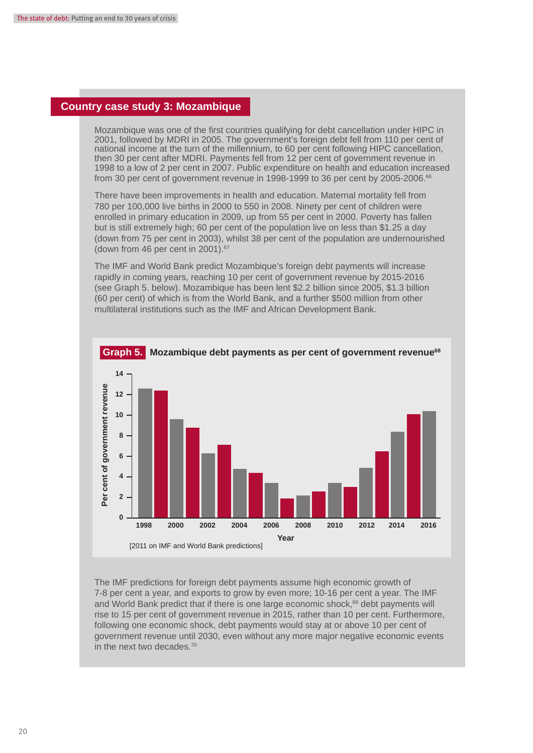## Country case study 3: Mozambique

Mozambique was one of the first countries qualifying for debt cancellation under HIPC in 2001, followed by MDRI in 2005. The government's foreign debt fell from 110 per cent of national income at the turn of the millennium, to 60 per cent following HIPC cancellation, then 30 per cent after MDRI. Payments fell from 12 per cent of government revenue in 1998 to a low of 2 per cent in 2007. Public expenditure on health and education increased from 30 per cent of government revenue in 1998-1999 to 36 per cent by 2005-2006.[66]

There have been improvements in health and education. Maternal mortality fell from 780 per 100,000 live births in 2000 to 550 in 2008. Ninety per cent of children were enrolled in primary education in 2009, up from 55 per cent in 2000. Poverty has fallen but is still extremely high; 60 per cent of the population live on less than $1.25 a day (down from 75 per cent in 2003), whilst 38 per cent of the population are undernourished (down from 46 per cent in 2001).[67]

The IMF and World Bank predict Mozambique's foreign debt payments will increase rapidly in coming years, reaching 10 per cent of government revenue by 2015-2016 (see Graph 5. below). Mozambique has been lent $2.2 billion since 2005, $1.3 billion (60 per cent) of which is from the World Bank, and a further $500 million from other multilateral institutions such as the IMF and African Development Bank.

**Graph 5.** **Mozambique debt payments as per cent of government revenue**[68]

[2011 on IMF and World Bank predictions]

The IMF predictions for foreign debt payments assume high economic growth of 7-8 per cent a year, and exports to grow by even more; 10-16 per cent a year. The IMF and World Bank predict that if there is one large economic shock,[69] debt payments will rise to 15 per cent of government revenue in 2015, rather than 10 per cent. Furthermore, following one economic shock, debt payments would stay at or above 10 per cent of government revenue until 2030, even without any more major negative economic events in the next two decades.[70]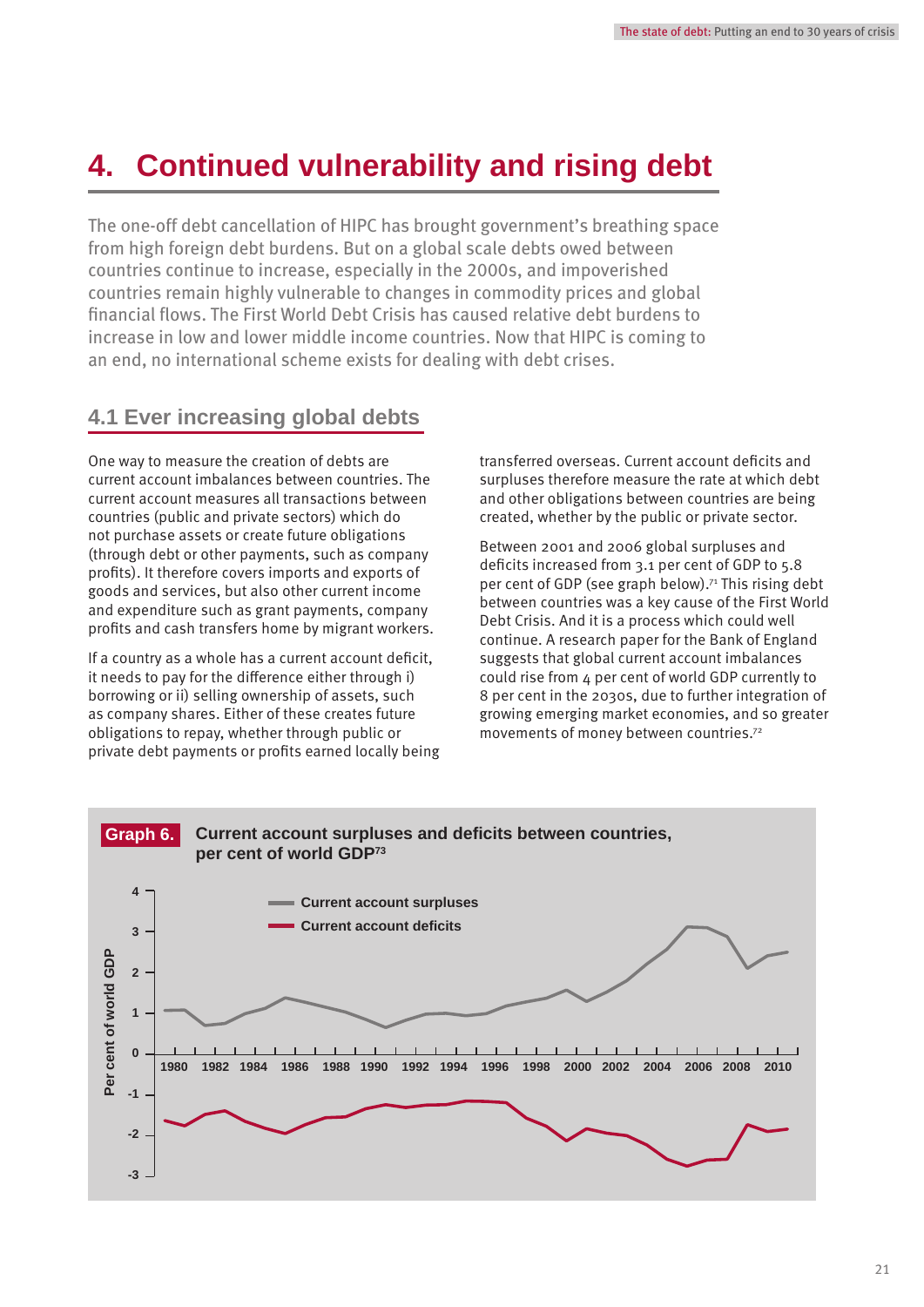# 4. Continued vulnerability and rising debt

The one-off debt cancellation of HIPC has brought government's breathing space from high foreign debt burdens. But on a global scale debts owed between countries continue to increase, especially in the 2000s, and impoverished countries remain highly vulnerable to changes in commodity prices and global financial flows. The First World Debt Crisis has caused relative debt burdens to increase in low and lower middle income countries. Now that HIPC is coming to an end, no international scheme exists for dealing with debt crises.

## 4.1 Ever increasing global debts

One way to measure the creation of debts are current account imbalances between countries. The current account measures all transactions between countries (public and private sectors) which do not purchase assets or create future obligations (through debt or other payments, such as company profits). It therefore covers imports and exports of goods and services, but also other current income and expenditure such as grant payments, company profits and cash transfers home by migrant workers.

If a country as a whole has a current account deficit, it needs to pay for the difference either through i) borrowing or ii) selling ownership of assets, such as company shares. Either of these creates future obligations to repay, whether through public or private debt payments or profits earned locally being transferred overseas. Current account deficits and surpluses therefore measure the rate at which debt and other obligations between countries are being created, whether by the public or private sector.

Between 2001 and 2006 global surpluses and deficits increased from 3.1 per cent of GDP to 5.8 per cent of GDP (see graph below).[71] This rising debt between countries was a key cause of the First World Debt Crisis. And it is a process which could well continue. A research paper for the Bank of England suggests that global current account imbalances could rise from 4 per cent of world GDP currently to 8 per cent in the 2030s, due to further integration of growing emerging market economies, and so greater movements of money between countries.[72]

**Graph 6.** **Current account surpluses and deficits between countries, per cent of world GDP[73]**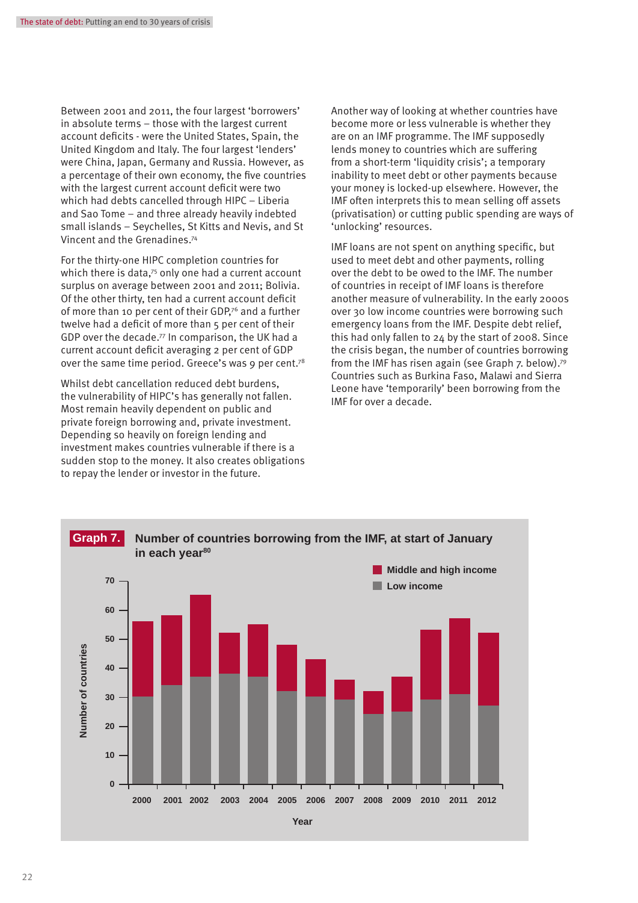Between 2001 and 2011, the four largest 'borrowers' in absolute terms – those with the largest current account deficits - were the United States, Spain, the United Kingdom and Italy. The four largest 'lenders' were China, Japan, Germany and Russia. However, as a percentage of their own economy, the five countries with the largest current account deficit were two which had debts cancelled through HIPC – Liberia and Sao Tome – and three already heavily indebted small islands – Seychelles, St Kitts and Nevis, and St Vincent and the Grenadines.[74]

For the thirty-one HIPC completion countries for which there is data,[75] only one had a current account surplus on average between 2001 and 2011; Bolivia. Of the other thirty, ten had a current account deficit of more than 10 per cent of their GDP,[76] and a further twelve had a deficit of more than 5 per cent of their GDP over the decade.[77] In comparison, the UK had a current account deficit averaging 2 per cent of GDP over the same time period. Greece's was 9 per cent.[78]

Whilst debt cancellation reduced debt burdens, the vulnerability of HIPC's has generally not fallen. Most remain heavily dependent on public and private foreign borrowing and, private investment. Depending so heavily on foreign lending and investment makes countries vulnerable if there is a sudden stop to the money. It also creates obligations to repay the lender or investor in the future.

Another way of looking at whether countries have become more or less vulnerable is whether they are on an IMF programme. The IMF supposedly lends money to countries which are suffering from a short-term 'liquidity crisis'; a temporary inability to meet debt or other payments because your money is locked-up elsewhere. However, the IMF often interprets this to mean selling off assets (privatisation) or cutting public spending are ways of 'unlocking' resources.

IMF loans are not spent on anything specific, but used to meet debt and other payments, rolling over the debt to be owed to the IMF. The number of countries in receipt of IMF loans is therefore another measure of vulnerability. In the early 2000s over 30 low income countries were borrowing such emergency loans from the IMF. Despite debt relief, this had only fallen to 24 by the start of 2008. Since the crisis began, the number of countries borrowing from the IMF has risen again (see Graph 7. below).[79] Countries such as Burkina Faso, Malawi and Sierra Leone have 'temporarily' been borrowing from the IMF for over a decade.

**Graph 7. Number of countries borrowing from the IMF, at start of January in each year[80]**

Stacked bar chart (y-axis: Number of countries, 0–70; x-axis: Year, 2000–2012). Legend: Middle and high income; Low income.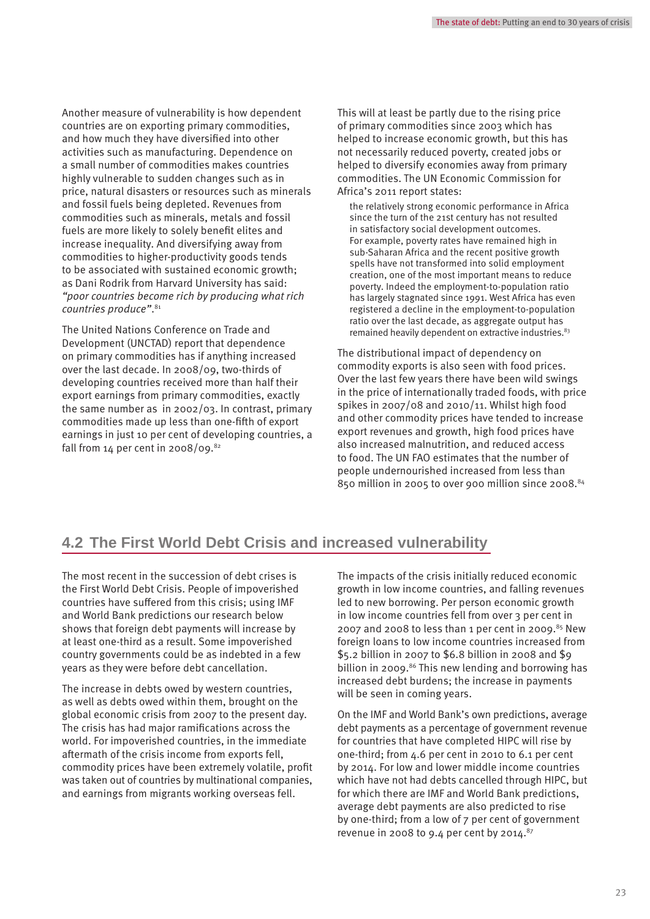Another measure of vulnerability is how dependent countries are on exporting primary commodities, and how much they have diversified into other activities such as manufacturing. Dependence on a small number of commodities makes countries highly vulnerable to sudden changes such as in price, natural disasters or resources such as minerals and fossil fuels being depleted. Revenues from commodities such as minerals, metals and fossil fuels are more likely to solely benefit elites and increase inequality. And diversifying away from commodities to higher-productivity goods tends to be associated with sustained economic growth; as Dani Rodrik from Harvard University has said: *"poor countries become rich by producing what rich countries produce"*.[81]

The United Nations Conference on Trade and Development (UNCTAD) report that dependence on primary commodities has if anything increased over the last decade. In 2008/09, two-thirds of developing countries received more than half their export earnings from primary commodities, exactly the same number as in 2002/03. In contrast, primary commodities made up less than one-fifth of export earnings in just 10 per cent of developing countries, a fall from 14 per cent in 2008/09.[82]

This will at least be partly due to the rising price of primary commodities since 2003 which has helped to increase economic growth, but this has not necessarily reduced poverty, created jobs or helped to diversify economies away from primary commodities. The UN Economic Commission for Africa's 2011 report states:

> the relatively strong economic performance in Africa since the turn of the 21st century has not resulted in satisfactory social development outcomes. For example, poverty rates have remained high in sub-Saharan Africa and the recent positive growth spells have not transformed into solid employment creation, one of the most important means to reduce poverty. Indeed the employment-to-population ratio has largely stagnated since 1991. West Africa has even registered a decline in the employment-to-population ratio over the last decade, as aggregate output has remained heavily dependent on extractive industries.[83]

The distributional impact of dependency on commodity exports is also seen with food prices. Over the last few years there have been wild swings in the price of internationally traded foods, with price spikes in 2007/08 and 2010/11. Whilst high food and other commodity prices have tended to increase export revenues and growth, high food prices have also increased malnutrition, and reduced access to food. The UN FAO estimates that the number of people undernourished increased from less than 850 million in 2005 to over 900 million since 2008.[84]

## 4.2 The First World Debt Crisis and increased vulnerability

The most recent in the succession of debt crises is the First World Debt Crisis. People of impoverished countries have suffered from this crisis; using IMF and World Bank predictions our research below shows that foreign debt payments will increase by at least one-third as a result. Some impoverished country governments could be as indebted in a few years as they were before debt cancellation.

The increase in debts owed by western countries, as well as debts owed within them, brought on the global economic crisis from 2007 to the present day. The crisis has had major ramifications across the world. For impoverished countries, in the immediate aftermath of the crisis income from exports fell, commodity prices have been extremely volatile, profit was taken out of countries by multinational companies, and earnings from migrants working overseas fell.

The impacts of the crisis initially reduced economic growth in low income countries, and falling revenues led to new borrowing. Per person economic growth in low income countries fell from over 3 per cent in 2007 and 2008 to less than 1 per cent in 2009.[85] New foreign loans to low income countries increased from \$5.2 billion in 2007 to \$6.8 billion in 2008 and \$9 billion in 2009.[86] This new lending and borrowing has increased debt burdens; the increase in payments will be seen in coming years.

On the IMF and World Bank's own predictions, average debt payments as a percentage of government revenue for countries that have completed HIPC will rise by one-third; from 4.6 per cent in 2010 to 6.1 per cent by 2014. For low and lower middle income countries which have not had debts cancelled through HIPC, but for which there are IMF and World Bank predictions, average debt payments are also predicted to rise by one-third; from a low of 7 per cent of government revenue in 2008 to 9.4 per cent by 2014.[87]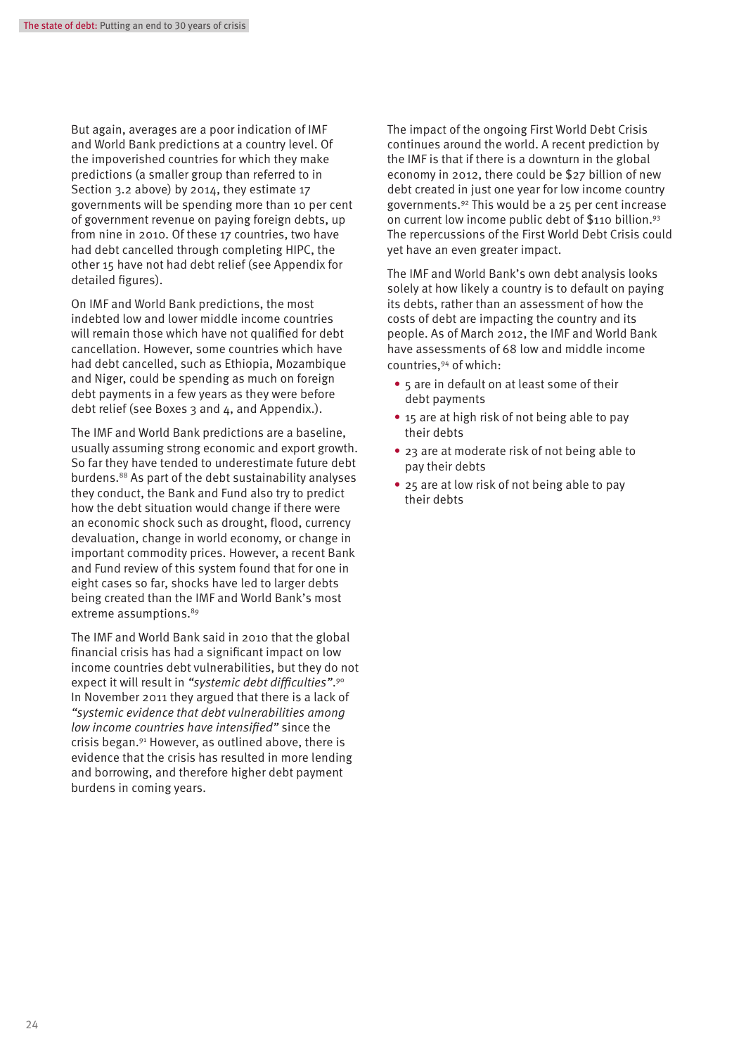But again, averages are a poor indication of IMF and World Bank predictions at a country level. Of the impoverished countries for which they make predictions (a smaller group than referred to in Section 3.2 above) by 2014, they estimate 17 governments will be spending more than 10 per cent of government revenue on paying foreign debts, up from nine in 2010. Of these 17 countries, two have had debt cancelled through completing HIPC, the other 15 have not had debt relief (see Appendix for detailed figures).

On IMF and World Bank predictions, the most indebted low and lower middle income countries will remain those which have not qualified for debt cancellation. However, some countries which have had debt cancelled, such as Ethiopia, Mozambique and Niger, could be spending as much on foreign debt payments in a few years as they were before debt relief (see Boxes 3 and 4, and Appendix.).

The IMF and World Bank predictions are a baseline, usually assuming strong economic and export growth. So far they have tended to underestimate future debt burdens.[88] As part of the debt sustainability analyses they conduct, the Bank and Fund also try to predict how the debt situation would change if there were an economic shock such as drought, flood, currency devaluation, change in world economy, or change in important commodity prices. However, a recent Bank and Fund review of this system found that for one in eight cases so far, shocks have led to larger debts being created than the IMF and World Bank's most extreme assumptions.[89]

The IMF and World Bank said in 2010 that the global financial crisis has had a significant impact on low income countries debt vulnerabilities, but they do not expect it will result in *"systemic debt difficulties"*.[90] In November 2011 they argued that there is a lack of *"systemic evidence that debt vulnerabilities among low income countries have intensified"* since the crisis began.[91] However, as outlined above, there is evidence that the crisis has resulted in more lending and borrowing, and therefore higher debt payment burdens in coming years.

The impact of the ongoing First World Debt Crisis continues around the world. A recent prediction by the IMF is that if there is a downturn in the global economy in 2012, there could be $27 billion of new debt created in just one year for low income country governments.[92] This would be a 25 per cent increase on current low income public debt of $110 billion.[93] The repercussions of the First World Debt Crisis could yet have an even greater impact.

The IMF and World Bank's own debt analysis looks solely at how likely a country is to default on paying its debts, rather than an assessment of how the costs of debt are impacting the country and its people. As of March 2012, the IMF and World Bank have assessments of 68 low and middle income countries,[94] of which:

- 5 are in default on at least some of their debt payments
- 15 are at high risk of not being able to pay their debts
- 23 are at moderate risk of not being able to pay their debts
- 25 are at low risk of not being able to pay their debts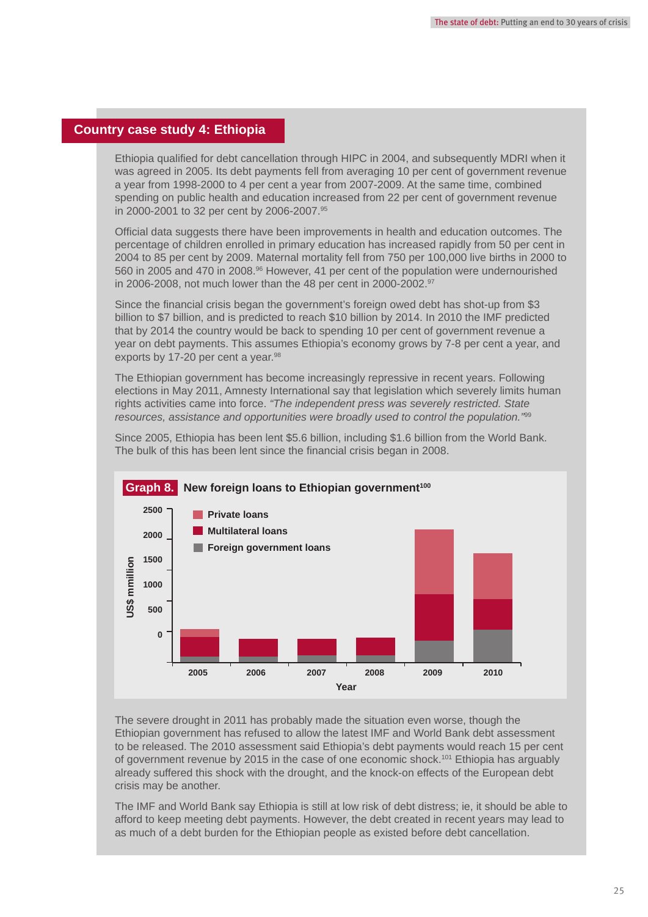## Country case study 4: Ethiopia

Ethiopia qualified for debt cancellation through HIPC in 2004, and subsequently MDRI when it was agreed in 2005. Its debt payments fell from averaging 10 per cent of government revenue a year from 1998-2000 to 4 per cent a year from 2007-2009. At the same time, combined spending on public health and education increased from 22 per cent of government revenue in 2000-2001 to 32 per cent by 2006-2007.[95]

Official data suggests there have been improvements in health and education outcomes. The percentage of children enrolled in primary education has increased rapidly from 50 per cent in 2004 to 85 per cent by 2009. Maternal mortality fell from 750 per 100,000 live births in 2000 to 560 in 2005 and 470 in 2008.[96] However, 41 per cent of the population were undernourished in 2006-2008, not much lower than the 48 per cent in 2000-2002.[97]

Since the financial crisis began the government's foreign owed debt has shot-up from $3 billion to $7 billion, and is predicted to reach $10 billion by 2014. In 2010 the IMF predicted that by 2014 the country would be back to spending 10 per cent of government revenue a year on debt payments. This assumes Ethiopia's economy grows by 7-8 per cent a year, and exports by 17-20 per cent a year.[98]

The Ethiopian government has become increasingly repressive in recent years. Following elections in May 2011, Amnesty International say that legislation which severely limits human rights activities came into force. *"The independent press was severely restricted. State resources, assistance and opportunities were broadly used to control the population."*[99]

Since 2005, Ethiopia has been lent $5.6 billion, including $1.6 billion from the World Bank. The bulk of this has been lent since the financial crisis began in 2008.

**Graph 8. New foreign loans to Ethiopian government**[100]

Legend: Private loans; Multilateral loans; Foreign government loans

Y-axis: US$ mmillion (0, 500, 1000, 1500, 2000, 2500)

X-axis: Year (2005, 2006, 2007, 2008, 2009, 2010)

The severe drought in 2011 has probably made the situation even worse, though the Ethiopian government has refused to allow the latest IMF and World Bank debt assessment to be released. The 2010 assessment said Ethiopia's debt payments would reach 15 per cent of government revenue by 2015 in the case of one economic shock.[101] Ethiopia has arguably already suffered this shock with the drought, and the knock-on effects of the European debt crisis may be another.

The IMF and World Bank say Ethiopia is still at low risk of debt distress; ie, it should be able to afford to keep meeting debt payments. However, the debt created in recent years may lead to as much of a debt burden for the Ethiopian people as existed before debt cancellation.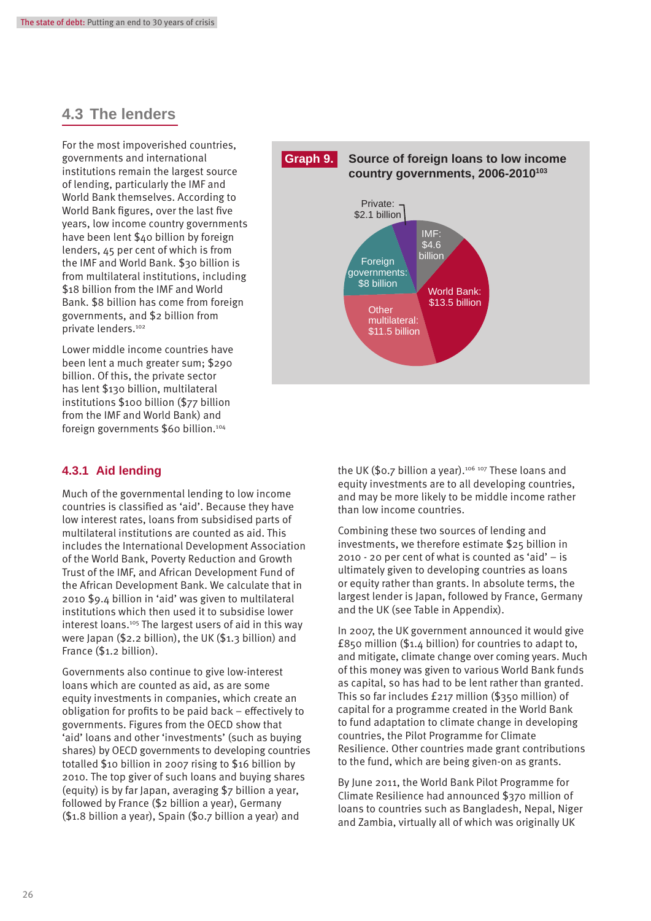## 4.3 The lenders

For the most impoverished countries, governments and international institutions remain the largest source of lending, particularly the IMF and World Bank themselves. According to World Bank figures, over the last five years, low income country governments have been lent $40 billion by foreign lenders, 45 per cent of which is from the IMF and World Bank. $30 billion is from multilateral institutions, including $18 billion from the IMF and World Bank. $8 billion has come from foreign governments, and $2 billion from private lenders.[102]

Lower middle income countries have been lent a much greater sum; $290 billion. Of this, the private sector has lent $130 billion, multilateral institutions $100 billion ($77 billion from the IMF and World Bank) and foreign governments $60 billion.[104]

**Graph 9. Source of foreign loans to low income country governments, 2006-2010**[103]

| Source | Amount |
|---|---|
| Private | $2.1 billion |
| IMF | $4.6 billion |
| World Bank | $13.5 billion |
| Other multilateral | $11.5 billion |
| Foreign governments | $8 billion |

### 4.3.1 Aid lending

Much of the governmental lending to low income countries is classified as 'aid'. Because they have low interest rates, loans from subsidised parts of multilateral institutions are counted as aid. This includes the International Development Association of the World Bank, Poverty Reduction and Growth Trust of the IMF, and African Development Fund of the African Development Bank. We calculate that in 2010 $9.4 billion in 'aid' was given to multilateral institutions which then used it to subsidise lower interest loans.[105] The largest users of aid in this way were Japan ($2.2 billion), the UK ($1.3 billion) and France ($1.2 billion).

Governments also continue to give low-interest loans which are counted as aid, as are some equity investments in companies, which create an obligation for profits to be paid back – effectively to governments. Figures from the OECD show that 'aid' loans and other 'investments' (such as buying shares) by OECD governments to developing countries totalled $10 billion in 2007 rising to $16 billion by 2010. The top giver of such loans and buying shares (equity) is by far Japan, averaging $7 billion a year, followed by France ($2 billion a year), Germany ($1.8 billion a year), Spain ($0.7 billion a year) and the UK ($0.7 billion a year).[106] [107] These loans and equity investments are to all developing countries, and may be more likely to be middle income rather than low income countries.

Combining these two sources of lending and investments, we therefore estimate $25 billion in 2010 - 20 per cent of what is counted as 'aid' – is ultimately given to developing countries as loans or equity rather than grants. In absolute terms, the largest lender is Japan, followed by France, Germany and the UK (see Table in Appendix).

In 2007, the UK government announced it would give £850 million ($1.4 billion) for countries to adapt to, and mitigate, climate change over coming years. Much of this money was given to various World Bank funds as capital, so has had to be lent rather than granted. This so far includes £217 million ($350 million) of capital for a programme created in the World Bank to fund adaptation to climate change in developing countries, the Pilot Programme for Climate Resilience. Other countries made grant contributions to the fund, which are being given-on as grants.

By June 2011, the World Bank Pilot Programme for Climate Resilience had announced $370 million of loans to countries such as Bangladesh, Nepal, Niger and Zambia, virtually all of which was originally UK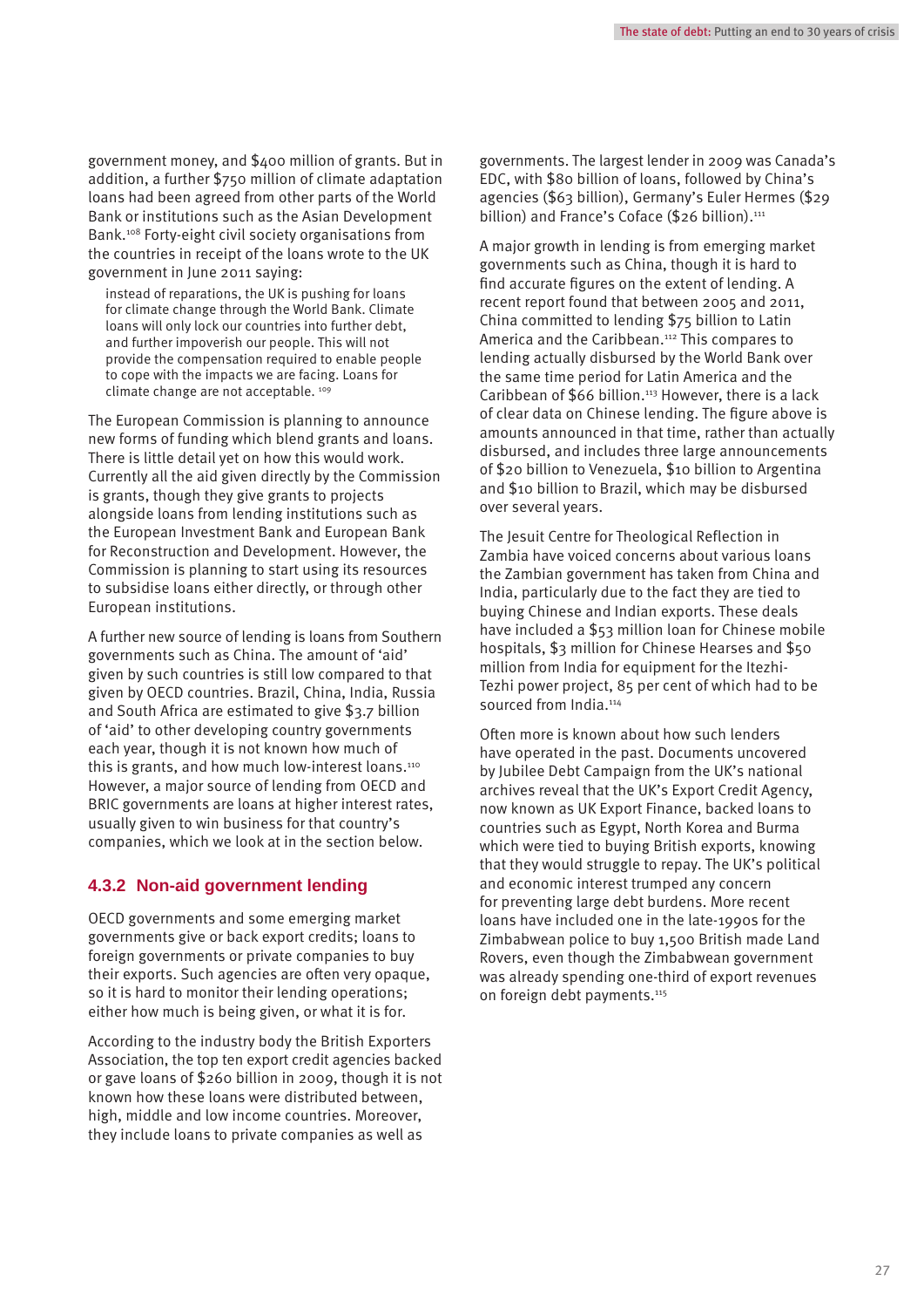government money, and $400 million of grants. But in addition, a further $750 million of climate adaptation loans had been agreed from other parts of the World Bank or institutions such as the Asian Development Bank.[108] Forty-eight civil society organisations from the countries in receipt of the loans wrote to the UK government in June 2011 saying:

> instead of reparations, the UK is pushing for loans for climate change through the World Bank. Climate loans will only lock our countries into further debt, and further impoverish our people. This will not provide the compensation required to enable people to cope with the impacts we are facing. Loans for climate change are not acceptable. [109]

The European Commission is planning to announce new forms of funding which blend grants and loans. There is little detail yet on how this would work. Currently all the aid given directly by the Commission is grants, though they give grants to projects alongside loans from lending institutions such as the European Investment Bank and European Bank for Reconstruction and Development. However, the Commission is planning to start using its resources to subsidise loans either directly, or through other European institutions.

A further new source of lending is loans from Southern governments such as China. The amount of 'aid' given by such countries is still low compared to that given by OECD countries. Brazil, China, India, Russia and South Africa are estimated to give $3.7 billion of 'aid' to other developing country governments each year, though it is not known how much of this is grants, and how much low-interest loans.[110] However, a major source of lending from OECD and BRIC governments are loans at higher interest rates, usually given to win business for that country's companies, which we look at in the section below.

### 4.3.2 Non-aid government lending

OECD governments and some emerging market governments give or back export credits; loans to foreign governments or private companies to buy their exports. Such agencies are often very opaque, so it is hard to monitor their lending operations; either how much is being given, or what it is for.

According to the industry body the British Exporters Association, the top ten export credit agencies backed or gave loans of $260 billion in 2009, though it is not known how these loans were distributed between, high, middle and low income countries. Moreover, they include loans to private companies as well as governments. The largest lender in 2009 was Canada's EDC, with $80 billion of loans, followed by China's agencies ($63 billion), Germany's Euler Hermes ($29 billion) and France's Coface ($26 billion).[111]

A major growth in lending is from emerging market governments such as China, though it is hard to find accurate figures on the extent of lending. A recent report found that between 2005 and 2011, China committed to lending $75 billion to Latin America and the Caribbean.[112] This compares to lending actually disbursed by the World Bank over the same time period for Latin America and the Caribbean of $66 billion.[113] However, there is a lack of clear data on Chinese lending. The figure above is amounts announced in that time, rather than actually disbursed, and includes three large announcements of $20 billion to Venezuela, $10 billion to Argentina and $10 billion to Brazil, which may be disbursed over several years.

The Jesuit Centre for Theological Reflection in Zambia have voiced concerns about various loans the Zambian government has taken from China and India, particularly due to the fact they are tied to buying Chinese and Indian exports. These deals have included a $53 million loan for Chinese mobile hospitals, $3 million for Chinese Hearses and $50 million from India for equipment for the Itezhi-Tezhi power project, 85 per cent of which had to be sourced from India.[114]

Often more is known about how such lenders have operated in the past. Documents uncovered by Jubilee Debt Campaign from the UK's national archives reveal that the UK's Export Credit Agency, now known as UK Export Finance, backed loans to countries such as Egypt, North Korea and Burma which were tied to buying British exports, knowing that they would struggle to repay. The UK's political and economic interest trumped any concern for preventing large debt burdens. More recent loans have included one in the late-1990s for the Zimbabwean police to buy 1,500 British made Land Rovers, even though the Zimbabwean government was already spending one-third of export revenues on foreign debt payments.[115]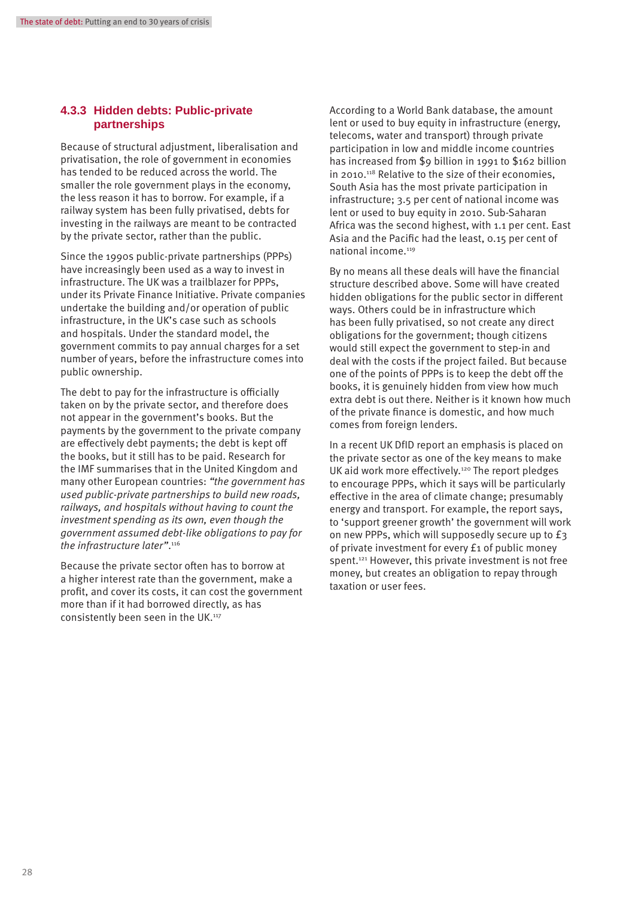### 4.3.3 Hidden debts: Public-private partnerships

Because of structural adjustment, liberalisation and privatisation, the role of government in economies has tended to be reduced across the world. The smaller the role government plays in the economy, the less reason it has to borrow. For example, if a railway system has been fully privatised, debts for investing in the railways are meant to be contracted by the private sector, rather than the public.

Since the 1990s public-private partnerships (PPPs) have increasingly been used as a way to invest in infrastructure. The UK was a trailblazer for PPPs, under its Private Finance Initiative. Private companies undertake the building and/or operation of public infrastructure, in the UK's case such as schools and hospitals. Under the standard model, the government commits to pay annual charges for a set number of years, before the infrastructure comes into public ownership.

The debt to pay for the infrastructure is officially taken on by the private sector, and therefore does not appear in the government's books. But the payments by the government to the private company are effectively debt payments; the debt is kept off the books, but it still has to be paid. Research for the IMF summarises that in the United Kingdom and many other European countries: *"the government has used public-private partnerships to build new roads, railways, and hospitals without having to count the investment spending as its own, even though the government assumed debt-like obligations to pay for the infrastructure later"*.[116]

Because the private sector often has to borrow at a higher interest rate than the government, make a profit, and cover its costs, it can cost the government more than if it had borrowed directly, as has consistently been seen in the UK.[117]

According to a World Bank database, the amount lent or used to buy equity in infrastructure (energy, telecoms, water and transport) through private participation in low and middle income countries has increased from $9 billion in 1991 to $162 billion in 2010.[118] Relative to the size of their economies, South Asia has the most private participation in infrastructure; 3.5 per cent of national income was lent or used to buy equity in 2010. Sub-Saharan Africa was the second highest, with 1.1 per cent. East Asia and the Pacific had the least, 0.15 per cent of national income.[119]

By no means all these deals will have the financial structure described above. Some will have created hidden obligations for the public sector in different ways. Others could be in infrastructure which has been fully privatised, so not create any direct obligations for the government; though citizens would still expect the government to step-in and deal with the costs if the project failed. But because one of the points of PPPs is to keep the debt off the books, it is genuinely hidden from view how much extra debt is out there. Neither is it known how much of the private finance is domestic, and how much comes from foreign lenders.

In a recent UK DfID report an emphasis is placed on the private sector as one of the key means to make UK aid work more effectively.[120] The report pledges to encourage PPPs, which it says will be particularly effective in the area of climate change; presumably energy and transport. For example, the report says, to 'support greener growth' the government will work on new PPPs, which will supposedly secure up to £3 of private investment for every £1 of public money spent.[121] However, this private investment is not free money, but creates an obligation to repay through taxation or user fees.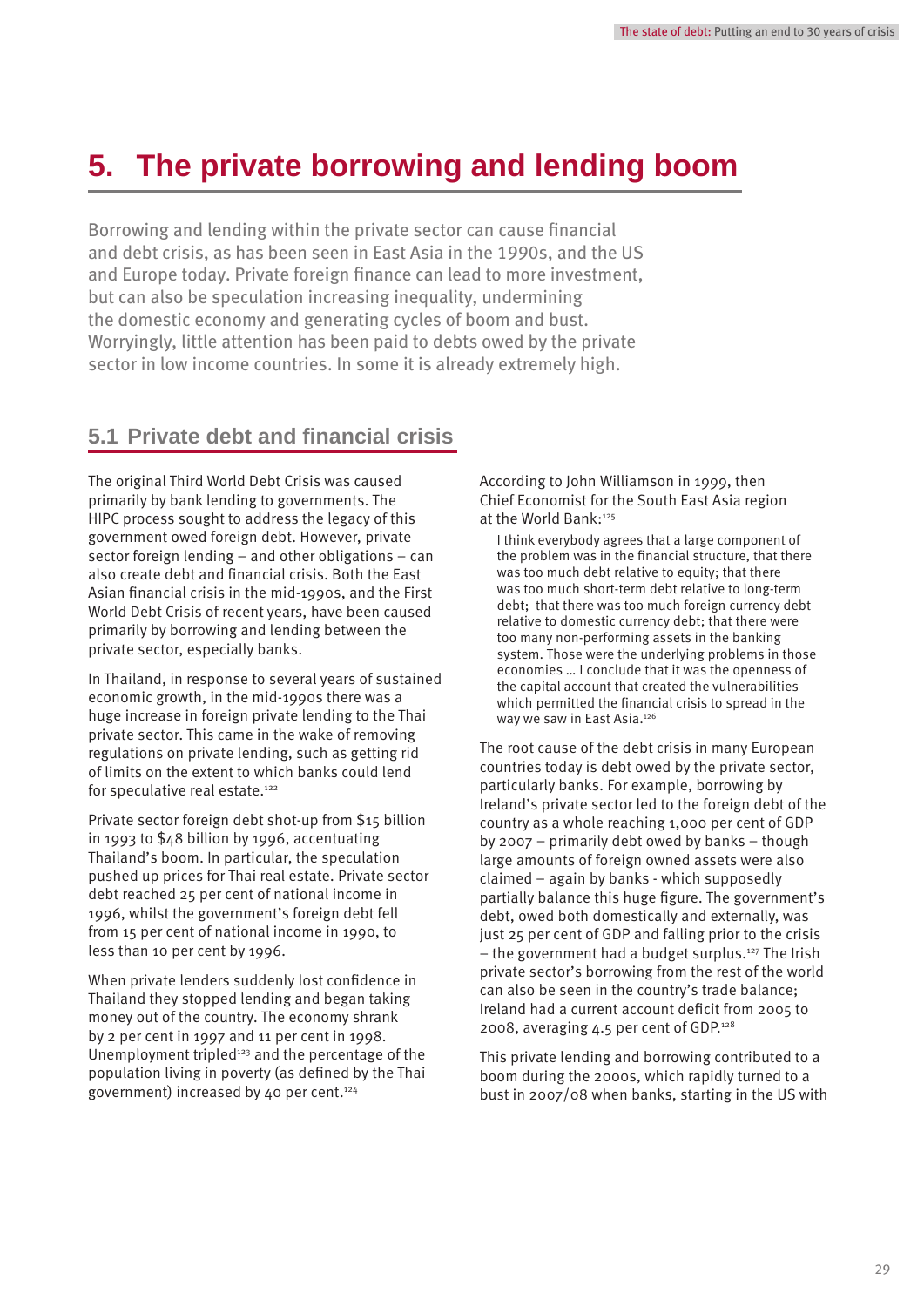# 5. The private borrowing and lending boom

Borrowing and lending within the private sector can cause financial and debt crisis, as has been seen in East Asia in the 1990s, and the US and Europe today. Private foreign finance can lead to more investment, but can also be speculation increasing inequality, undermining the domestic economy and generating cycles of boom and bust. Worryingly, little attention has been paid to debts owed by the private sector in low income countries. In some it is already extremely high.

## 5.1 Private debt and financial crisis

The original Third World Debt Crisis was caused primarily by bank lending to governments. The HIPC process sought to address the legacy of this government owed foreign debt. However, private sector foreign lending – and other obligations – can also create debt and financial crisis. Both the East Asian financial crisis in the mid-1990s, and the First World Debt Crisis of recent years, have been caused primarily by borrowing and lending between the private sector, especially banks.

In Thailand, in response to several years of sustained economic growth, in the mid-1990s there was a huge increase in foreign private lending to the Thai private sector. This came in the wake of removing regulations on private lending, such as getting rid of limits on the extent to which banks could lend for speculative real estate.[122]

Private sector foreign debt shot-up from $15 billion in 1993 to $48 billion by 1996, accentuating Thailand's boom. In particular, the speculation pushed up prices for Thai real estate. Private sector debt reached 25 per cent of national income in 1996, whilst the government's foreign debt fell from 15 per cent of national income in 1990, to less than 10 per cent by 1996.

When private lenders suddenly lost confidence in Thailand they stopped lending and began taking money out of the country. The economy shrank by 2 per cent in 1997 and 11 per cent in 1998. Unemployment tripled[123] and the percentage of the population living in poverty (as defined by the Thai government) increased by 40 per cent.[124]

According to John Williamson in 1999, then Chief Economist for the South East Asia region at the World Bank:[125]

> I think everybody agrees that a large component of the problem was in the financial structure, that there was too much debt relative to equity; that there was too much short-term debt relative to long-term debt; that there was too much foreign currency debt relative to domestic currency debt; that there were too many non-performing assets in the banking system. Those were the underlying problems in those economies … I conclude that it was the openness of the capital account that created the vulnerabilities which permitted the financial crisis to spread in the way we saw in East Asia.[126]

The root cause of the debt crisis in many European countries today is debt owed by the private sector, particularly banks. For example, borrowing by Ireland's private sector led to the foreign debt of the country as a whole reaching 1,000 per cent of GDP by 2007 – primarily debt owed by banks – though large amounts of foreign owned assets were also claimed – again by banks - which supposedly partially balance this huge figure. The government's debt, owed both domestically and externally, was just 25 per cent of GDP and falling prior to the crisis – the government had a budget surplus.[127] The Irish private sector's borrowing from the rest of the world can also be seen in the country's trade balance; Ireland had a current account deficit from 2005 to 2008, averaging 4.5 per cent of GDP.[128]

This private lending and borrowing contributed to a boom during the 2000s, which rapidly turned to a bust in 2007/08 when banks, starting in the US with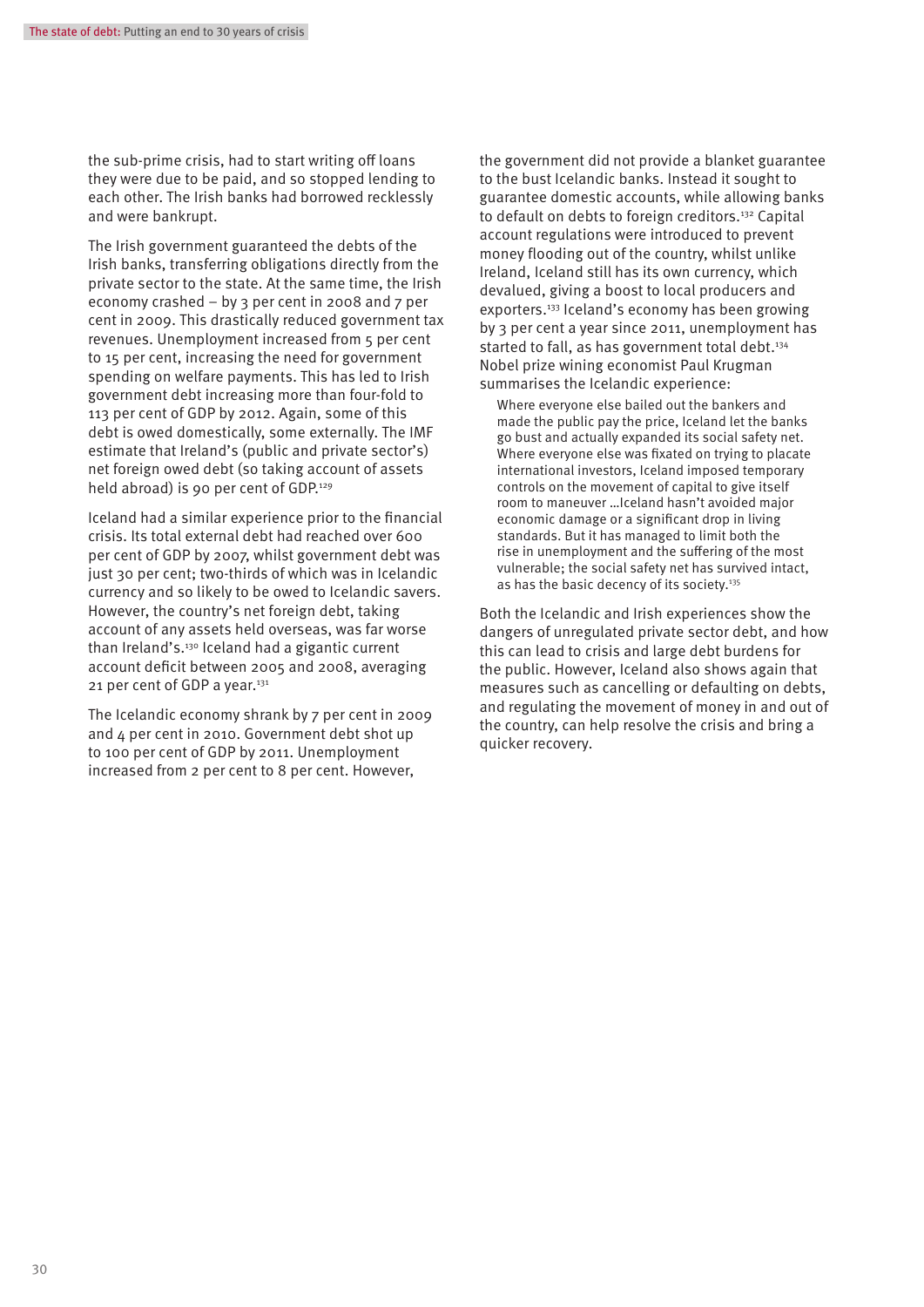the sub-prime crisis, had to start writing off loans they were due to be paid, and so stopped lending to each other. The Irish banks had borrowed recklessly and were bankrupt.

The Irish government guaranteed the debts of the Irish banks, transferring obligations directly from the private sector to the state. At the same time, the Irish economy crashed – by 3 per cent in 2008 and 7 per cent in 2009. This drastically reduced government tax revenues. Unemployment increased from 5 per cent to 15 per cent, increasing the need for government spending on welfare payments. This has led to Irish government debt increasing more than four-fold to 113 per cent of GDP by 2012. Again, some of this debt is owed domestically, some externally. The IMF estimate that Ireland's (public and private sector's) net foreign owed debt (so taking account of assets held abroad) is 90 per cent of GDP.[129]

Iceland had a similar experience prior to the financial crisis. Its total external debt had reached over 600 per cent of GDP by 2007, whilst government debt was just 30 per cent; two-thirds of which was in Icelandic currency and so likely to be owed to Icelandic savers. However, the country's net foreign debt, taking account of any assets held overseas, was far worse than Ireland's.[130] Iceland had a gigantic current account deficit between 2005 and 2008, averaging 21 per cent of GDP a year.[131]

The Icelandic economy shrank by 7 per cent in 2009 and 4 per cent in 2010. Government debt shot up to 100 per cent of GDP by 2011. Unemployment increased from 2 per cent to 8 per cent. However, the government did not provide a blanket guarantee to the bust Icelandic banks. Instead it sought to guarantee domestic accounts, while allowing banks to default on debts to foreign creditors.[132] Capital account regulations were introduced to prevent money flooding out of the country, whilst unlike Ireland, Iceland still has its own currency, which devalued, giving a boost to local producers and exporters.[133] Iceland's economy has been growing by 3 per cent a year since 2011, unemployment has started to fall, as has government total debt.[134] Nobel prize wining economist Paul Krugman summarises the Icelandic experience:

> Where everyone else bailed out the bankers and made the public pay the price, Iceland let the banks go bust and actually expanded its social safety net. Where everyone else was fixated on trying to placate international investors, Iceland imposed temporary controls on the movement of capital to give itself room to maneuver …Iceland hasn't avoided major economic damage or a significant drop in living standards. But it has managed to limit both the rise in unemployment and the suffering of the most vulnerable; the social safety net has survived intact, as has the basic decency of its society.[135]

Both the Icelandic and Irish experiences show the dangers of unregulated private sector debt, and how this can lead to crisis and large debt burdens for the public. However, Iceland also shows again that measures such as cancelling or defaulting on debts, and regulating the movement of money in and out of the country, can help resolve the crisis and bring a quicker recovery.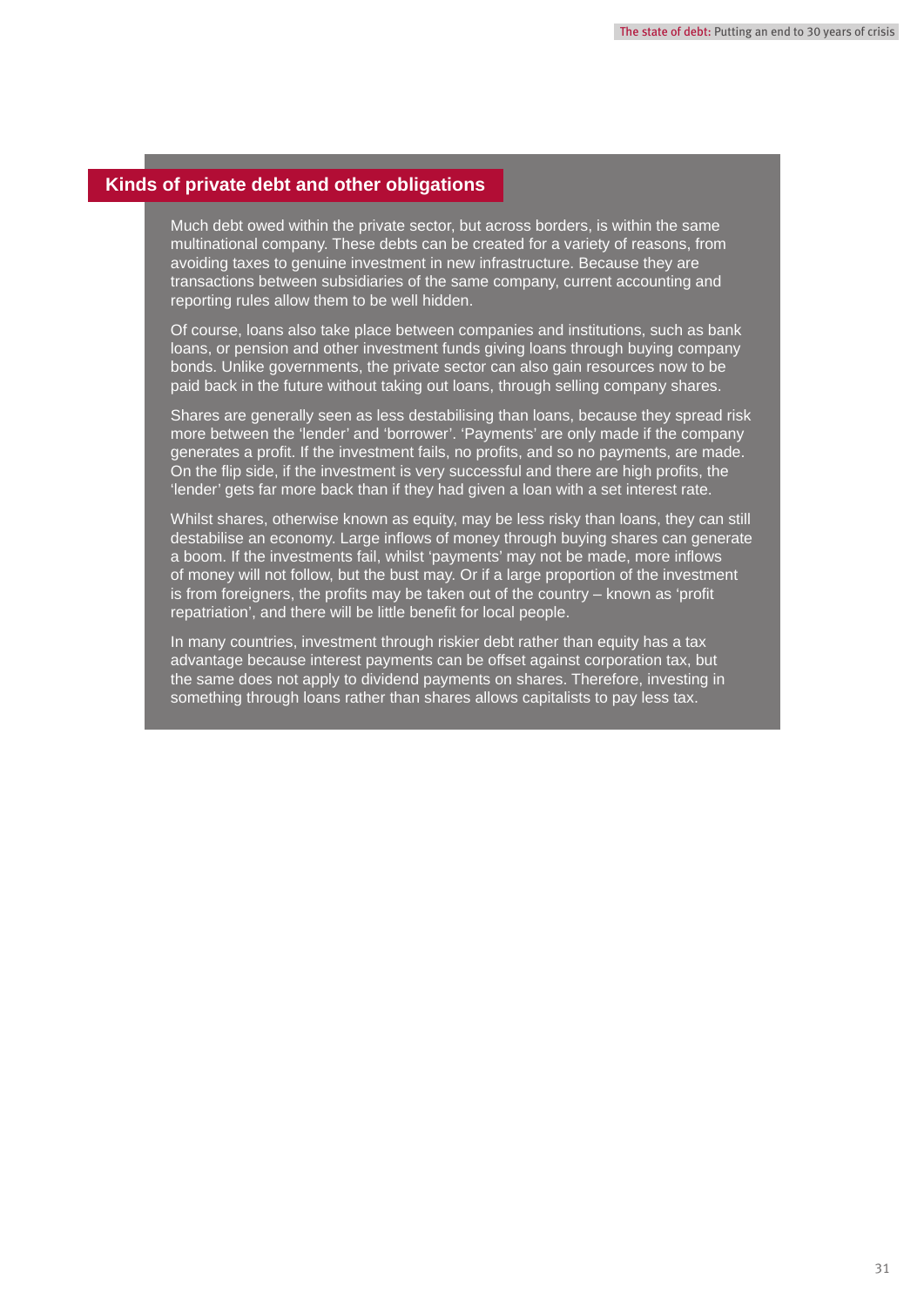## Kinds of private debt and other obligations

Much debt owed within the private sector, but across borders, is within the same multinational company. These debts can be created for a variety of reasons, from avoiding taxes to genuine investment in new infrastructure. Because they are transactions between subsidiaries of the same company, current accounting and reporting rules allow them to be well hidden.

Of course, loans also take place between companies and institutions, such as bank loans, or pension and other investment funds giving loans through buying company bonds. Unlike governments, the private sector can also gain resources now to be paid back in the future without taking out loans, through selling company shares.

Shares are generally seen as less destabilising than loans, because they spread risk more between the 'lender' and 'borrower'. 'Payments' are only made if the company generates a profit. If the investment fails, no profits, and so no payments, are made. On the flip side, if the investment is very successful and there are high profits, the 'lender' gets far more back than if they had given a loan with a set interest rate.

Whilst shares, otherwise known as equity, may be less risky than loans, they can still destabilise an economy. Large inflows of money through buying shares can generate a boom. If the investments fail, whilst 'payments' may not be made, more inflows of money will not follow, but the bust may. Or if a large proportion of the investment is from foreigners, the profits may be taken out of the country – known as 'profit repatriation', and there will be little benefit for local people.

In many countries, investment through riskier debt rather than equity has a tax advantage because interest payments can be offset against corporation tax, but the same does not apply to dividend payments on shares. Therefore, investing in something through loans rather than shares allows capitalists to pay less tax.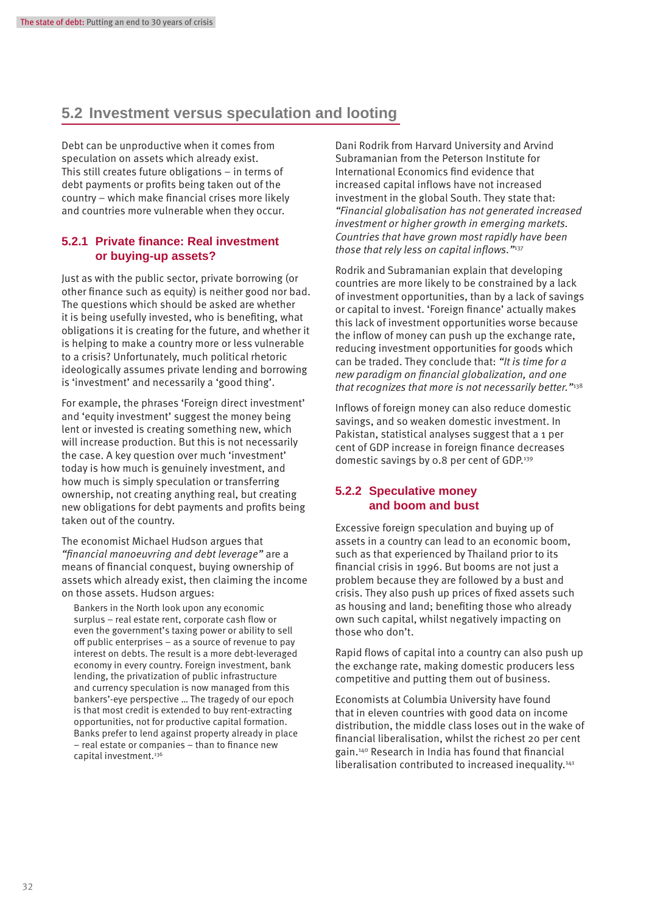## 5.2 Investment versus speculation and looting

Debt can be unproductive when it comes from speculation on assets which already exist. This still creates future obligations – in terms of debt payments or profits being taken out of the country – which make financial crises more likely and countries more vulnerable when they occur.

### 5.2.1 Private finance: Real investment or buying-up assets?

Just as with the public sector, private borrowing (or other finance such as equity) is neither good nor bad. The questions which should be asked are whether it is being usefully invested, who is benefiting, what obligations it is creating for the future, and whether it is helping to make a country more or less vulnerable to a crisis? Unfortunately, much political rhetoric ideologically assumes private lending and borrowing is 'investment' and necessarily a 'good thing'.

For example, the phrases 'Foreign direct investment' and 'equity investment' suggest the money being lent or invested is creating something new, which will increase production. But this is not necessarily the case. A key question over much 'investment' today is how much is genuinely investment, and how much is simply speculation or transferring ownership, not creating anything real, but creating new obligations for debt payments and profits being taken out of the country.

The economist Michael Hudson argues that *"financial manoeuvring and debt leverage"* are a means of financial conquest, buying ownership of assets which already exist, then claiming the income on those assets. Hudson argues:

> Bankers in the North look upon any economic surplus – real estate rent, corporate cash flow or even the government's taxing power or ability to sell off public enterprises – as a source of revenue to pay interest on debts. The result is a more debt-leveraged economy in every country. Foreign investment, bank lending, the privatization of public infrastructure and currency speculation is now managed from this bankers'-eye perspective … The tragedy of our epoch is that most credit is extended to buy rent-extracting opportunities, not for productive capital formation. Banks prefer to lend against property already in place – real estate or companies – than to finance new capital investment.[136]

Dani Rodrik from Harvard University and Arvind Subramanian from the Peterson Institute for International Economics find evidence that increased capital inflows have not increased investment in the global South. They state that: *"Financial globalisation has not generated increased investment or higher growth in emerging markets. Countries that have grown most rapidly have been those that rely less on capital inflows."*[137]

Rodrik and Subramanian explain that developing countries are more likely to be constrained by a lack of investment opportunities, than by a lack of savings or capital to invest. 'Foreign finance' actually makes this lack of investment opportunities worse because the inflow of money can push up the exchange rate, reducing investment opportunities for goods which can be traded. They conclude that: *"It is time for a new paradigm on financial globalization, and one that recognizes that more is not necessarily better."*[138]

Inflows of foreign money can also reduce domestic savings, and so weaken domestic investment. In Pakistan, statistical analyses suggest that a 1 per cent of GDP increase in foreign finance decreases domestic savings by 0.8 per cent of GDP.[139]

### 5.2.2 Speculative money and boom and bust

Excessive foreign speculation and buying up of assets in a country can lead to an economic boom, such as that experienced by Thailand prior to its financial crisis in 1996. But booms are not just a problem because they are followed by a bust and crisis. They also push up prices of fixed assets such as housing and land; benefiting those who already own such capital, whilst negatively impacting on those who don't.

Rapid flows of capital into a country can also push up the exchange rate, making domestic producers less competitive and putting them out of business.

Economists at Columbia University have found that in eleven countries with good data on income distribution, the middle class loses out in the wake of financial liberalisation, whilst the richest 20 per cent gain.[140] Research in India has found that financial liberalisation contributed to increased inequality.[141]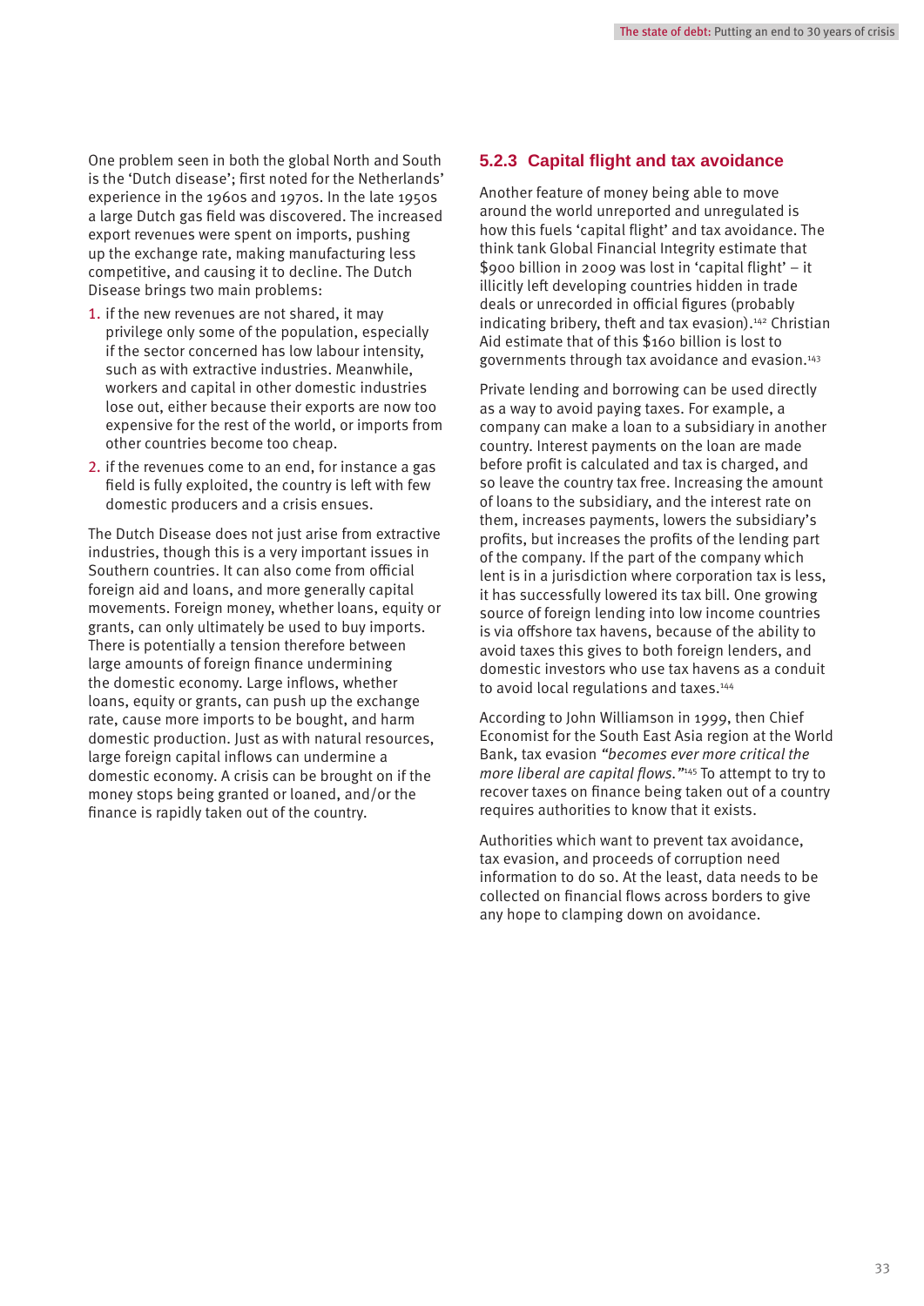One problem seen in both the global North and South is the 'Dutch disease'; first noted for the Netherlands' experience in the 1960s and 1970s. In the late 1950s a large Dutch gas field was discovered. The increased export revenues were spent on imports, pushing up the exchange rate, making manufacturing less competitive, and causing it to decline. The Dutch Disease brings two main problems:

1. if the new revenues are not shared, it may privilege only some of the population, especially if the sector concerned has low labour intensity, such as with extractive industries. Meanwhile, workers and capital in other domestic industries lose out, either because their exports are now too expensive for the rest of the world, or imports from other countries become too cheap.
2. if the revenues come to an end, for instance a gas field is fully exploited, the country is left with few domestic producers and a crisis ensues.

The Dutch Disease does not just arise from extractive industries, though this is a very important issues in Southern countries. It can also come from official foreign aid and loans, and more generally capital movements. Foreign money, whether loans, equity or grants, can only ultimately be used to buy imports. There is potentially a tension therefore between large amounts of foreign finance undermining the domestic economy. Large inflows, whether loans, equity or grants, can push up the exchange rate, cause more imports to be bought, and harm domestic production. Just as with natural resources, large foreign capital inflows can undermine a domestic economy. A crisis can be brought on if the money stops being granted or loaned, and/or the finance is rapidly taken out of the country.

### 5.2.3 Capital flight and tax avoidance

Another feature of money being able to move around the world unreported and unregulated is how this fuels 'capital flight' and tax avoidance. The think tank Global Financial Integrity estimate that $900 billion in 2009 was lost in 'capital flight' – it illicitly left developing countries hidden in trade deals or unrecorded in official figures (probably indicating bribery, theft and tax evasion).[142] Christian Aid estimate that of this $160 billion is lost to governments through tax avoidance and evasion.[143]

Private lending and borrowing can be used directly as a way to avoid paying taxes. For example, a company can make a loan to a subsidiary in another country. Interest payments on the loan are made before profit is calculated and tax is charged, and so leave the country tax free. Increasing the amount of loans to the subsidiary, and the interest rate on them, increases payments, lowers the subsidiary's profits, but increases the profits of the lending part of the company. If the part of the company which lent is in a jurisdiction where corporation tax is less, it has successfully lowered its tax bill. One growing source of foreign lending into low income countries is via offshore tax havens, because of the ability to avoid taxes this gives to both foreign lenders, and domestic investors who use tax havens as a conduit to avoid local regulations and taxes.[144]

According to John Williamson in 1999, then Chief Economist for the South East Asia region at the World Bank, tax evasion *"becomes ever more critical the more liberal are capital flows."*[145] To attempt to try to recover taxes on finance being taken out of a country requires authorities to know that it exists.

Authorities which want to prevent tax avoidance, tax evasion, and proceeds of corruption need information to do so. At the least, data needs to be collected on financial flows across borders to give any hope to clamping down on avoidance.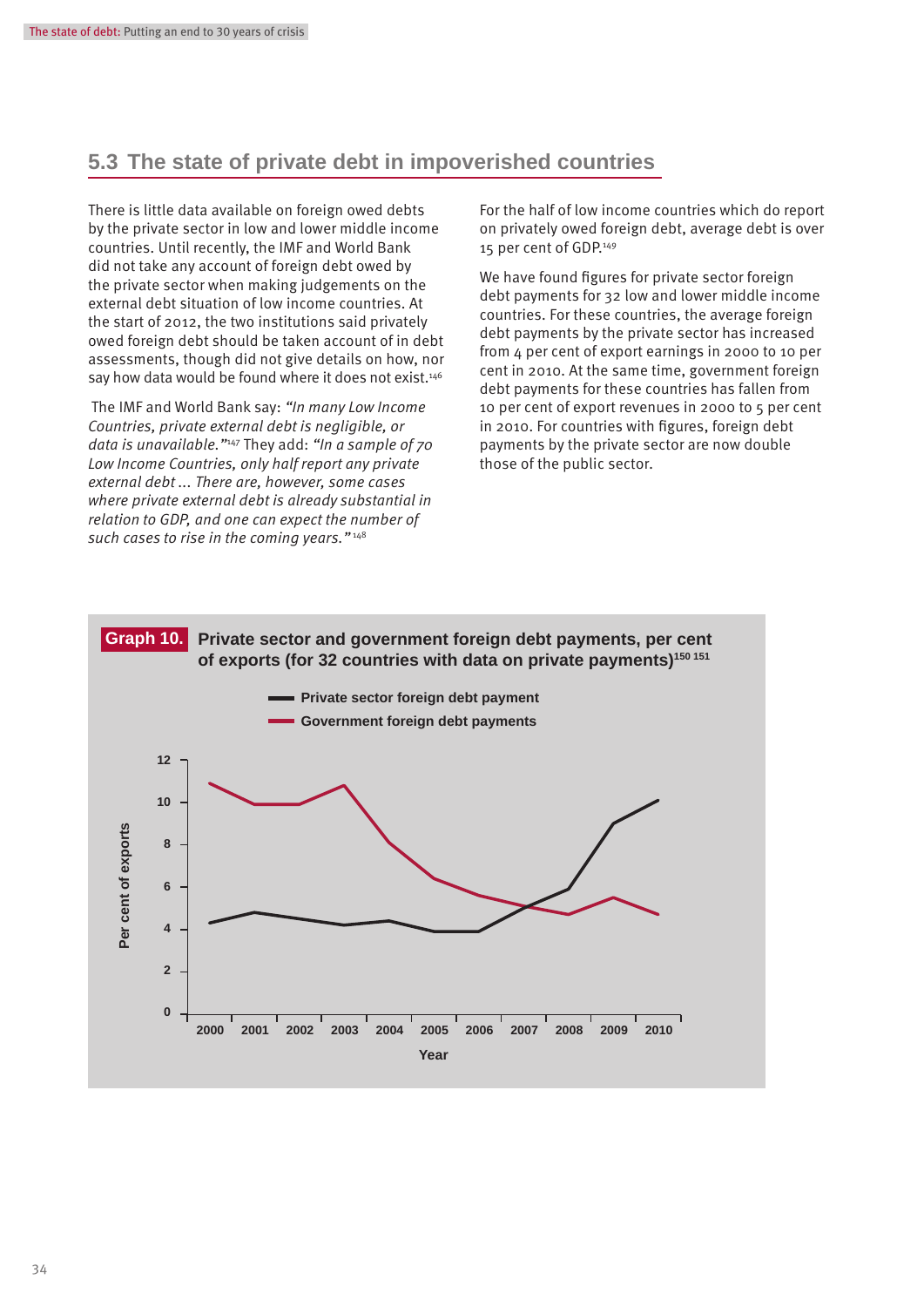## 5.3 The state of private debt in impoverished countries

There is little data available on foreign owed debts by the private sector in low and lower middle income countries. Until recently, the IMF and World Bank did not take any account of foreign debt owed by the private sector when making judgements on the external debt situation of low income countries. At the start of 2012, the two institutions said privately owed foreign debt should be taken account of in debt assessments, though did not give details on how, nor say how data would be found where it does not exist.[146]

The IMF and World Bank say: *"In many Low Income Countries, private external debt is negligible, or data is unavailable."*[147] They add: *"In a sample of 70 Low Income Countries, only half report any private external debt ... There are, however, some cases where private external debt is already substantial in relation to GDP, and one can expect the number of such cases to rise in the coming years."*[148]

For the half of low income countries which do report on privately owed foreign debt, average debt is over 15 per cent of GDP.[149]

We have found figures for private sector foreign debt payments for 32 low and lower middle income countries. For these countries, the average foreign debt payments by the private sector has increased from 4 per cent of export earnings in 2000 to 10 per cent in 2010. At the same time, government foreign debt payments for these countries has fallen from 10 per cent of export revenues in 2000 to 5 per cent in 2010. For countries with figures, foreign debt payments by the private sector are now double those of the public sector.

**Graph 10. Private sector and government foreign debt payments, per cent of exports (for 32 countries with data on private payments)[150 151]**

Legend: Private sector foreign debt payment; Government foreign debt payments

Y-axis: Per cent of exports (0–12); X-axis: Year (2000–2010)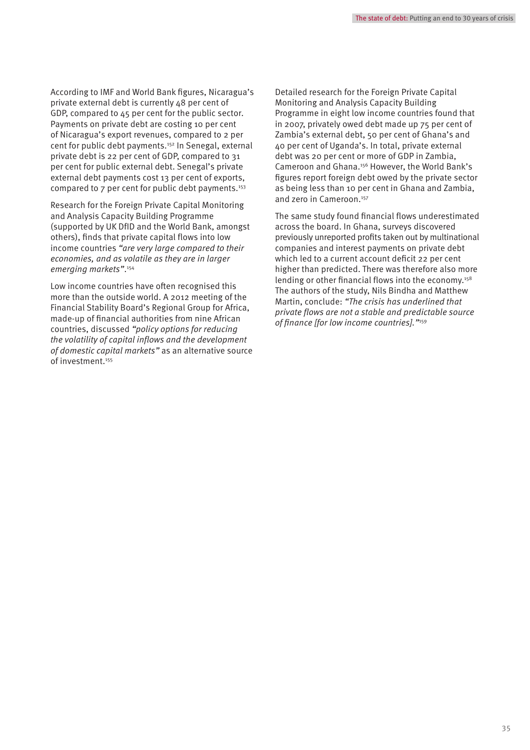According to IMF and World Bank figures, Nicaragua's private external debt is currently 48 per cent of GDP, compared to 45 per cent for the public sector. Payments on private debt are costing 10 per cent of Nicaragua's export revenues, compared to 2 per cent for public debt payments.[152] In Senegal, external private debt is 22 per cent of GDP, compared to 31 per cent for public external debt. Senegal's private external debt payments cost 13 per cent of exports, compared to 7 per cent for public debt payments.[153]

Research for the Foreign Private Capital Monitoring and Analysis Capacity Building Programme (supported by UK DfID and the World Bank, amongst others), finds that private capital flows into low income countries *"are very large compared to their economies, and as volatile as they are in larger emerging markets"*.[154]

Low income countries have often recognised this more than the outside world. A 2012 meeting of the Financial Stability Board's Regional Group for Africa, made-up of financial authorities from nine African countries, discussed *"policy options for reducing the volatility of capital inflows and the development of domestic capital markets"* as an alternative source of investment.[155]

Detailed research for the Foreign Private Capital Monitoring and Analysis Capacity Building Programme in eight low income countries found that in 2007, privately owed debt made up 75 per cent of Zambia's external debt, 50 per cent of Ghana's and 40 per cent of Uganda's. In total, private external debt was 20 per cent or more of GDP in Zambia, Cameroon and Ghana.[156] However, the World Bank's figures report foreign debt owed by the private sector as being less than 10 per cent in Ghana and Zambia, and zero in Cameroon.[157]

The same study found financial flows underestimated across the board. In Ghana, surveys discovered previously unreported profits taken out by multinational companies and interest payments on private debt which led to a current account deficit 22 per cent higher than predicted. There was therefore also more lending or other financial flows into the economy.[158] The authors of the study, Nils Bindha and Matthew Martin, conclude: *"The crisis has underlined that private flows are not a stable and predictable source of finance [for low income countries]."*[159]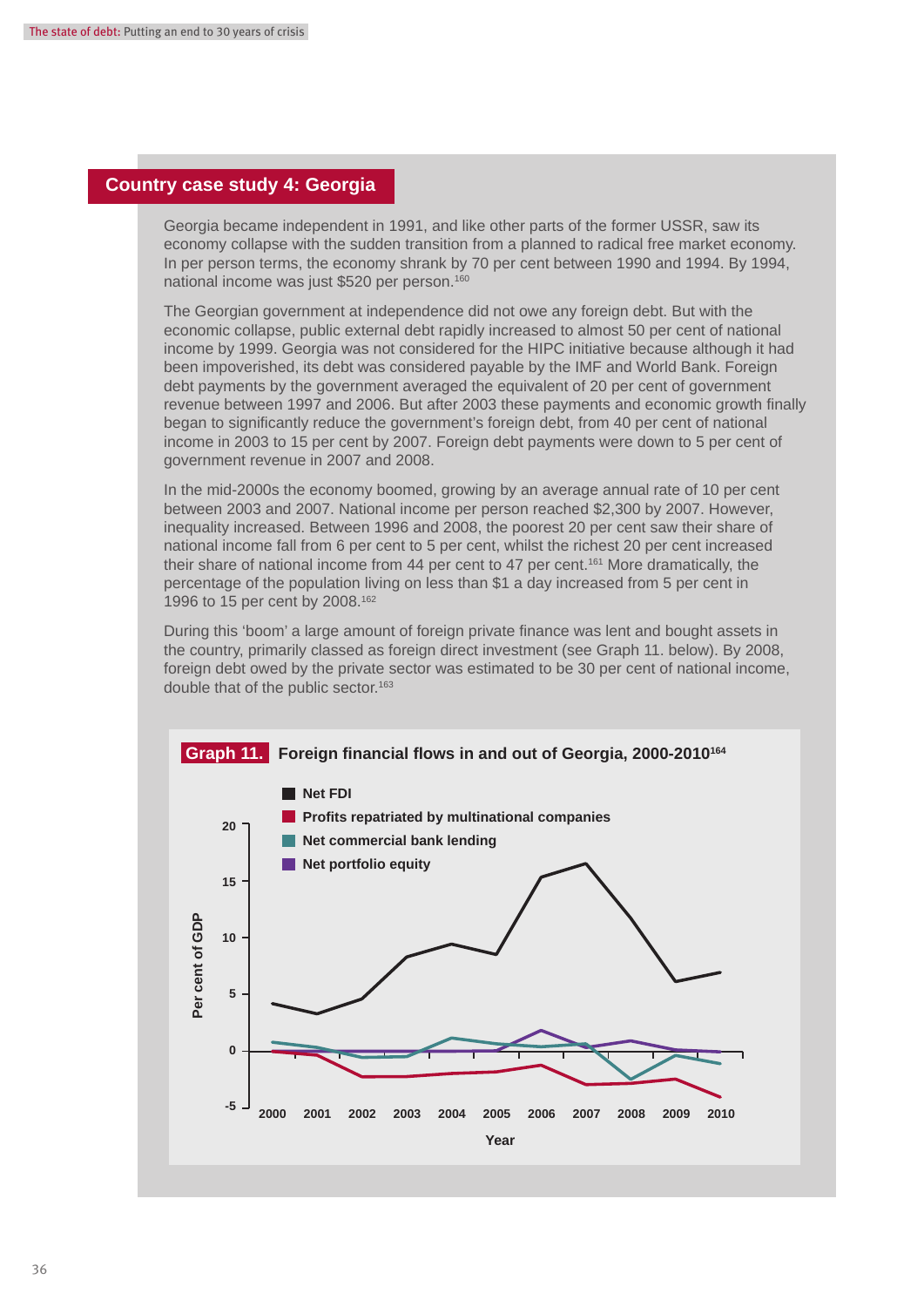## Country case study 4: Georgia

Georgia became independent in 1991, and like other parts of the former USSR, saw its economy collapse with the sudden transition from a planned to radical free market economy. In per person terms, the economy shrank by 70 per cent between 1990 and 1994. By 1994, national income was just $520 per person.[160]

The Georgian government at independence did not owe any foreign debt. But with the economic collapse, public external debt rapidly increased to almost 50 per cent of national income by 1999. Georgia was not considered for the HIPC initiative because although it had been impoverished, its debt was considered payable by the IMF and World Bank. Foreign debt payments by the government averaged the equivalent of 20 per cent of government revenue between 1997 and 2006. But after 2003 these payments and economic growth finally began to significantly reduce the government's foreign debt, from 40 per cent of national income in 2003 to 15 per cent by 2007. Foreign debt payments were down to 5 per cent of government revenue in 2007 and 2008.

In the mid-2000s the economy boomed, growing by an average annual rate of 10 per cent between 2003 and 2007. National income per person reached $2,300 by 2007. However, inequality increased. Between 1996 and 2008, the poorest 20 per cent saw their share of national income fall from 6 per cent to 5 per cent, whilst the richest 20 per cent increased their share of national income from 44 per cent to 47 per cent.[161] More dramatically, the percentage of the population living on less than $1 a day increased from 5 per cent in 1996 to 15 per cent by 2008.[162]

During this 'boom' a large amount of foreign private finance was lent and bought assets in the country, primarily classed as foreign direct investment (see Graph 11. below). By 2008, foreign debt owed by the private sector was estimated to be 30 per cent of national income, double that of the public sector.[163]

**Graph 11. Foreign financial flows in and out of Georgia, 2000-2010**[164]

Legend: Net FDI; Profits repatriated by multinational companies; Net commercial bank lending; Net portfolio equity

Y-axis: Per cent of GDP (-5 to 20); X-axis: Year (2000–2010)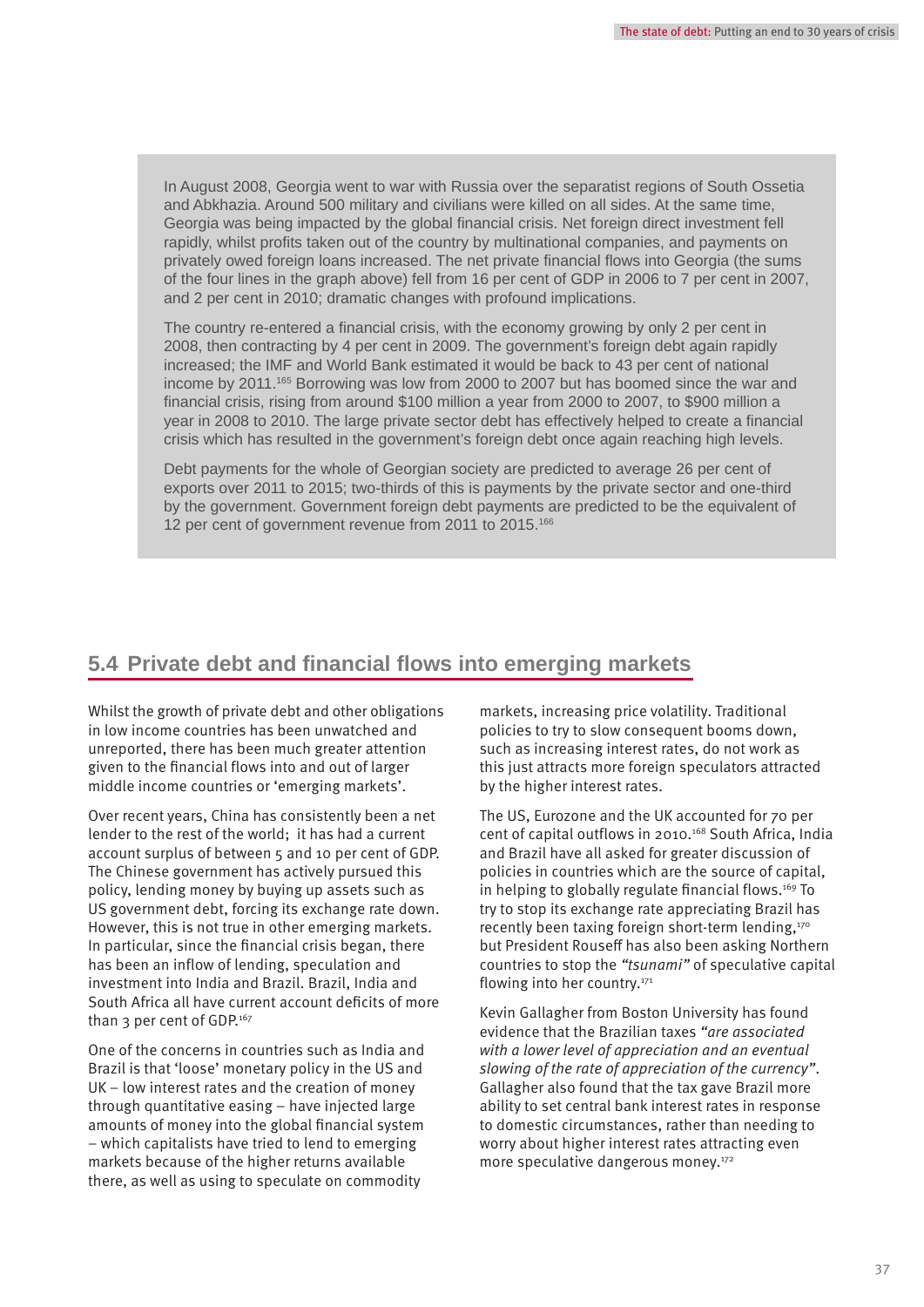In August 2008, Georgia went to war with Russia over the separatist regions of South Ossetia and Abkhazia. Around 500 military and civilians were killed on all sides. At the same time, Georgia was being impacted by the global financial crisis. Net foreign direct investment fell rapidly, whilst profits taken out of the country by multinational companies, and payments on privately owed foreign loans increased. The net private financial flows into Georgia (the sums of the four lines in the graph above) fell from 16 per cent of GDP in 2006 to 7 per cent in 2007, and 2 per cent in 2010; dramatic changes with profound implications.

The country re-entered a financial crisis, with the economy growing by only 2 per cent in 2008, then contracting by 4 per cent in 2009. The government's foreign debt again rapidly increased; the IMF and World Bank estimated it would be back to 43 per cent of national income by 2011.[165] Borrowing was low from 2000 to 2007 but has boomed since the war and financial crisis, rising from around \$100 million a year from 2000 to 2007, to \$900 million a year in 2008 to 2010. The large private sector debt has effectively helped to create a financial crisis which has resulted in the government's foreign debt once again reaching high levels.

Debt payments for the whole of Georgian society are predicted to average 26 per cent of exports over 2011 to 2015; two-thirds of this is payments by the private sector and one-third by the government. Government foreign debt payments are predicted to be the equivalent of 12 per cent of government revenue from 2011 to 2015.[166]

## 5.4 Private debt and financial flows into emerging markets

Whilst the growth of private debt and other obligations in low income countries has been unwatched and unreported, there has been much greater attention given to the financial flows into and out of larger middle income countries or 'emerging markets'.

Over recent years, China has consistently been a net lender to the rest of the world; it has had a current account surplus of between 5 and 10 per cent of GDP. The Chinese government has actively pursued this policy, lending money by buying up assets such as US government debt, forcing its exchange rate down. However, this is not true in other emerging markets. In particular, since the financial crisis began, there has been an inflow of lending, speculation and investment into India and Brazil. Brazil, India and South Africa all have current account deficits of more than 3 per cent of GDP.[167]

One of the concerns in countries such as India and Brazil is that 'loose' monetary policy in the US and UK – low interest rates and the creation of money through quantitative easing – have injected large amounts of money into the global financial system – which capitalists have tried to lend to emerging markets because of the higher returns available there, as well as using to speculate on commodity markets, increasing price volatility. Traditional policies to try to slow consequent booms down, such as increasing interest rates, do not work as this just attracts more foreign speculators attracted by the higher interest rates.

The US, Eurozone and the UK accounted for 70 per cent of capital outflows in 2010.[168] South Africa, India and Brazil have all asked for greater discussion of policies in countries which are the source of capital, in helping to globally regulate financial flows.[169] To try to stop its exchange rate appreciating Brazil has recently been taxing foreign short-term lending,[170] but President Rouseff has also been asking Northern countries to stop the *"tsunami"* of speculative capital flowing into her country.[171]

Kevin Gallagher from Boston University has found evidence that the Brazilian taxes *"are associated with a lower level of appreciation and an eventual slowing of the rate of appreciation of the currency"*. Gallagher also found that the tax gave Brazil more ability to set central bank interest rates in response to domestic circumstances, rather than needing to worry about higher interest rates attracting even more speculative dangerous money.[172]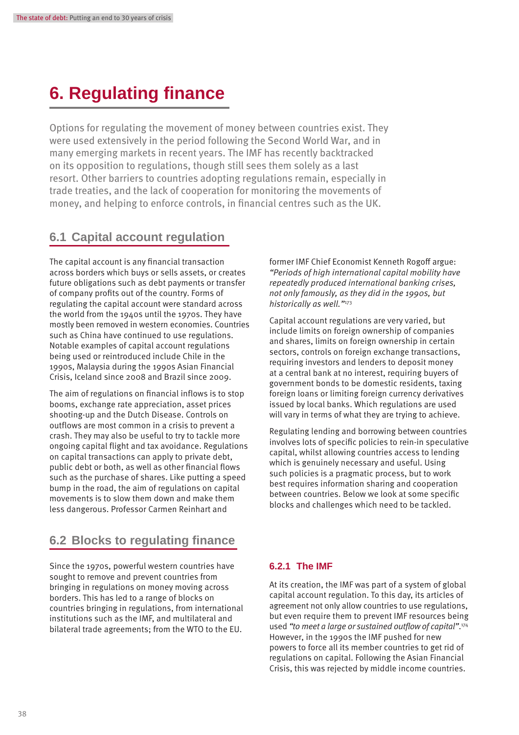# 6. Regulating finance

Options for regulating the movement of money between countries exist. They were used extensively in the period following the Second World War, and in many emerging markets in recent years. The IMF has recently backtracked on its opposition to regulations, though still sees them solely as a last resort. Other barriers to countries adopting regulations remain, especially in trade treaties, and the lack of cooperation for monitoring the movements of money, and helping to enforce controls, in financial centres such as the UK.

## 6.1 Capital account regulation

The capital account is any financial transaction across borders which buys or sells assets, or creates future obligations such as debt payments or transfer of company profits out of the country. Forms of regulating the capital account were standard across the world from the 1940s until the 1970s. They have mostly been removed in western economies. Countries such as China have continued to use regulations. Notable examples of capital account regulations being used or reintroduced include Chile in the 1990s, Malaysia during the 1990s Asian Financial Crisis, Iceland since 2008 and Brazil since 2009.

The aim of regulations on financial inflows is to stop booms, exchange rate appreciation, asset prices shooting-up and the Dutch Disease. Controls on outflows are most common in a crisis to prevent a crash. They may also be useful to try to tackle more ongoing capital flight and tax avoidance. Regulations on capital transactions can apply to private debt, public debt or both, as well as other financial flows such as the purchase of shares. Like putting a speed bump in the road, the aim of regulations on capital movements is to slow them down and make them less dangerous. Professor Carmen Reinhart and former IMF Chief Economist Kenneth Rogoff argue: *"Periods of high international capital mobility have repeatedly produced international banking crises, not only famously, as they did in the 1990s, but historically as well."*[173]

Capital account regulations are very varied, but include limits on foreign ownership of companies and shares, limits on foreign ownership in certain sectors, controls on foreign exchange transactions, requiring investors and lenders to deposit money at a central bank at no interest, requiring buyers of government bonds to be domestic residents, taxing foreign loans or limiting foreign currency derivatives issued by local banks. Which regulations are used will vary in terms of what they are trying to achieve.

Regulating lending and borrowing between countries involves lots of specific policies to rein-in speculative capital, whilst allowing countries access to lending which is genuinely necessary and useful. Using such policies is a pragmatic process, but to work best requires information sharing and cooperation between countries. Below we look at some specific blocks and challenges which need to be tackled.

## 6.2 Blocks to regulating finance

Since the 1970s, powerful western countries have sought to remove and prevent countries from bringing in regulations on money moving across borders. This has led to a range of blocks on countries bringing in regulations, from international institutions such as the IMF, and multilateral and bilateral trade agreements; from the WTO to the EU.

### 6.2.1 The IMF

At its creation, the IMF was part of a system of global capital account regulation. To this day, its articles of agreement not only allow countries to use regulations, but even require them to prevent IMF resources being used *"to meet a large or sustained outflow of capital"*.[174] However, in the 1990s the IMF pushed for new powers to force all its member countries to get rid of regulations on capital. Following the Asian Financial Crisis, this was rejected by middle income countries.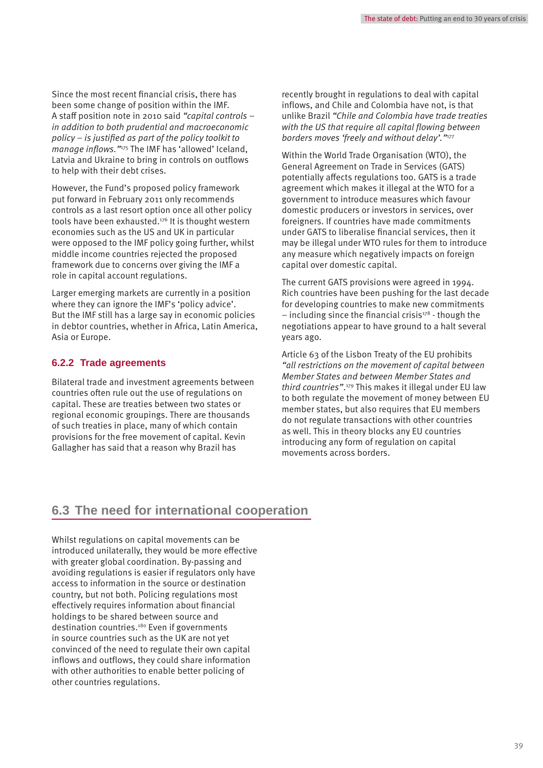Since the most recent financial crisis, there has been some change of position within the IMF. A staff position note in 2010 said *"capital controls – in addition to both prudential and macroeconomic policy – is justified as part of the policy toolkit to manage inflows."*[175] The IMF has 'allowed' Iceland, Latvia and Ukraine to bring in controls on outflows to help with their debt crises.

However, the Fund's proposed policy framework put forward in February 2011 only recommends controls as a last resort option once all other policy tools have been exhausted.[176] It is thought western economies such as the US and UK in particular were opposed to the IMF policy going further, whilst middle income countries rejected the proposed framework due to concerns over giving the IMF a role in capital account regulations.

Larger emerging markets are currently in a position where they can ignore the IMF's 'policy advice'. But the IMF still has a large say in economic policies in debtor countries, whether in Africa, Latin America, Asia or Europe.

### 6.2.2 Trade agreements

Bilateral trade and investment agreements between countries often rule out the use of regulations on capital. These are treaties between two states or regional economic groupings. There are thousands of such treaties in place, many of which contain provisions for the free movement of capital. Kevin Gallagher has said that a reason why Brazil has recently brought in regulations to deal with capital inflows, and Chile and Colombia have not, is that unlike Brazil *"Chile and Colombia have trade treaties with the US that require all capital flowing between borders moves 'freely and without delay'."*[177]

Within the World Trade Organisation (WTO), the General Agreement on Trade in Services (GATS) potentially affects regulations too. GATS is a trade agreement which makes it illegal at the WTO for a government to introduce measures which favour domestic producers or investors in services, over foreigners. If countries have made commitments under GATS to liberalise financial services, then it may be illegal under WTO rules for them to introduce any measure which negatively impacts on foreign capital over domestic capital.

The current GATS provisions were agreed in 1994. Rich countries have been pushing for the last decade for developing countries to make new commitments – including since the financial crisis[178] - though the negotiations appear to have ground to a halt several years ago.

Article 63 of the Lisbon Treaty of the EU prohibits *"all restrictions on the movement of capital between Member States and between Member States and third countries"*.[179] This makes it illegal under EU law to both regulate the movement of money between EU member states, but also requires that EU members do not regulate transactions with other countries as well. This in theory blocks any EU countries introducing any form of regulation on capital movements across borders.

## 6.3 The need for international cooperation

Whilst regulations on capital movements can be introduced unilaterally, they would be more effective with greater global coordination. By-passing and avoiding regulations is easier if regulators only have access to information in the source or destination country, but not both. Policing regulations most effectively requires information about financial holdings to be shared between source and destination countries.[180] Even if governments in source countries such as the UK are not yet convinced of the need to regulate their own capital inflows and outflows, they could share information with other authorities to enable better policing of other countries regulations.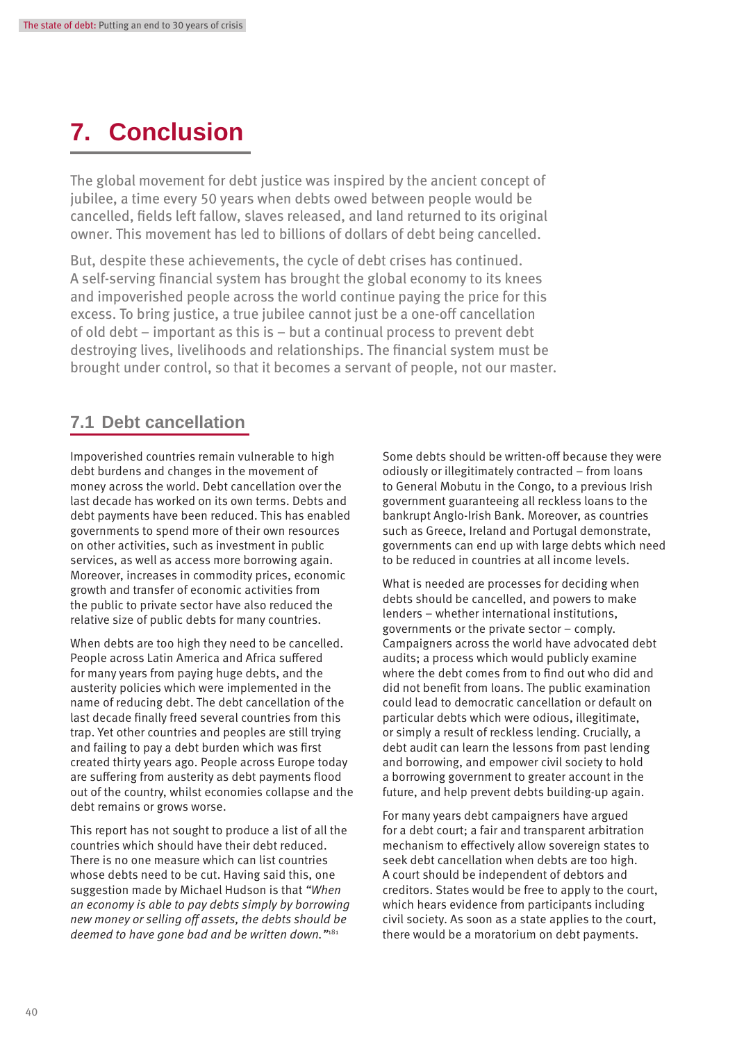# 7. Conclusion

The global movement for debt justice was inspired by the ancient concept of jubilee, a time every 50 years when debts owed between people would be cancelled, fields left fallow, slaves released, and land returned to its original owner. This movement has led to billions of dollars of debt being cancelled.

But, despite these achievements, the cycle of debt crises has continued. A self-serving financial system has brought the global economy to its knees and impoverished people across the world continue paying the price for this excess. To bring justice, a true jubilee cannot just be a one-off cancellation of old debt – important as this is – but a continual process to prevent debt destroying lives, livelihoods and relationships. The financial system must be brought under control, so that it becomes a servant of people, not our master.

## 7.1 Debt cancellation

Impoverished countries remain vulnerable to high debt burdens and changes in the movement of money across the world. Debt cancellation over the last decade has worked on its own terms. Debts and debt payments have been reduced. This has enabled governments to spend more of their own resources on other activities, such as investment in public services, as well as access more borrowing again. Moreover, increases in commodity prices, economic growth and transfer of economic activities from the public to private sector have also reduced the relative size of public debts for many countries.

When debts are too high they need to be cancelled. People across Latin America and Africa suffered for many years from paying huge debts, and the austerity policies which were implemented in the name of reducing debt. The debt cancellation of the last decade finally freed several countries from this trap. Yet other countries and peoples are still trying and failing to pay a debt burden which was first created thirty years ago. People across Europe today are suffering from austerity as debt payments flood out of the country, whilst economies collapse and the debt remains or grows worse.

This report has not sought to produce a list of all the countries which should have their debt reduced. There is no one measure which can list countries whose debts need to be cut. Having said this, one suggestion made by Michael Hudson is that *"When an economy is able to pay debts simply by borrowing new money or selling off assets, the debts should be deemed to have gone bad and be written down."*[181]

Some debts should be written-off because they were odiously or illegitimately contracted – from loans to General Mobutu in the Congo, to a previous Irish government guaranteeing all reckless loans to the bankrupt Anglo-Irish Bank. Moreover, as countries such as Greece, Ireland and Portugal demonstrate, governments can end up with large debts which need to be reduced in countries at all income levels.

What is needed are processes for deciding when debts should be cancelled, and powers to make lenders – whether international institutions, governments or the private sector – comply. Campaigners across the world have advocated debt audits; a process which would publicly examine where the debt comes from to find out who did and did not benefit from loans. The public examination could lead to democratic cancellation or default on particular debts which were odious, illegitimate, or simply a result of reckless lending. Crucially, a debt audit can learn the lessons from past lending and borrowing, and empower civil society to hold a borrowing government to greater account in the future, and help prevent debts building-up again.

For many years debt campaigners have argued for a debt court; a fair and transparent arbitration mechanism to effectively allow sovereign states to seek debt cancellation when debts are too high. A court should be independent of debtors and creditors. States would be free to apply to the court, which hears evidence from participants including civil society. As soon as a state applies to the court, there would be a moratorium on debt payments.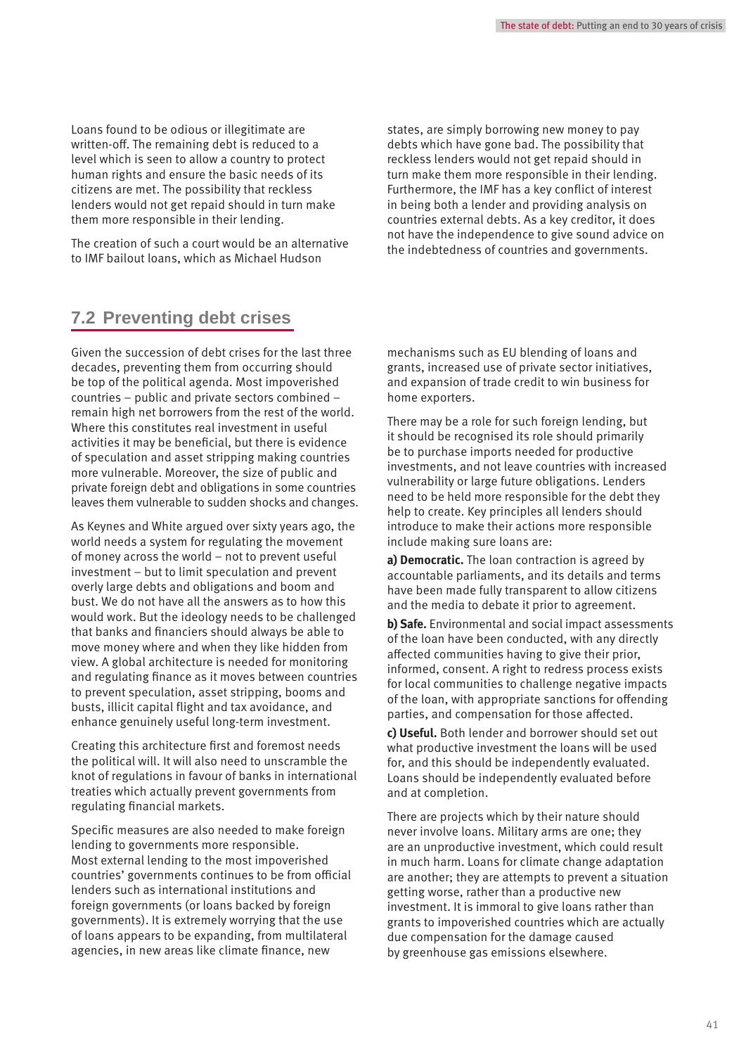Loans found to be odious or illegitimate are written-off. The remaining debt is reduced to a level which is seen to allow a country to protect human rights and ensure the basic needs of its citizens are met. The possibility that reckless lenders would not get repaid should in turn make them more responsible in their lending.

The creation of such a court would be an alternative to IMF bailout loans, which as Michael Hudson states, are simply borrowing new money to pay debts which have gone bad. The possibility that reckless lenders would not get repaid should in turn make them more responsible in their lending. Furthermore, the IMF has a key conflict of interest in being both a lender and providing analysis on countries external debts. As a key creditor, it does not have the independence to give sound advice on the indebtedness of countries and governments.

## 7.2 Preventing debt crises

Given the succession of debt crises for the last three decades, preventing them from occurring should be top of the political agenda. Most impoverished countries – public and private sectors combined – remain high net borrowers from the rest of the world. Where this constitutes real investment in useful activities it may be beneficial, but there is evidence of speculation and asset stripping making countries more vulnerable. Moreover, the size of public and private foreign debt and obligations in some countries leaves them vulnerable to sudden shocks and changes.

As Keynes and White argued over sixty years ago, the world needs a system for regulating the movement of money across the world – not to prevent useful investment – but to limit speculation and prevent overly large debts and obligations and boom and bust. We do not have all the answers as to how this would work. But the ideology needs to be challenged that banks and financiers should always be able to move money where and when they like hidden from view. A global architecture is needed for monitoring and regulating finance as it moves between countries to prevent speculation, asset stripping, booms and busts, illicit capital flight and tax avoidance, and enhance genuinely useful long-term investment.

Creating this architecture first and foremost needs the political will. It will also need to unscramble the knot of regulations in favour of banks in international treaties which actually prevent governments from regulating financial markets.

Specific measures are also needed to make foreign lending to governments more responsible. Most external lending to the most impoverished countries' governments continues to be from official lenders such as international institutions and foreign governments (or loans backed by foreign governments). It is extremely worrying that the use of loans appears to be expanding, from multilateral agencies, in new areas like climate finance, new mechanisms such as EU blending of loans and grants, increased use of private sector initiatives, and expansion of trade credit to win business for home exporters.

There may be a role for such foreign lending, but it should be recognised its role should primarily be to purchase imports needed for productive investments, and not leave countries with increased vulnerability or large future obligations. Lenders need to be held more responsible for the debt they help to create. Key principles all lenders should introduce to make their actions more responsible include making sure loans are:

**a) Democratic.** The loan contraction is agreed by accountable parliaments, and its details and terms have been made fully transparent to allow citizens and the media to debate it prior to agreement.

**b) Safe.** Environmental and social impact assessments of the loan have been conducted, with any directly affected communities having to give their prior, informed, consent. A right to redress process exists for local communities to challenge negative impacts of the loan, with appropriate sanctions for offending parties, and compensation for those affected.

**c) Useful.** Both lender and borrower should set out what productive investment the loans will be used for, and this should be independently evaluated. Loans should be independently evaluated before and at completion.

There are projects which by their nature should never involve loans. Military arms are one; they are an unproductive investment, which could result in much harm. Loans for climate change adaptation are another; they are attempts to prevent a situation getting worse, rather than a productive new investment. It is immoral to give loans rather than grants to impoverished countries which are actually due compensation for the damage caused by greenhouse gas emissions elsewhere.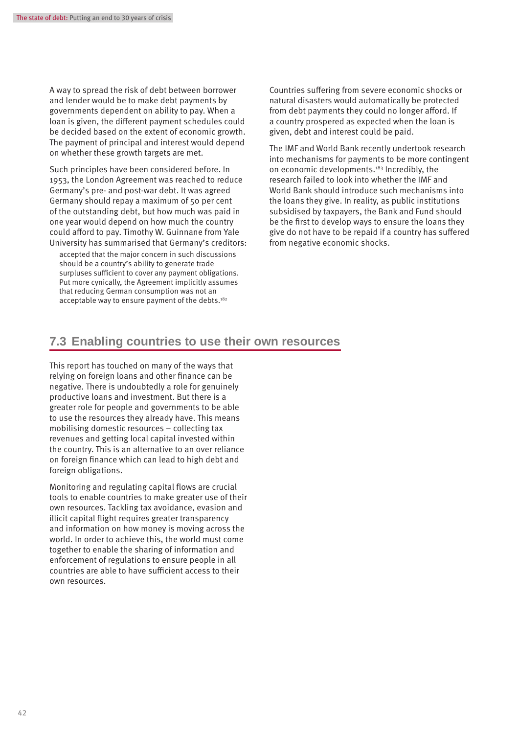A way to spread the risk of debt between borrower and lender would be to make debt payments by governments dependent on ability to pay. When a loan is given, the different payment schedules could be decided based on the extent of economic growth. The payment of principal and interest would depend on whether these growth targets are met.

Such principles have been considered before. In 1953, the London Agreement was reached to reduce Germany's pre- and post-war debt. It was agreed Germany should repay a maximum of 50 per cent of the outstanding debt, but how much was paid in one year would depend on how much the country could afford to pay. Timothy W. Guinnane from Yale University has summarised that Germany's creditors:

> accepted that the major concern in such discussions should be a country's ability to generate trade surpluses sufficient to cover any payment obligations. Put more cynically, the Agreement implicitly assumes that reducing German consumption was not an acceptable way to ensure payment of the debts.[182]

Countries suffering from severe economic shocks or natural disasters would automatically be protected from debt payments they could no longer afford. If a country prospered as expected when the loan is given, debt and interest could be paid.

The IMF and World Bank recently undertook research into mechanisms for payments to be more contingent on economic developments.[183] Incredibly, the research failed to look into whether the IMF and World Bank should introduce such mechanisms into the loans they give. In reality, as public institutions subsidised by taxpayers, the Bank and Fund should be the first to develop ways to ensure the loans they give do not have to be repaid if a country has suffered from negative economic shocks.

## 7.3 Enabling countries to use their own resources

This report has touched on many of the ways that relying on foreign loans and other finance can be negative. There is undoubtedly a role for genuinely productive loans and investment. But there is a greater role for people and governments to be able to use the resources they already have. This means mobilising domestic resources – collecting tax revenues and getting local capital invested within the country. This is an alternative to an over reliance on foreign finance which can lead to high debt and foreign obligations.

Monitoring and regulating capital flows are crucial tools to enable countries to make greater use of their own resources. Tackling tax avoidance, evasion and illicit capital flight requires greater transparency and information on how money is moving across the world. In order to achieve this, the world must come together to enable the sharing of information and enforcement of regulations to ensure people in all countries are able to have sufficient access to their own resources.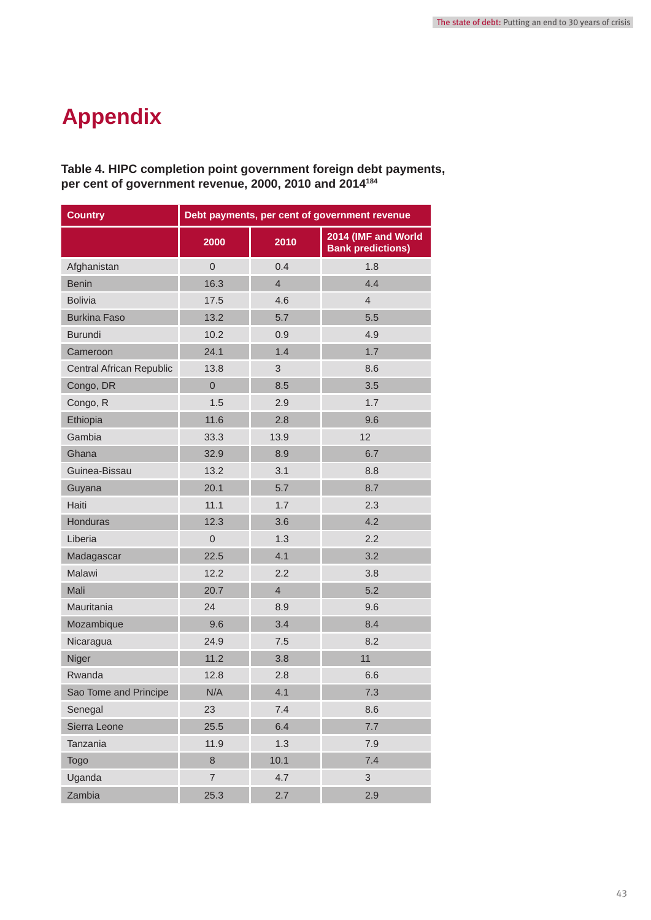# Appendix

**Table 4. HIPC completion point government foreign debt payments, per cent of government revenue, 2000, 2010 and 2014**[184]

| Country | Debt payments, per cent of government revenue | | |
|---|---|---|---|
| | 2000 | 2010 | 2014 (IMF and World Bank predictions) |
| Afghanistan | 0 | 0.4 | 1.8 |
| Benin | 16.3 | 4 | 4.4 |
| Bolivia | 17.5 | 4.6 | 4 |
| Burkina Faso | 13.2 | 5.7 | 5.5 |
| Burundi | 10.2 | 0.9 | 4.9 |
| Cameroon | 24.1 | 1.4 | 1.7 |
| Central African Republic | 13.8 | 3 | 8.6 |
| Congo, DR | 0 | 8.5 | 3.5 |
| Congo, R | 1.5 | 2.9 | 1.7 |
| Ethiopia | 11.6 | 2.8 | 9.6 |
| Gambia | 33.3 | 13.9 | 12 |
| Ghana | 32.9 | 8.9 | 6.7 |
| Guinea-Bissau | 13.2 | 3.1 | 8.8 |
| Guyana | 20.1 | 5.7 | 8.7 |
| Haiti | 11.1 | 1.7 | 2.3 |
| Honduras | 12.3 | 3.6 | 4.2 |
| Liberia | 0 | 1.3 | 2.2 |
| Madagascar | 22.5 | 4.1 | 3.2 |
| Malawi | 12.2 | 2.2 | 3.8 |
| Mali | 20.7 | 4 | 5.2 |
| Mauritania | 24 | 8.9 | 9.6 |
| Mozambique | 9.6 | 3.4 | 8.4 |
| Nicaragua | 24.9 | 7.5 | 8.2 |
| Niger | 11.2 | 3.8 | 11 |
| Rwanda | 12.8 | 2.8 | 6.6 |
| Sao Tome and Principe | N/A | 4.1 | 7.3 |
| Senegal | 23 | 7.4 | 8.6 |
| Sierra Leone | 25.5 | 6.4 | 7.7 |
| Tanzania | 11.9 | 1.3 | 7.9 |
| Togo | 8 | 10.1 | 7.4 |
| Uganda | 7 | 4.7 | 3 |
| Zambia | 25.3 | 2.7 | 2.9 |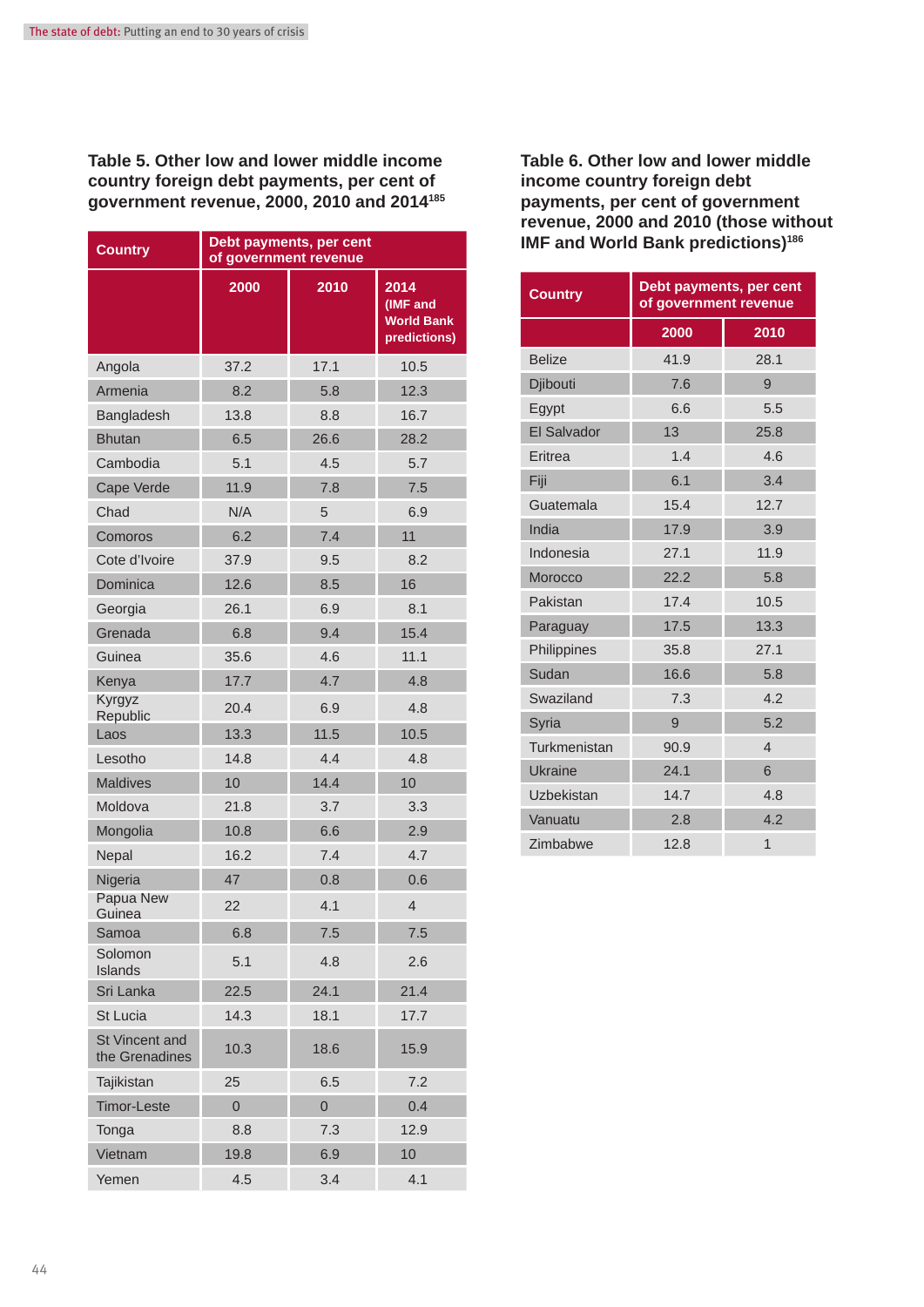### Table 5. Other low and lower middle income country foreign debt payments, per cent of government revenue, 2000, 2010 and 2014[185]

| Country | Debt payments, per cent of government revenue | | |
|---|---|---|---|
| | 2000 | 2010 | 2014 (IMF and World Bank predictions) |
| Angola | 37.2 | 17.1 | 10.5 |
| Armenia | 8.2 | 5.8 | 12.3 |
| Bangladesh | 13.8 | 8.8 | 16.7 |
| Bhutan | 6.5 | 26.6 | 28.2 |
| Cambodia | 5.1 | 4.5 | 5.7 |
| Cape Verde | 11.9 | 7.8 | 7.5 |
| Chad | N/A | 5 | 6.9 |
| Comoros | 6.2 | 7.4 | 11 |
| Cote d'Ivoire | 37.9 | 9.5 | 8.2 |
| Dominica | 12.6 | 8.5 | 16 |
| Georgia | 26.1 | 6.9 | 8.1 |
| Grenada | 6.8 | 9.4 | 15.4 |
| Guinea | 35.6 | 4.6 | 11.1 |
| Kenya | 17.7 | 4.7 | 4.8 |
| Kyrgyz Republic | 20.4 | 6.9 | 4.8 |
| Laos | 13.3 | 11.5 | 10.5 |
| Lesotho | 14.8 | 4.4 | 4.8 |
| Maldives | 10 | 14.4 | 10 |
| Moldova | 21.8 | 3.7 | 3.3 |
| Mongolia | 10.8 | 6.6 | 2.9 |
| Nepal | 16.2 | 7.4 | 4.7 |
| Nigeria | 47 | 0.8 | 0.6 |
| Papua New Guinea | 22 | 4.1 | 4 |
| Samoa | 6.8 | 7.5 | 7.5 |
| Solomon Islands | 5.1 | 4.8 | 2.6 |
| Sri Lanka | 22.5 | 24.1 | 21.4 |
| St Lucia | 14.3 | 18.1 | 17.7 |
| St Vincent and the Grenadines | 10.3 | 18.6 | 15.9 |
| Tajikistan | 25 | 6.5 | 7.2 |
| Timor-Leste | 0 | 0 | 0.4 |
| Tonga | 8.8 | 7.3 | 12.9 |
| Vietnam | 19.8 | 6.9 | 10 |
| Yemen | 4.5 | 3.4 | 4.1 |

### Table 6. Other low and lower middle income country foreign debt payments, per cent of government revenue, 2000 and 2010 (those without IMF and World Bank predictions)[186]

| Country | Debt payments, per cent of government revenue | |
|---|---|---|
| | 2000 | 2010 |
| Belize | 41.9 | 28.1 |
| Djibouti | 7.6 | 9 |
| Egypt | 6.6 | 5.5 |
| El Salvador | 13 | 25.8 |
| Eritrea | 1.4 | 4.6 |
| Fiji | 6.1 | 3.4 |
| Guatemala | 15.4 | 12.7 |
| India | 17.9 | 3.9 |
| Indonesia | 27.1 | 11.9 |
| Morocco | 22.2 | 5.8 |
| Pakistan | 17.4 | 10.5 |
| Paraguay | 17.5 | 13.3 |
| Philippines | 35.8 | 27.1 |
| Sudan | 16.6 | 5.8 |
| Swaziland | 7.3 | 4.2 |
| Syria | 9 | 5.2 |
| Turkmenistan | 90.9 | 4 |
| Ukraine | 24.1 | 6 |
| Uzbekistan | 14.7 | 4.8 |
| Vanuatu | 2.8 | 4.2 |
| Zimbabwe | 12.8 | 1 |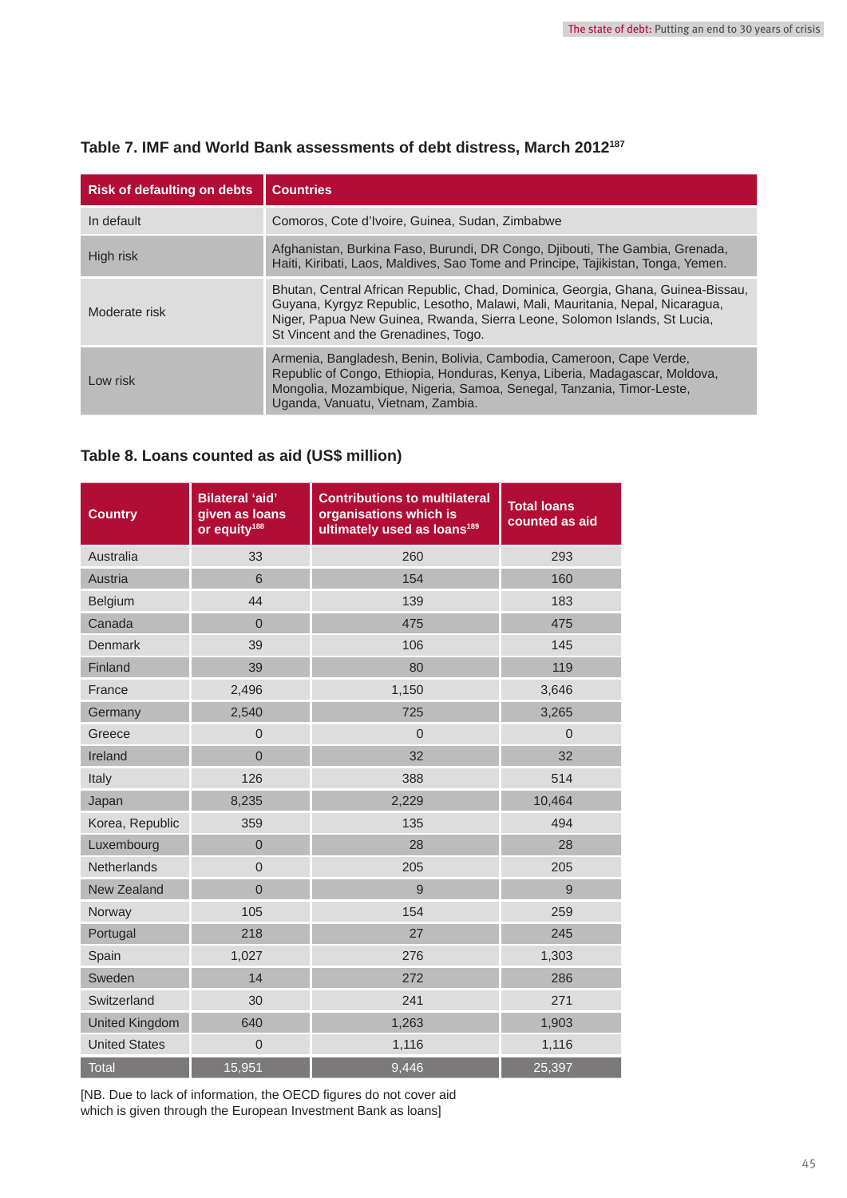### Table 7. IMF and World Bank assessments of debt distress, March 2012[187]

| Risk of defaulting on debts | Countries |
|---|---|
| In default | Comoros, Cote d'Ivoire, Guinea, Sudan, Zimbabwe |
| High risk | Afghanistan, Burkina Faso, Burundi, DR Congo, Djibouti, The Gambia, Grenada, Haiti, Kiribati, Laos, Maldives, Sao Tome and Principe, Tajikistan, Tonga, Yemen. |
| Moderate risk | Bhutan, Central African Republic, Chad, Dominica, Georgia, Ghana, Guinea-Bissau, Guyana, Kyrgyz Republic, Lesotho, Malawi, Mali, Mauritania, Nepal, Nicaragua, Niger, Papua New Guinea, Rwanda, Sierra Leone, Solomon Islands, St Lucia, St Vincent and the Grenadines, Togo. |
| Low risk | Armenia, Bangladesh, Benin, Bolivia, Cambodia, Cameroon, Cape Verde, Republic of Congo, Ethiopia, Honduras, Kenya, Liberia, Madagascar, Moldova, Mongolia, Mozambique, Nigeria, Samoa, Senegal, Tanzania, Timor-Leste, Uganda, Vanuatu, Vietnam, Zambia. |

### Table 8. Loans counted as aid (US$ million)

| Country | Bilateral 'aid' given as loans or equity[188] | Contributions to multilateral organisations which is ultimately used as loans[189] | Total loans counted as aid |
|---|---|---|---|
| Australia | 33 | 260 | 293 |
| Austria | 6 | 154 | 160 |
| Belgium | 44 | 139 | 183 |
| Canada | 0 | 475 | 475 |
| Denmark | 39 | 106 | 145 |
| Finland | 39 | 80 | 119 |
| France | 2,496 | 1,150 | 3,646 |
| Germany | 2,540 | 725 | 3,265 |
| Greece | 0 | 0 | 0 |
| Ireland | 0 | 32 | 32 |
| Italy | 126 | 388 | 514 |
| Japan | 8,235 | 2,229 | 10,464 |
| Korea, Republic | 359 | 135 | 494 |
| Luxembourg | 0 | 28 | 28 |
| Netherlands | 0 | 205 | 205 |
| New Zealand | 0 | 9 | 9 |
| Norway | 105 | 154 | 259 |
| Portugal | 218 | 27 | 245 |
| Spain | 1,027 | 276 | 1,303 |
| Sweden | 14 | 272 | 286 |
| Switzerland | 30 | 241 | 271 |
| United Kingdom | 640 | 1,263 | 1,903 |
| United States | 0 | 1,116 | 1,116 |
| Total | 15,951 | 9,446 | 25,397 |

[NB. Due to lack of information, the OECD figures do not cover aid which is given through the European Investment Bank as loans]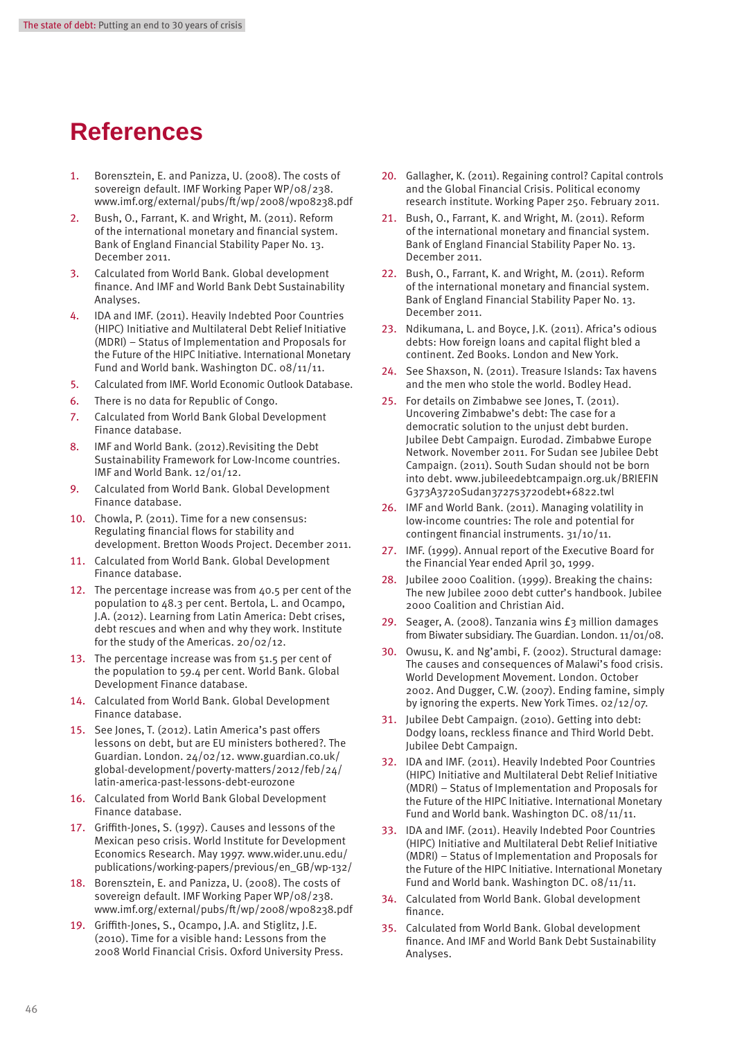# References

1. Borensztein, E. and Panizza, U. (2008). The costs of sovereign default. IMF Working Paper WP/08/238. www.imf.org/external/pubs/ft/wp/2008/wp08238.pdf
2. Bush, O., Farrant, K. and Wright, M. (2011). Reform of the international monetary and financial system. Bank of England Financial Stability Paper No. 13. December 2011.
3. Calculated from World Bank. Global development finance. And IMF and World Bank Debt Sustainability Analyses.
4. IDA and IMF. (2011). Heavily Indebted Poor Countries (HIPC) Initiative and Multilateral Debt Relief Initiative (MDRI) – Status of Implementation and Proposals for the Future of the HIPC Initiative. International Monetary Fund and World bank. Washington DC. 08/11/11.
5. Calculated from IMF. World Economic Outlook Database.
6. There is no data for Republic of Congo.
7. Calculated from World Bank Global Development Finance database.
8. IMF and World Bank. (2012).Revisiting the Debt Sustainability Framework for Low-Income countries. IMF and World Bank. 12/01/12.
9. Calculated from World Bank. Global Development Finance database.
10. Chowla, P. (2011). Time for a new consensus: Regulating financial flows for stability and development. Bretton Woods Project. December 2011.
11. Calculated from World Bank. Global Development Finance database.
12. The percentage increase was from 40.5 per cent of the population to 48.3 per cent. Bertola, L. and Ocampo, J.A. (2012). Learning from Latin America: Debt crises, debt rescues and when and why they work. Institute for the study of the Americas. 20/02/12.
13. The percentage increase was from 51.5 per cent of the population to 59.4 per cent. World Bank. Global Development Finance database.
14. Calculated from World Bank. Global Development Finance database.
15. See Jones, T. (2012). Latin America's past offers lessons on debt, but are EU ministers bothered?. The Guardian. London. 24/02/12. www.guardian.co.uk/global-development/poverty-matters/2012/feb/24/latin-america-past-lessons-debt-eurozone
16. Calculated from World Bank Global Development Finance database.
17. Griffith-Jones, S. (1997). Causes and lessons of the Mexican peso crisis. World Institute for Development Economics Research. May 1997. www.wider.unu.edu/publications/working-papers/previous/en_GB/wp-132/
18. Borensztein, E. and Panizza, U. (2008). The costs of sovereign default. IMF Working Paper WP/08/238. www.imf.org/external/pubs/ft/wp/2008/wp08238.pdf
19. Griffith-Jones, S., Ocampo, J.A. and Stiglitz, J.E. (2010). Time for a visible hand: Lessons from the 2008 World Financial Crisis. Oxford University Press.
20. Gallagher, K. (2011). Regaining control? Capital controls and the Global Financial Crisis. Political economy research institute. Working Paper 250. February 2011.
21. Bush, O., Farrant, K. and Wright, M. (2011). Reform of the international monetary and financial system. Bank of England Financial Stability Paper No. 13. December 2011.
22. Bush, O., Farrant, K. and Wright, M. (2011). Reform of the international monetary and financial system. Bank of England Financial Stability Paper No. 13. December 2011.
23. Ndikumana, L. and Boyce, J.K. (2011). Africa's odious debts: How foreign loans and capital flight bled a continent. Zed Books. London and New York.
24. See Shaxson, N. (2011). Treasure Islands: Tax havens and the men who stole the world. Bodley Head.
25. For details on Zimbabwe see Jones, T. (2011). Uncovering Zimbabwe's debt: The case for a democratic solution to the unjust debt burden. Jubilee Debt Campaign. Eurodad. Zimbabwe Europe Network. November 2011. For Sudan see Jubilee Debt Campaign. (2011). South Sudan should not be born into debt. www.jubileedebtcampaign.org.uk/BRIEFING373A3720Sudan3727s3720debt+6822.twl
26. IMF and World Bank. (2011). Managing volatility in low-income countries: The role and potential for contingent financial instruments. 31/10/11.
27. IMF. (1999). Annual report of the Executive Board for the Financial Year ended April 30, 1999.
28. Jubilee 2000 Coalition. (1999). Breaking the chains: The new Jubilee 2000 debt cutter's handbook. Jubilee 2000 Coalition and Christian Aid.
29. Seager, A. (2008). Tanzania wins £3 million damages from Biwater subsidiary. The Guardian. London. 11/01/08.
30. Owusu, K. and Ng'ambi, F. (2002). Structural damage: The causes and consequences of Malawi's food crisis. World Development Movement. London. October 2002. And Dugger, C.W. (2007). Ending famine, simply by ignoring the experts. New York Times. 02/12/07.
31. Jubilee Debt Campaign. (2010). Getting into debt: Dodgy loans, reckless finance and Third World Debt. Jubilee Debt Campaign.
32. IDA and IMF. (2011). Heavily Indebted Poor Countries (HIPC) Initiative and Multilateral Debt Relief Initiative (MDRI) – Status of Implementation and Proposals for the Future of the HIPC Initiative. International Monetary Fund and World bank. Washington DC. 08/11/11.
33. IDA and IMF. (2011). Heavily Indebted Poor Countries (HIPC) Initiative and Multilateral Debt Relief Initiative (MDRI) – Status of Implementation and Proposals for the Future of the HIPC Initiative. International Monetary Fund and World bank. Washington DC. 08/11/11.
34. Calculated from World Bank. Global development finance.
35. Calculated from World Bank. Global development finance. And IMF and World Bank Debt Sustainability Analyses.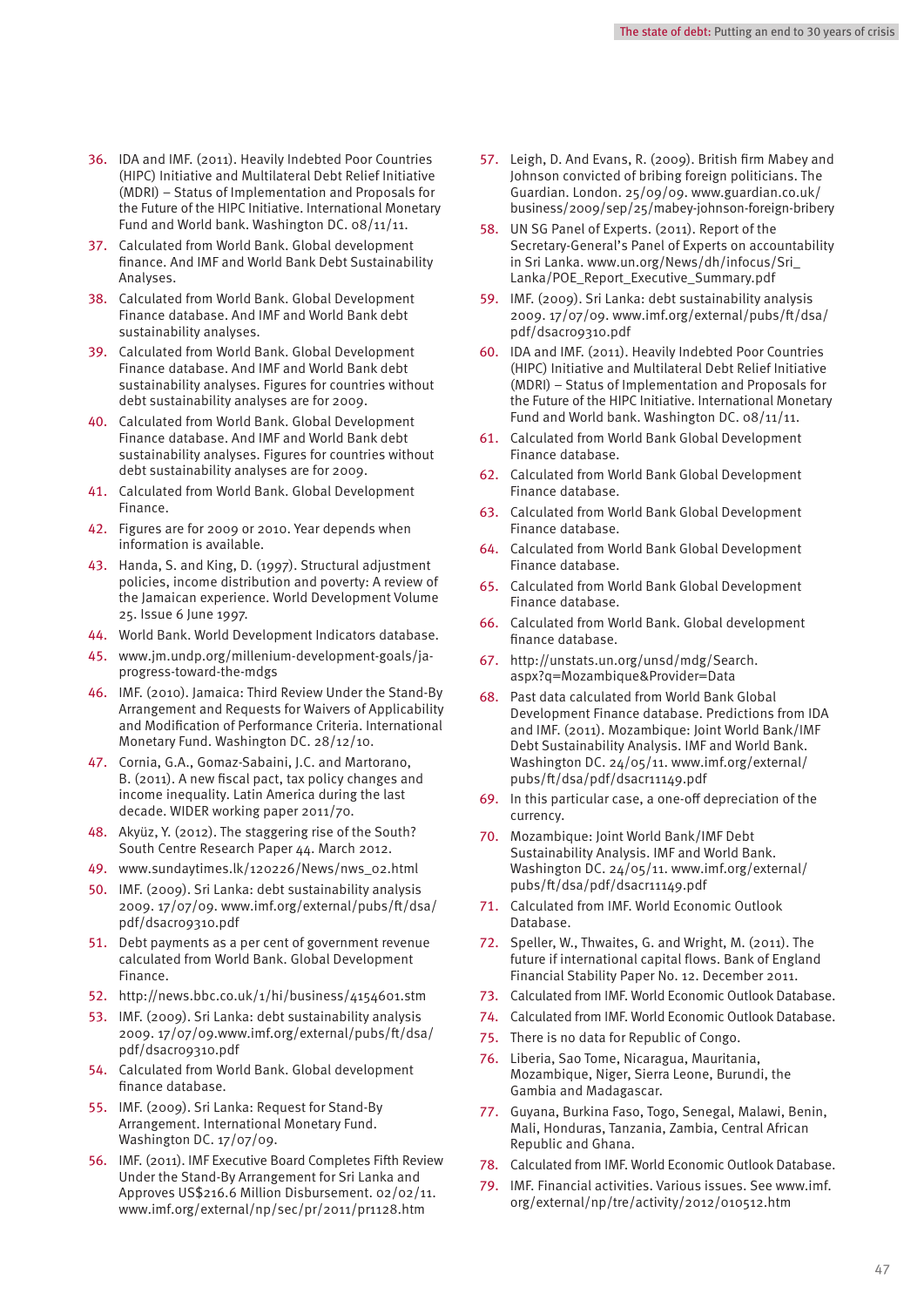36. IDA and IMF. (2011). Heavily Indebted Poor Countries (HIPC) Initiative and Multilateral Debt Relief Initiative (MDRI) – Status of Implementation and Proposals for the Future of the HIPC Initiative. International Monetary Fund and World bank. Washington DC. 08/11/11.
37. Calculated from World Bank. Global development finance. And IMF and World Bank Debt Sustainability Analyses.
38. Calculated from World Bank. Global Development Finance database. And IMF and World Bank debt sustainability analyses.
39. Calculated from World Bank. Global Development Finance database. And IMF and World Bank debt sustainability analyses. Figures for countries without debt sustainability analyses are for 2009.
40. Calculated from World Bank. Global Development Finance database. And IMF and World Bank debt sustainability analyses. Figures for countries without debt sustainability analyses are for 2009.
41. Calculated from World Bank. Global Development Finance.
42. Figures are for 2009 or 2010. Year depends when information is available.
43. Handa, S. and King, D. (1997). Structural adjustment policies, income distribution and poverty: A review of the Jamaican experience. World Development Volume 25. Issue 6 June 1997.
44. World Bank. World Development Indicators database.
45. www.jm.undp.org/millenium-development-goals/ja-progress-toward-the-mdgs
46. IMF. (2010). Jamaica: Third Review Under the Stand-By Arrangement and Requests for Waivers of Applicability and Modification of Performance Criteria. International Monetary Fund. Washington DC. 28/12/10.
47. Cornia, G.A., Gomaz-Sabaini, J.C. and Martorano, B. (2011). A new fiscal pact, tax policy changes and income inequality. Latin America during the last decade. WIDER working paper 2011/70.
48. Akyüz, Y. (2012). The staggering rise of the South? South Centre Research Paper 44. March 2012.
49. www.sundaytimes.lk/120226/News/nws_02.html
50. IMF. (2009). Sri Lanka: debt sustainability analysis 2009. 17/07/09. www.imf.org/external/pubs/ft/dsa/pdf/dsacr09310.pdf
51. Debt payments as a per cent of government revenue calculated from World Bank. Global Development Finance.
52. http://news.bbc.co.uk/1/hi/business/4154601.stm
53. IMF. (2009). Sri Lanka: debt sustainability analysis 2009. 17/07/09.www.imf.org/external/pubs/ft/dsa/pdf/dsacr09310.pdf
54. Calculated from World Bank. Global development finance database.
55. IMF. (2009). Sri Lanka: Request for Stand-By Arrangement. International Monetary Fund. Washington DC. 17/07/09.
56. IMF. (2011). IMF Executive Board Completes Fifth Review Under the Stand-By Arrangement for Sri Lanka and Approves US$216.6 Million Disbursement. 02/02/11. www.imf.org/external/np/sec/pr/2011/pr1128.htm
57. Leigh, D. And Evans, R. (2009). British firm Mabey and Johnson convicted of bribing foreign politicians. The Guardian. London. 25/09/09. www.guardian.co.uk/business/2009/sep/25/mabey-johnson-foreign-bribery
58. UN SG Panel of Experts. (2011). Report of the Secretary-General's Panel of Experts on accountability in Sri Lanka. www.un.org/News/dh/infocus/Sri_Lanka/POE_Report_Executive_Summary.pdf
59. IMF. (2009). Sri Lanka: debt sustainability analysis 2009. 17/07/09. www.imf.org/external/pubs/ft/dsa/pdf/dsacr09310.pdf
60. IDA and IMF. (2011). Heavily Indebted Poor Countries (HIPC) Initiative and Multilateral Debt Relief Initiative (MDRI) – Status of Implementation and Proposals for the Future of the HIPC Initiative. International Monetary Fund and World bank. Washington DC. 08/11/11.
61. Calculated from World Bank Global Development Finance database.
62. Calculated from World Bank Global Development Finance database.
63. Calculated from World Bank Global Development Finance database.
64. Calculated from World Bank Global Development Finance database.
65. Calculated from World Bank Global Development Finance database.
66. Calculated from World Bank. Global development finance database.
67. http://unstats.un.org/unsd/mdg/Search.aspx?q=Mozambique&Provider=Data
68. Past data calculated from World Bank Global Development Finance database. Predictions from IDA and IMF. (2011). Mozambique: Joint World Bank/IMF Debt Sustainability Analysis. IMF and World Bank. Washington DC. 24/05/11. www.imf.org/external/pubs/ft/dsa/pdf/dsacr11149.pdf
69. In this particular case, a one-off depreciation of the currency.
70. Mozambique: Joint World Bank/IMF Debt Sustainability Analysis. IMF and World Bank. Washington DC. 24/05/11. www.imf.org/external/pubs/ft/dsa/pdf/dsacr11149.pdf
71. Calculated from IMF. World Economic Outlook Database.
72. Speller, W., Thwaites, G. and Wright, M. (2011). The future if international capital flows. Bank of England Financial Stability Paper No. 12. December 2011.
73. Calculated from IMF. World Economic Outlook Database.
74. Calculated from IMF. World Economic Outlook Database.
75. There is no data for Republic of Congo.
76. Liberia, Sao Tome, Nicaragua, Mauritania, Mozambique, Niger, Sierra Leone, Burundi, the Gambia and Madagascar.
77. Guyana, Burkina Faso, Togo, Senegal, Malawi, Benin, Mali, Honduras, Tanzania, Zambia, Central African Republic and Ghana.
78. Calculated from IMF. World Economic Outlook Database.
79. IMF. Financial activities. Various issues. See www.imf.org/external/np/tre/activity/2012/010512.htm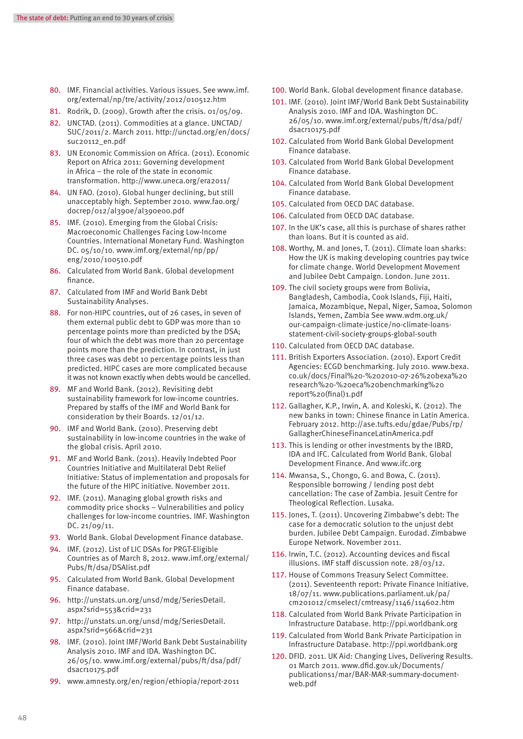80. IMF. Financial activities. Various issues. See www.imf.org/external/np/tre/activity/2012/010512.htm
81. Rodrik, D. (2009). Growth after the crisis. 01/05/09.
82. UNCTAD. (2011). Commodities at a glance. UNCTAD/SUC/2011/2. March 2011. http://unctad.org/en/docs/suc20112_en.pdf
83. UN Economic Commission on Africa. (2011). Economic Report on Africa 2011: Governing development in Africa – the role of the state in economic transformation. http://www.uneca.org/era2011/
84. UN FAO. (2010). Global hunger declining, but still unacceptably high. September 2010. www.fao.org/docrep/012/al390e/al390e00.pdf
85. IMF. (2010). Emerging from the Global Crisis: Macroeconomic Challenges Facing Low-Income Countries. International Monetary Fund. Washington DC. 05/10/10. www.imf.org/external/np/pp/eng/2010/100510.pdf
86. Calculated from World Bank. Global development finance.
87. Calculated from IMF and World Bank Debt Sustainability Analyses.
88. For non-HIPC countries, out of 26 cases, in seven of them external public debt to GDP was more than 10 percentage points more than predicted by the DSA; four of which the debt was more than 20 percentage points more than the prediction. In contrast, in just three cases was debt 10 percentage points less than predicted. HIPC cases are more complicated because it was not known exactly when debts would be cancelled.
89. MF and World Bank. (2012). Revisiting debt sustainability framework for low-income countries. Prepared by staffs of the IMF and World Bank for consideration by their Boards. 12/01/12.
90. IMF and World Bank. (2010). Preserving debt sustainability in low-income countries in the wake of the global crisis. April 2010.
91. MF and World Bank. (2011). Heavily Indebted Poor Countries Initiative and Multilateral Debt Relief Initiative: Status of implementation and proposals for the future of the HIPC initiative. November 2011.
92. IMF. (2011). Managing global growth risks and commodity price shocks – Vulnerabilities and policy challenges for low-income countries. IMF. Washington DC. 21/09/11.
93. World Bank. Global Development Finance database.
94. IMF. (2012). List of LIC DSAs for PRGT-Eligible Countries as of March 8, 2012. www.imf.org/external/Pubs/ft/dsa/DSAlist.pdf
95. Calculated from World Bank. Global Development Finance database.
96. http://unstats.un.org/unsd/mdg/SeriesDetail.aspx?srid=553&crid=231
97. http://unstats.un.org/unsd/mdg/SeriesDetail.aspx?srid=566&crid=231
98. IMF. (2010). Joint IMF/World Bank Debt Sustainability Analysis 2010. IMF and IDA. Washington DC. 26/05/10. www.imf.org/external/pubs/ft/dsa/pdf/dsacr10175.pdf
99. www.amnesty.org/en/region/ethiopia/report-2011
100. World Bank. Global development finance database.
101. IMF. (2010). Joint IMF/World Bank Debt Sustainability Analysis 2010. IMF and IDA. Washington DC. 26/05/10. www.imf.org/external/pubs/ft/dsa/pdf/dsacr10175.pdf
102. Calculated from World Bank Global Development Finance database.
103. Calculated from World Bank Global Development Finance database.
104. Calculated from World Bank Global Development Finance database.
105. Calculated from OECD DAC database.
106. Calculated from OECD DAC database.
107. In the UK's case, all this is purchase of shares rather than loans. But it is counted as aid.
108. Worthy, M. and Jones, T. (2011). Climate loan sharks: How the UK is making developing countries pay twice for climate change. World Development Movement and Jubilee Debt Campaign. London. June 2011.
109. The civil society groups were from Bolivia, Bangladesh, Cambodia, Cook Islands, Fiji, Haiti, Jamaica, Mozambique, Nepal, Niger, Samoa, Solomon Islands, Yemen, Zambia See www.wdm.org.uk/our-campaign-climate-justice/no-climate-loans-statement-civil-society-groups-global-south
110. Calculated from OECD DAC database.
111. British Exporters Association. (2010). Export Credit Agencies: ECGD benchmarking. July 2010. www.bexa.co.uk/docs/Final%20-%202010-07-26%20bexa%20research%20-%20eca%20benchmarking%20report%20(final)1.pdf
112. Gallagher, K.P., Irwin, A. and Koleski, K. (2012). The new banks in town: Chinese finance in Latin America. February 2012. http://ase.tufts.edu/gdae/Pubs/rp/GallagherChineseFinanceLatinAmerica.pdf
113. This is lending or other investments by the IBRD, IDA and IFC. Calculated from World Bank. Global Development Finance. And www.ifc.org
114. Mwansa, S., Chongo, G. and Bowa, C. (2011). Responsible borrowing / lending post debt cancellation: The case of Zambia. Jesuit Centre for Theological Reflection. Lusaka.
115. Jones, T. (2011). Uncovering Zimbabwe's debt: The case for a democratic solution to the unjust debt burden. Jubilee Debt Campaign. Eurodad. Zimbabwe Europe Network. November 2011.
116. Irwin, T.C. (2012). Accounting devices and fiscal illusions. IMF staff discussion note. 28/03/12.
117. House of Commons Treasury Select Committee. (2011). Seventeenth report: Private Finance Initiative. 18/07/11. www.publications.parliament.uk/pa/cm201012/cmselect/cmtreasy/1146/114602.htm
118. Calculated from World Bank Private Participation in Infrastructure Database. http://ppi.worldbank.org
119. Calculated from World Bank Private Participation in Infrastructure Database. http://ppi.worldbank.org
120. DFID. 2011. UK Aid: Changing Lives, Delivering Results. 01 March 2011. www.dfid.gov.uk/Documents/publications1/mar/BAR-MAR-summary-document-web.pdf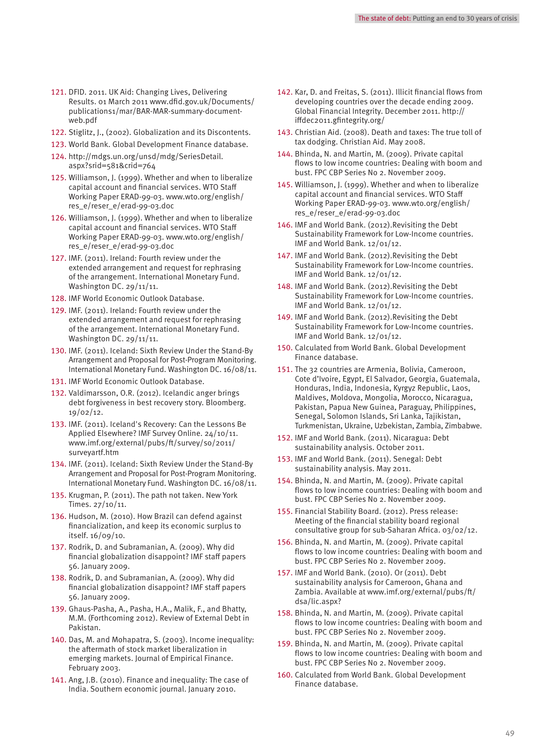121. DFID. 2011. UK Aid: Changing Lives, Delivering Results. 01 March 2011 www.dfid.gov.uk/Documents/publications1/mar/BAR-MAR-summary-document-web.pdf
122. Stiglitz, J., (2002). Globalization and its Discontents.
123. World Bank. Global Development Finance database.
124. http://mdgs.un.org/unsd/mdg/SeriesDetail.aspx?srid=581&crid=764
125. Williamson, J. (1999). Whether and when to liberalize capital account and financial services. WTO Staff Working Paper ERAD-99-03. www.wto.org/english/res_e/reser_e/erad-99-03.doc
126. Williamson, J. (1999). Whether and when to liberalize capital account and financial services. WTO Staff Working Paper ERAD-99-03. www.wto.org/english/res_e/reser_e/erad-99-03.doc
127. IMF. (2011). Ireland: Fourth review under the extended arrangement and request for rephrasing of the arrangement. International Monetary Fund. Washington DC. 29/11/11.
128. IMF World Economic Outlook Database.
129. IMF. (2011). Ireland: Fourth review under the extended arrangement and request for rephrasing of the arrangement. International Monetary Fund. Washington DC. 29/11/11.
130. IMF. (2011). Iceland: Sixth Review Under the Stand-By Arrangement and Proposal for Post-Program Monitoring. International Monetary Fund. Washington DC. 16/08/11.
131. IMF World Economic Outlook Database.
132. Valdimarsson, O.R. (2012). Icelandic anger brings debt forgiveness in best recovery story. Bloomberg. 19/02/12.
133. IMF. (2011). Iceland's Recovery: Can the Lessons Be Applied Elsewhere? IMF Survey Online. 24/10/11. www.imf.org/external/pubs/ft/survey/so/2011/surveyartf.htm
134. IMF. (2011). Iceland: Sixth Review Under the Stand-By Arrangement and Proposal for Post-Program Monitoring. International Monetary Fund. Washington DC. 16/08/11.
135. Krugman, P. (2011). The path not taken. New York Times. 27/10/11.
136. Hudson, M. (2010). How Brazil can defend against financialization, and keep its economic surplus to itself. 16/09/10.
137. Rodrik, D. and Subramanian, A. (2009). Why did financial globalization disappoint? IMF staff papers 56. January 2009.
138. Rodrik, D. and Subramanian, A. (2009). Why did financial globalization disappoint? IMF staff papers 56. January 2009.
139. Ghaus-Pasha, A., Pasha, H.A., Malik, F., and Bhatty, M.M. (Forthcoming 2012). Review of External Debt in Pakistan.
140. Das, M. and Mohapatra, S. (2003). Income inequality: the aftermath of stock market liberalization in emerging markets. Journal of Empirical Finance. February 2003.
141. Ang, J.B. (2010). Finance and inequality: The case of India. Southern economic journal. January 2010.
142. Kar, D. and Freitas, S. (2011). Illicit financial flows from developing countries over the decade ending 2009. Global Financial Integrity. December 2011. http://iffdec2011.gfintegrity.org/
143. Christian Aid. (2008). Death and taxes: The true toll of tax dodging. Christian Aid. May 2008.
144. Bhinda, N. and Martin, M. (2009). Private capital flows to low income countries: Dealing with boom and bust. FPC CBP Series No 2. November 2009.
145. Williamson, J. (1999). Whether and when to liberalize capital account and financial services. WTO Staff Working Paper ERAD-99-03. www.wto.org/english/res_e/reser_e/erad-99-03.doc
146. IMF and World Bank. (2012).Revisiting the Debt Sustainability Framework for Low-Income countries. IMF and World Bank. 12/01/12.
147. IMF and World Bank. (2012).Revisiting the Debt Sustainability Framework for Low-Income countries. IMF and World Bank. 12/01/12.
148. IMF and World Bank. (2012).Revisiting the Debt Sustainability Framework for Low-Income countries. IMF and World Bank. 12/01/12.
149. IMF and World Bank. (2012).Revisiting the Debt Sustainability Framework for Low-Income countries. IMF and World Bank. 12/01/12.
150. Calculated from World Bank. Global Development Finance database.
151. The 32 countries are Armenia, Bolivia, Cameroon, Cote d'Ivoire, Egypt, El Salvador, Georgia, Guatemala, Honduras, India, Indonesia, Kyrgyz Republic, Laos, Maldives, Moldova, Mongolia, Morocco, Nicaragua, Pakistan, Papua New Guinea, Paraguay, Philippines, Senegal, Solomon Islands, Sri Lanka, Tajikistan, Turkmenistan, Ukraine, Uzbekistan, Zambia, Zimbabwe.
152. IMF and World Bank. (2011). Nicaragua: Debt sustainability analysis. October 2011.
153. IMF and World Bank. (2011). Senegal: Debt sustainability analysis. May 2011.
154. Bhinda, N. and Martin, M. (2009). Private capital flows to low income countries: Dealing with boom and bust. FPC CBP Series No 2. November 2009.
155. Financial Stability Board. (2012). Press release: Meeting of the financial stability board regional consultative group for sub-Saharan Africa. 03/02/12.
156. Bhinda, N. and Martin, M. (2009). Private capital flows to low income countries: Dealing with boom and bust. FPC CBP Series No 2. November 2009.
157. IMF and World Bank. (2010). Or (2011). Debt sustainability analysis for Cameroon, Ghana and Zambia. Available at www.imf.org/external/pubs/ft/dsa/lic.aspx?
158. Bhinda, N. and Martin, M. (2009). Private capital flows to low income countries: Dealing with boom and bust. FPC CBP Series No 2. November 2009.
159. Bhinda, N. and Martin, M. (2009). Private capital flows to low income countries: Dealing with boom and bust. FPC CBP Series No 2. November 2009.
160. Calculated from World Bank. Global Development Finance database.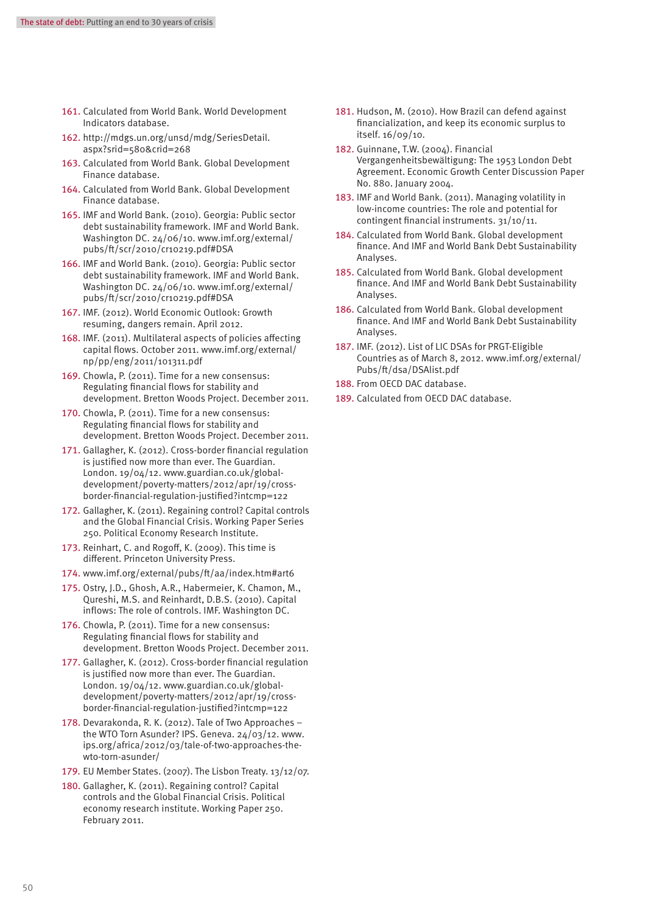161. Calculated from World Bank. World Development Indicators database.
162. http://mdgs.un.org/unsd/mdg/SeriesDetail.aspx?srid=580&crid=268
163. Calculated from World Bank. Global Development Finance database.
164. Calculated from World Bank. Global Development Finance database.
165. IMF and World Bank. (2010). Georgia: Public sector debt sustainability framework. IMF and World Bank. Washington DC. 24/06/10. www.imf.org/external/pubs/ft/scr/2010/cr10219.pdf#DSA
166. IMF and World Bank. (2010). Georgia: Public sector debt sustainability framework. IMF and World Bank. Washington DC. 24/06/10. www.imf.org/external/pubs/ft/scr/2010/cr10219.pdf#DSA
167. IMF. (2012). World Economic Outlook: Growth resuming, dangers remain. April 2012.
168. IMF. (2011). Multilateral aspects of policies affecting capital flows. October 2011. www.imf.org/external/np/pp/eng/2011/101311.pdf
169. Chowla, P. (2011). Time for a new consensus: Regulating financial flows for stability and development. Bretton Woods Project. December 2011.
170. Chowla, P. (2011). Time for a new consensus: Regulating financial flows for stability and development. Bretton Woods Project. December 2011.
171. Gallagher, K. (2012). Cross-border financial regulation is justified now more than ever. The Guardian. London. 19/04/12. www.guardian.co.uk/global-development/poverty-matters/2012/apr/19/cross-border-financial-regulation-justified?intcmp=122
172. Gallagher, K. (2011). Regaining control? Capital controls and the Global Financial Crisis. Working Paper Series 250. Political Economy Research Institute.
173. Reinhart, C. and Rogoff, K. (2009). This time is different. Princeton University Press.
174. www.imf.org/external/pubs/ft/aa/index.htm#art6
175. Ostry, J.D., Ghosh, A.R., Habermeier, K. Chamon, M., Qureshi, M.S. and Reinhardt, D.B.S. (2010). Capital inflows: The role of controls. IMF. Washington DC.
176. Chowla, P. (2011). Time for a new consensus: Regulating financial flows for stability and development. Bretton Woods Project. December 2011.
177. Gallagher, K. (2012). Cross-border financial regulation is justified now more than ever. The Guardian. London. 19/04/12. www.guardian.co.uk/global-development/poverty-matters/2012/apr/19/cross-border-financial-regulation-justified?intcmp=122
178. Devarakonda, R. K. (2012). Tale of Two Approaches – the WTO Torn Asunder? IPS. Geneva. 24/03/12. www.ips.org/africa/2012/03/tale-of-two-approaches-the-wto-torn-asunder/
179. EU Member States. (2007). The Lisbon Treaty. 13/12/07.
180. Gallagher, K. (2011). Regaining control? Capital controls and the Global Financial Crisis. Political economy research institute. Working Paper 250. February 2011.
181. Hudson, M. (2010). How Brazil can defend against financialization, and keep its economic surplus to itself. 16/09/10.
182. Guinnane, T.W. (2004). Financial Vergangenheitsbewältigung: The 1953 London Debt Agreement. Economic Growth Center Discussion Paper No. 880. January 2004.
183. IMF and World Bank. (2011). Managing volatility in low-income countries: The role and potential for contingent financial instruments. 31/10/11.
184. Calculated from World Bank. Global development finance. And IMF and World Bank Debt Sustainability Analyses.
185. Calculated from World Bank. Global development finance. And IMF and World Bank Debt Sustainability Analyses.
186. Calculated from World Bank. Global development finance. And IMF and World Bank Debt Sustainability Analyses.
187. IMF. (2012). List of LIC DSAs for PRGT-Eligible Countries as of March 8, 2012. www.imf.org/external/Pubs/ft/dsa/DSAlist.pdf
188. From OECD DAC database.
189. Calculated from OECD DAC database.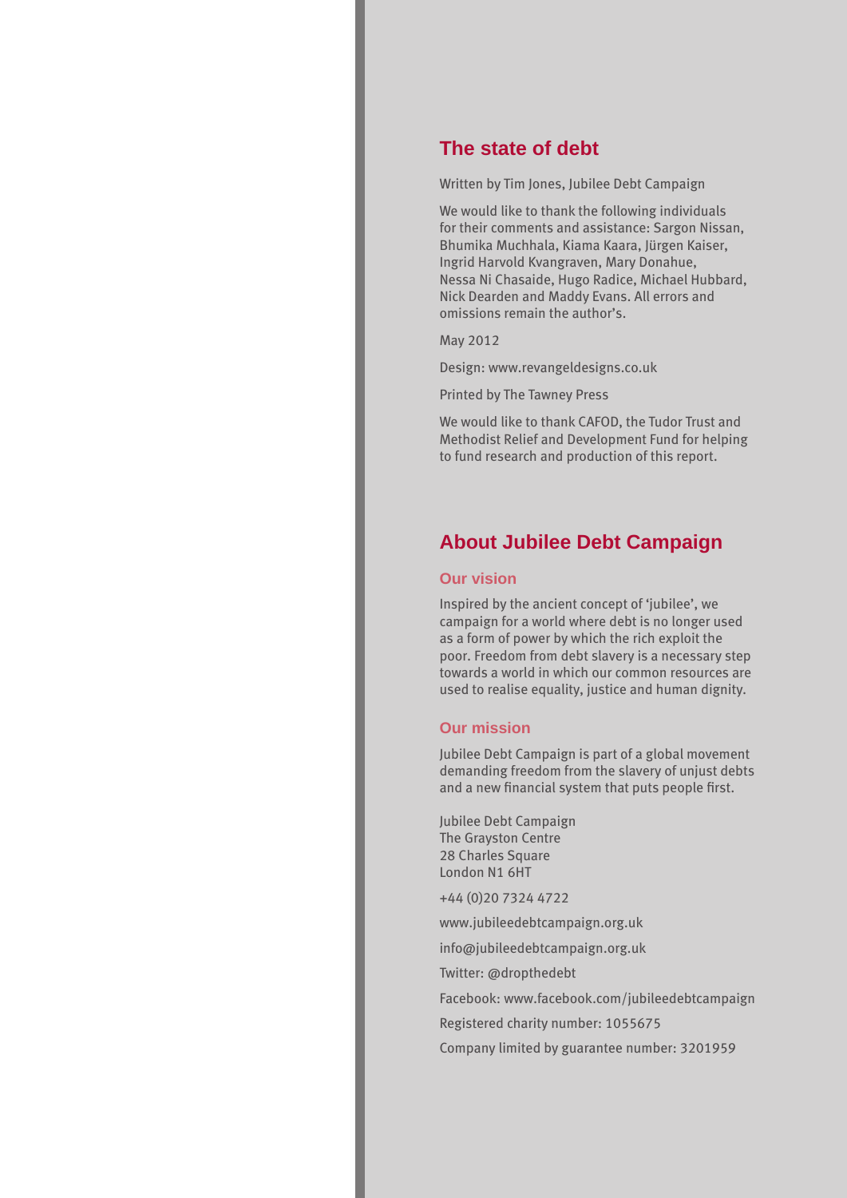## The state of debt

Written by Tim Jones, Jubilee Debt Campaign

We would like to thank the following individuals for their comments and assistance: Sargon Nissan, Bhumika Muchhala, Kiama Kaara, Jürgen Kaiser, Ingrid Harvold Kvangraven, Mary Donahue, Nessa Ni Chasaide, Hugo Radice, Michael Hubbard, Nick Dearden and Maddy Evans. All errors and omissions remain the author's.

May 2012

Design: www.revangeldesigns.co.uk

Printed by The Tawney Press

We would like to thank CAFOD, the Tudor Trust and Methodist Relief and Development Fund for helping to fund research and production of this report.

## About Jubilee Debt Campaign

### Our vision

Inspired by the ancient concept of 'jubilee', we campaign for a world where debt is no longer used as a form of power by which the rich exploit the poor. Freedom from debt slavery is a necessary step towards a world in which our common resources are used to realise equality, justice and human dignity.

### Our mission

Jubilee Debt Campaign is part of a global movement demanding freedom from the slavery of unjust debts and a new financial system that puts people first.

Jubilee Debt Campaign
The Grayston Centre
28 Charles Square
London N1 6HT

+44 (0)20 7324 4722

www.jubileedebtcampaign.org.uk

info@jubileedebtcampaign.org.uk

Twitter: @dropthedebt

Facebook: www.facebook.com/jubileedebtcampaign

Registered charity number: 1055675

Company limited by guarantee number: 3201959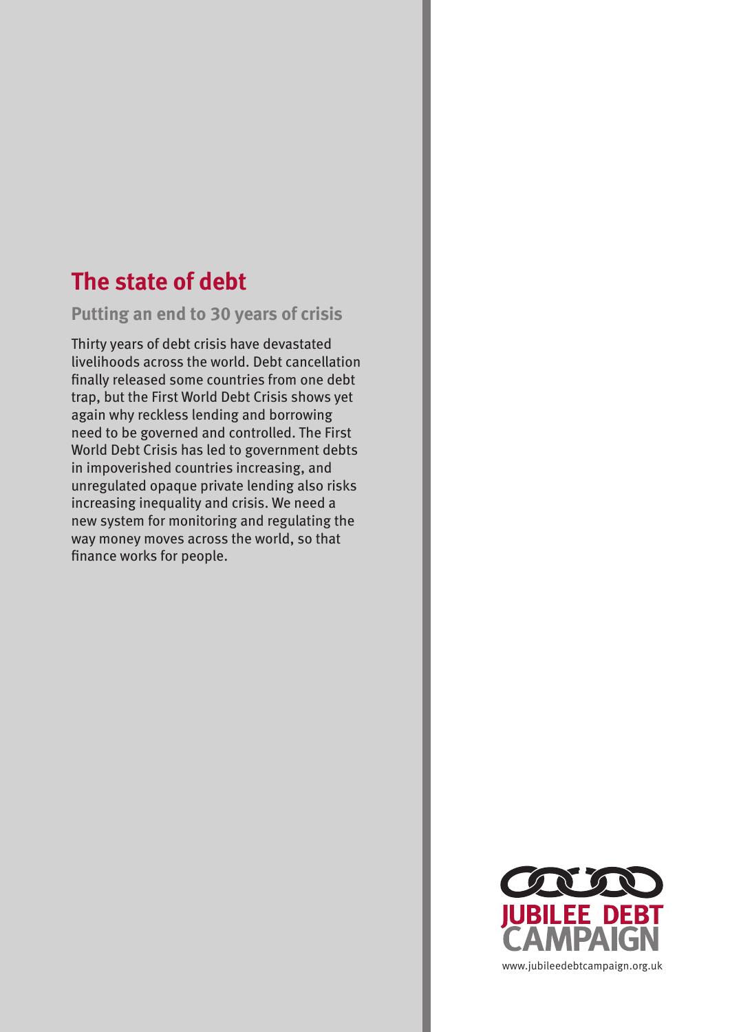# The state of debt

## Putting an end to 30 years of crisis

Thirty years of debt crisis have devastated livelihoods across the world. Debt cancellation finally released some countries from one debt trap, but the First World Debt Crisis shows yet again why reckless lending and borrowing need to be governed and controlled. The First World Debt Crisis has led to government debts in impoverished countries increasing, and unregulated opaque private lending also risks increasing inequality and crisis. We need a new system for monitoring and regulating the way money moves across the world, so that finance works for people.

JUBILEE DEBT CAMPAIGN

www.jubileedebtcampaign.org.uk